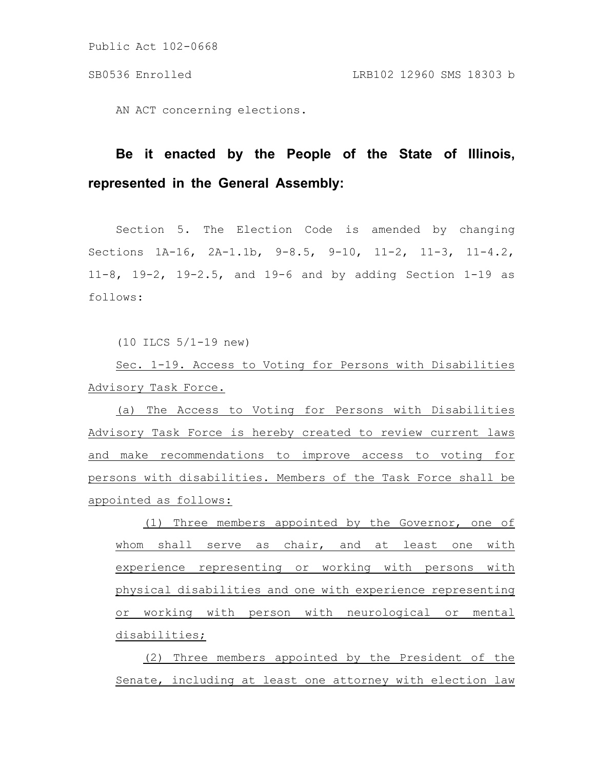Public Act 102-0668

SB0536 Enrolled LRB102 12960 SMS 18303 b

AN ACT concerning elections.

**Be it enacted by the People of the State of Illinois, represented in the General Assembly:**

Section 5. The Election Code is amended by changing Sections 1A-16, 2A-1.1b, 9-8.5, 9-10, 11-2, 11-3, 11-4.2, 11-8, 19-2, 19-2.5, and 19-6 and by adding Section 1-19 as follows:

(10 ILCS 5/1-19 new)

Sec. 1-19. Access to Voting for Persons with Disabilities Advisory Task Force.

(a) The Access to Voting for Persons with Disabilities Advisory Task Force is hereby created to review current laws and make recommendations to improve access to voting for persons with disabilities. Members of the Task Force shall be appointed as follows:

(1) Three members appointed by the Governor, one of whom shall serve as chair, and at least one with experience representing or working with persons with physical disabilities and one with experience representing or working with person with neurological or mental disabilities;

(2) Three members appointed by the President of the Senate, including at least one attorney with election law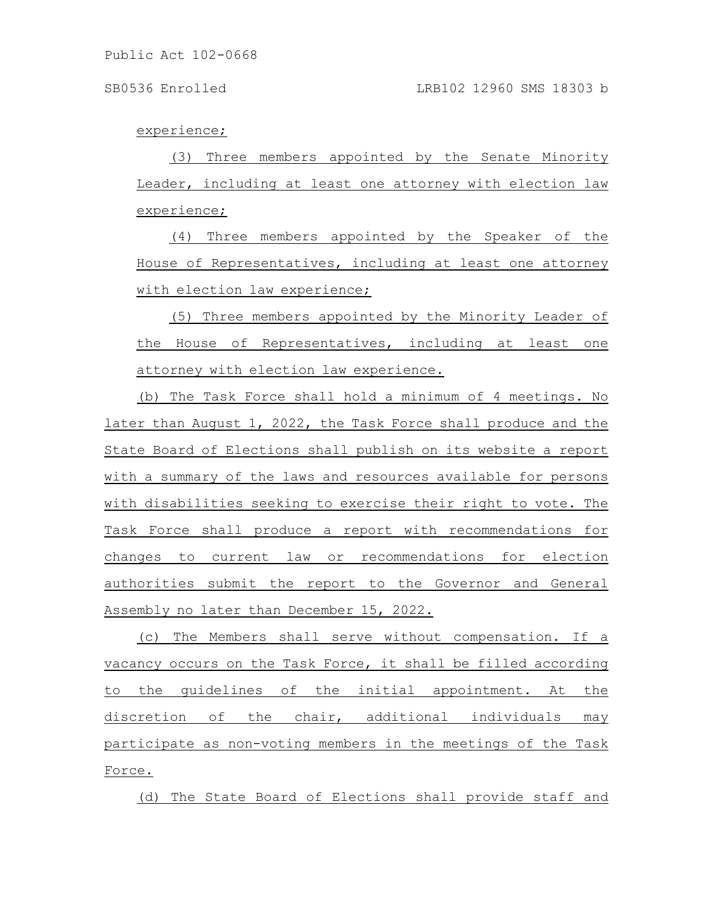experience;

(3) Three members appointed by the Senate Minority Leader, including at least one attorney with election law experience;

(4) Three members appointed by the Speaker of the House of Representatives, including at least one attorney with election law experience;

(5) Three members appointed by the Minority Leader of the House of Representatives, including at least one attorney with election law experience.

(b) The Task Force shall hold a minimum of 4 meetings. No later than August 1, 2022, the Task Force shall produce and the State Board of Elections shall publish on its website a report with a summary of the laws and resources available for persons with disabilities seeking to exercise their right to vote. The Task Force shall produce a report with recommendations for changes to current law or recommendations for election authorities submit the report to the Governor and General Assembly no later than December 15, 2022.

(c) The Members shall serve without compensation. If a vacancy occurs on the Task Force, it shall be filled according to the guidelines of the initial appointment. At the discretion of the chair, additional individuals may participate as non-voting members in the meetings of the Task Force.

(d) The State Board of Elections shall provide staff and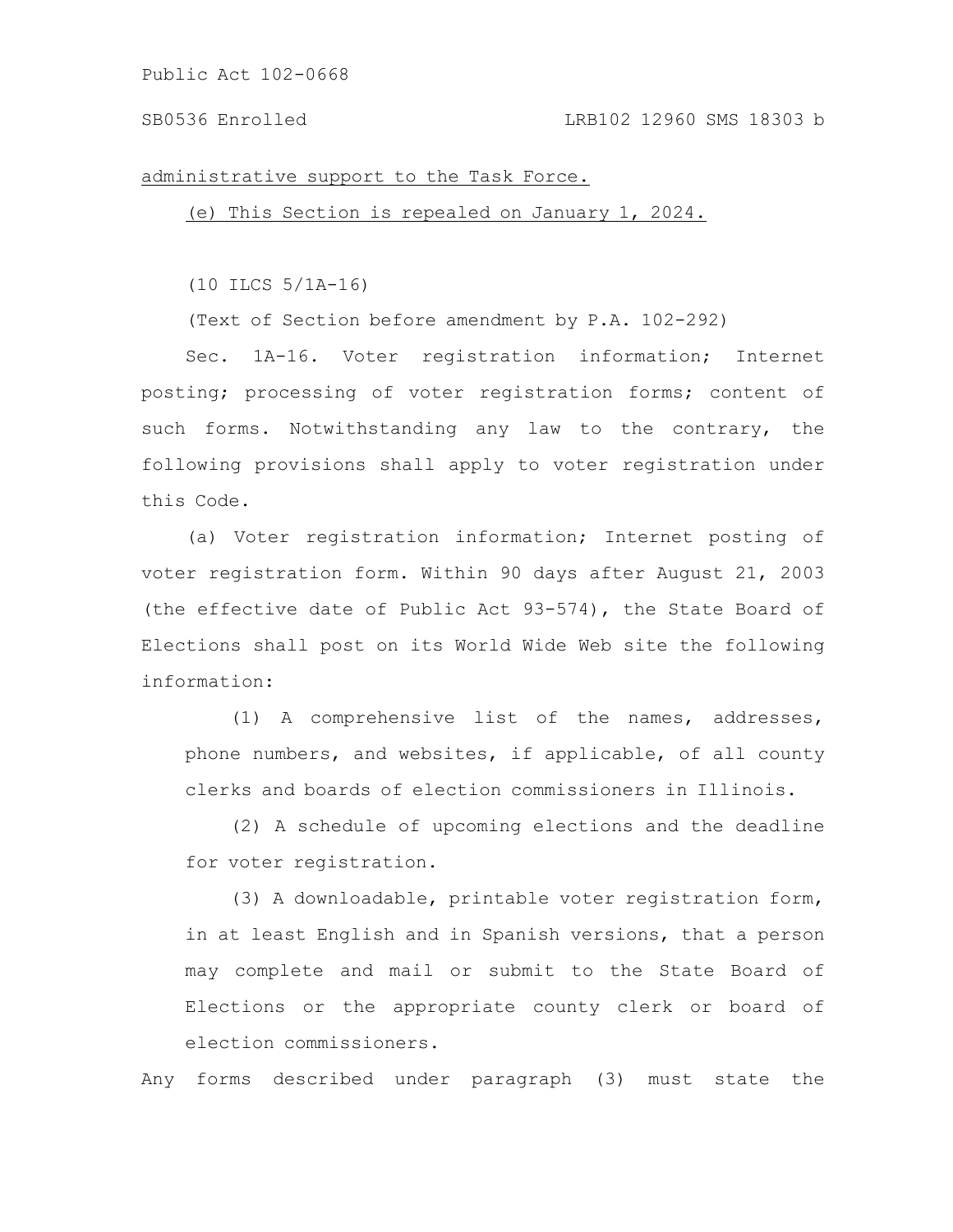administrative support to the Task Force.

(e) This Section is repealed on January 1, 2024.

(10 ILCS 5/1A-16)

(Text of Section before amendment by P.A. 102-292)

Sec. 1A-16. Voter registration information; Internet posting; processing of voter registration forms; content of such forms. Notwithstanding any law to the contrary, the following provisions shall apply to voter registration under this Code.

(a) Voter registration information; Internet posting of voter registration form. Within 90 days after August 21, 2003 (the effective date of Public Act 93-574), the State Board of Elections shall post on its World Wide Web site the following information:

(1) A comprehensive list of the names, addresses, phone numbers, and websites, if applicable, of all county clerks and boards of election commissioners in Illinois.

(2) A schedule of upcoming elections and the deadline for voter registration.

(3) A downloadable, printable voter registration form, in at least English and in Spanish versions, that a person may complete and mail or submit to the State Board of Elections or the appropriate county clerk or board of election commissioners.

Any forms described under paragraph (3) must state the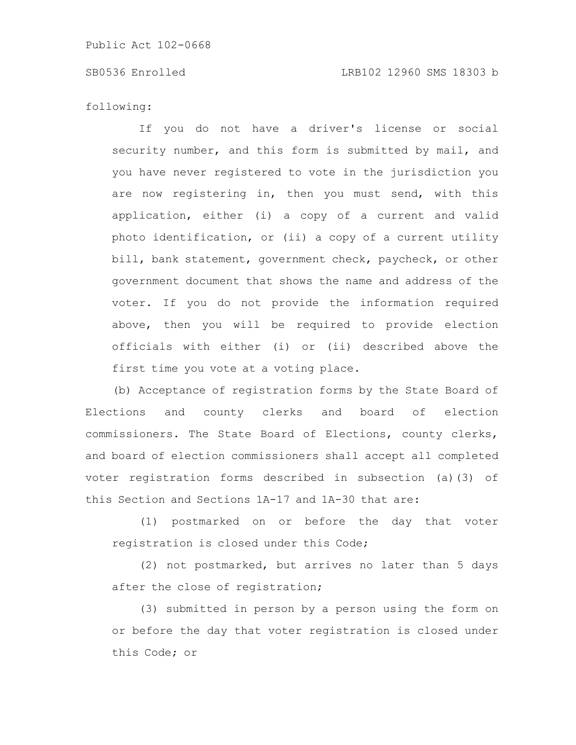following:

If you do not have a driver's license or social security number, and this form is submitted by mail, and you have never registered to vote in the jurisdiction you are now registering in, then you must send, with this application, either (i) a copy of a current and valid photo identification, or (ii) a copy of a current utility bill, bank statement, government check, paycheck, or other government document that shows the name and address of the voter. If you do not provide the information required above, then you will be required to provide election officials with either (i) or (ii) described above the first time you vote at a voting place.

(b) Acceptance of registration forms by the State Board of Elections and county clerks and board of election commissioners. The State Board of Elections, county clerks, and board of election commissioners shall accept all completed voter registration forms described in subsection (a)(3) of this Section and Sections 1A-17 and 1A-30 that are:

(1) postmarked on or before the day that voter registration is closed under this Code;

(2) not postmarked, but arrives no later than 5 days after the close of registration;

(3) submitted in person by a person using the form on or before the day that voter registration is closed under this Code; or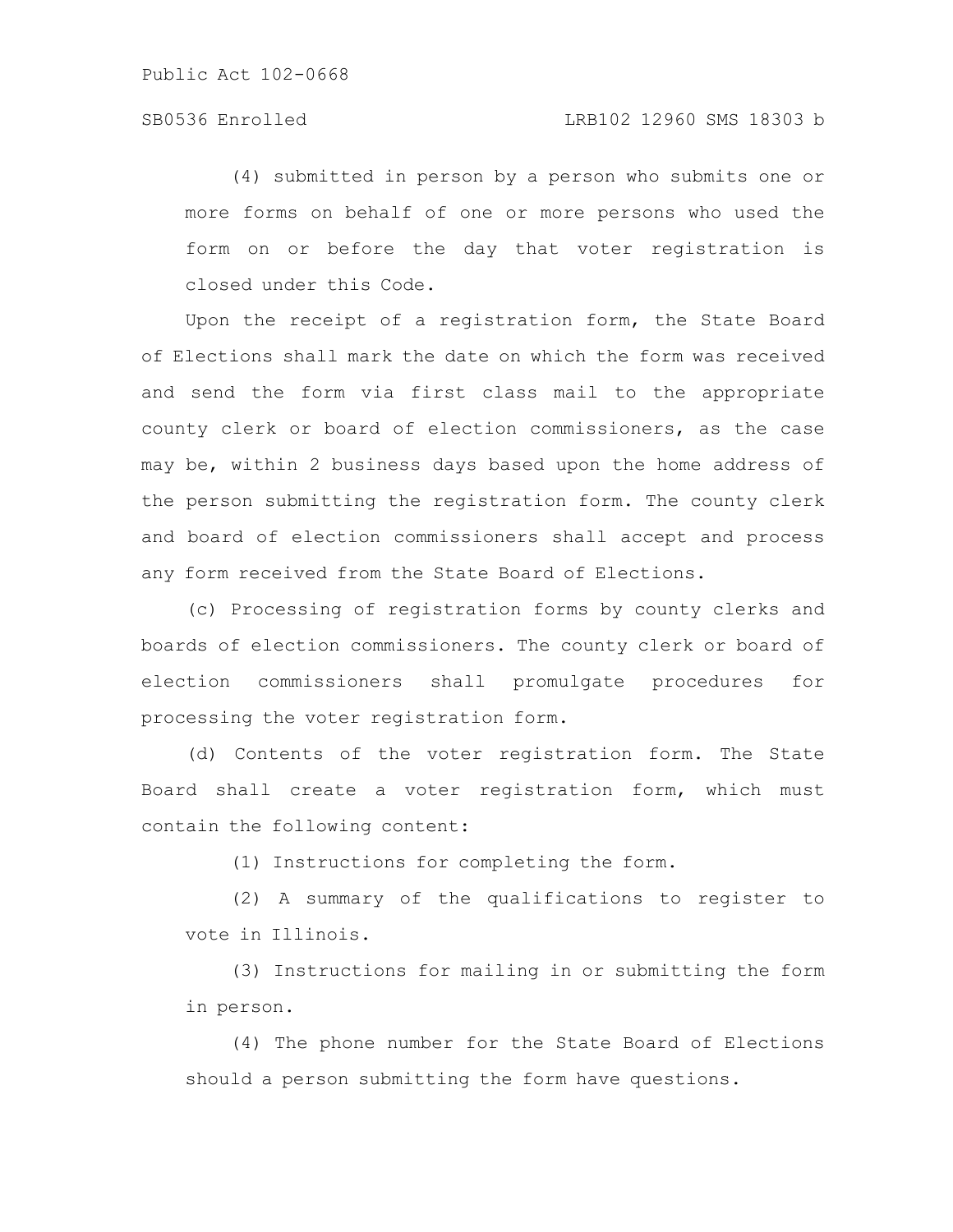(4) submitted in person by a person who submits one or more forms on behalf of one or more persons who used the form on or before the day that voter registration is closed under this Code.

Upon the receipt of a registration form, the State Board of Elections shall mark the date on which the form was received and send the form via first class mail to the appropriate county clerk or board of election commissioners, as the case may be, within 2 business days based upon the home address of the person submitting the registration form. The county clerk and board of election commissioners shall accept and process any form received from the State Board of Elections.

(c) Processing of registration forms by county clerks and boards of election commissioners. The county clerk or board of election commissioners shall promulgate procedures for processing the voter registration form.

(d) Contents of the voter registration form. The State Board shall create a voter registration form, which must contain the following content:

(1) Instructions for completing the form.

(2) A summary of the qualifications to register to vote in Illinois.

(3) Instructions for mailing in or submitting the form in person.

(4) The phone number for the State Board of Elections should a person submitting the form have questions.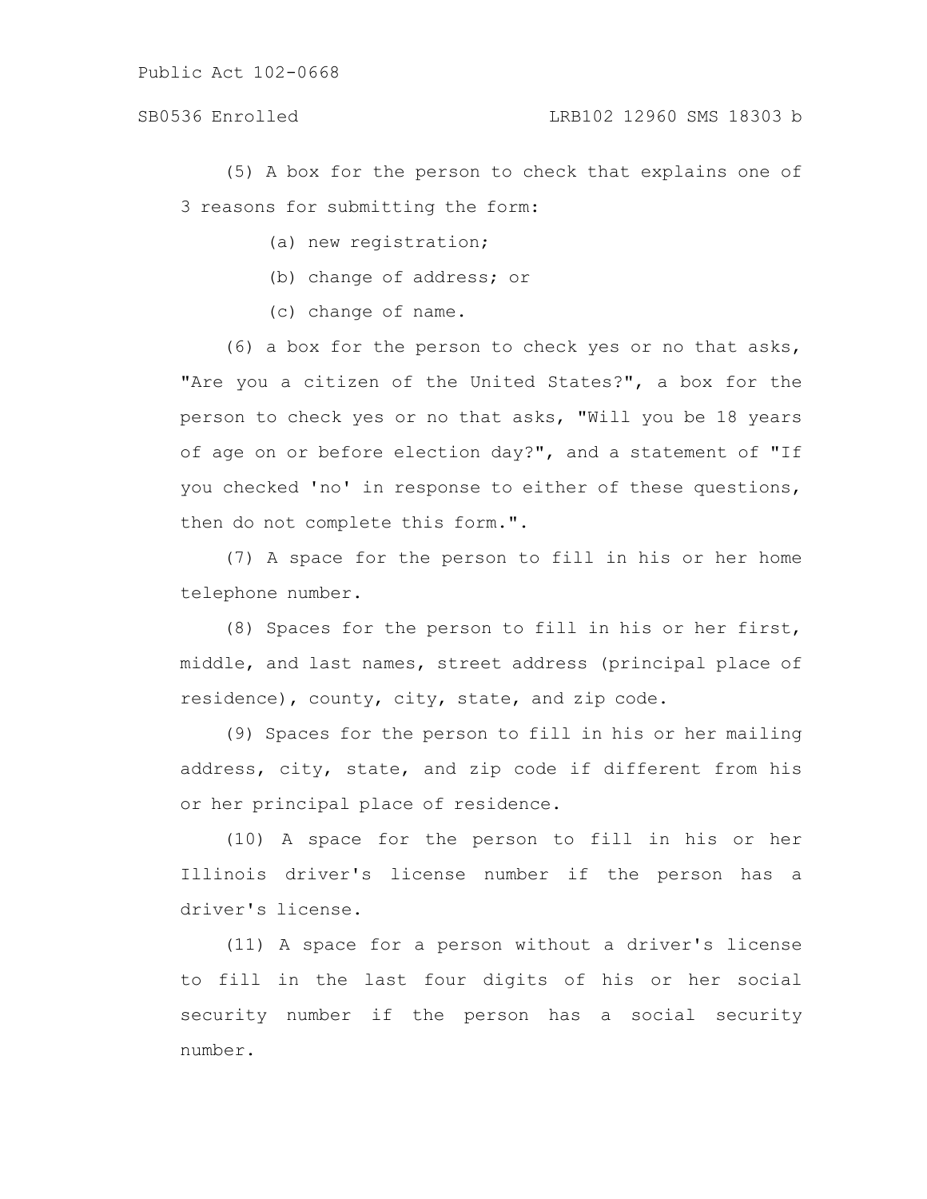(5) A box for the person to check that explains one of 3 reasons for submitting the form:

(a) new registration;

(b) change of address; or

(c) change of name.

(6) a box for the person to check yes or no that asks, "Are you a citizen of the United States?", a box for the person to check yes or no that asks, "Will you be 18 years of age on or before election day?", and a statement of "If you checked 'no' in response to either of these questions, then do not complete this form.".

(7) A space for the person to fill in his or her home telephone number.

(8) Spaces for the person to fill in his or her first, middle, and last names, street address (principal place of residence), county, city, state, and zip code.

(9) Spaces for the person to fill in his or her mailing address, city, state, and zip code if different from his or her principal place of residence.

(10) A space for the person to fill in his or her Illinois driver's license number if the person has a driver's license.

(11) A space for a person without a driver's license to fill in the last four digits of his or her social security number if the person has a social security number.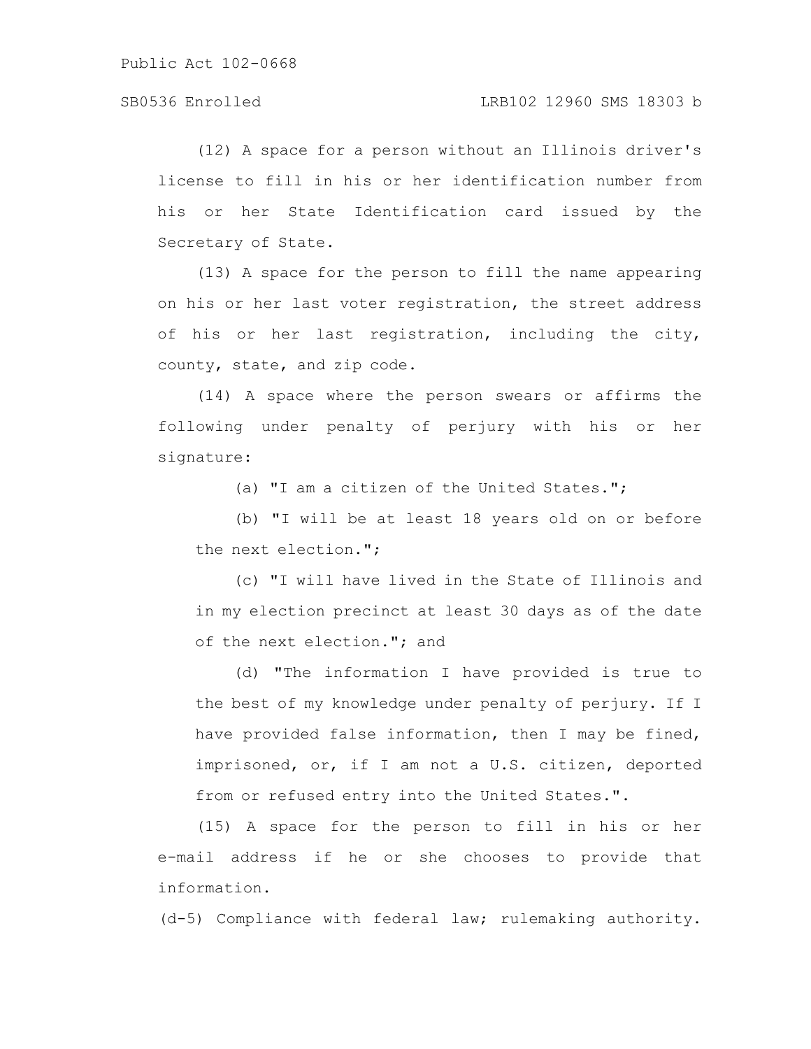(12) A space for a person without an Illinois driver's license to fill in his or her identification number from his or her State Identification card issued by the Secretary of State.

(13) A space for the person to fill the name appearing on his or her last voter registration, the street address of his or her last registration, including the city, county, state, and zip code.

(14) A space where the person swears or affirms the following under penalty of perjury with his or her signature:

(a) "I am a citizen of the United States.";

(b) "I will be at least 18 years old on or before the next election.";

(c) "I will have lived in the State of Illinois and in my election precinct at least 30 days as of the date of the next election."; and

(d) "The information I have provided is true to the best of my knowledge under penalty of perjury. If I have provided false information, then I may be fined, imprisoned, or, if I am not a U.S. citizen, deported from or refused entry into the United States.".

(15) A space for the person to fill in his or her e-mail address if he or she chooses to provide that information.

(d-5) Compliance with federal law; rulemaking authority.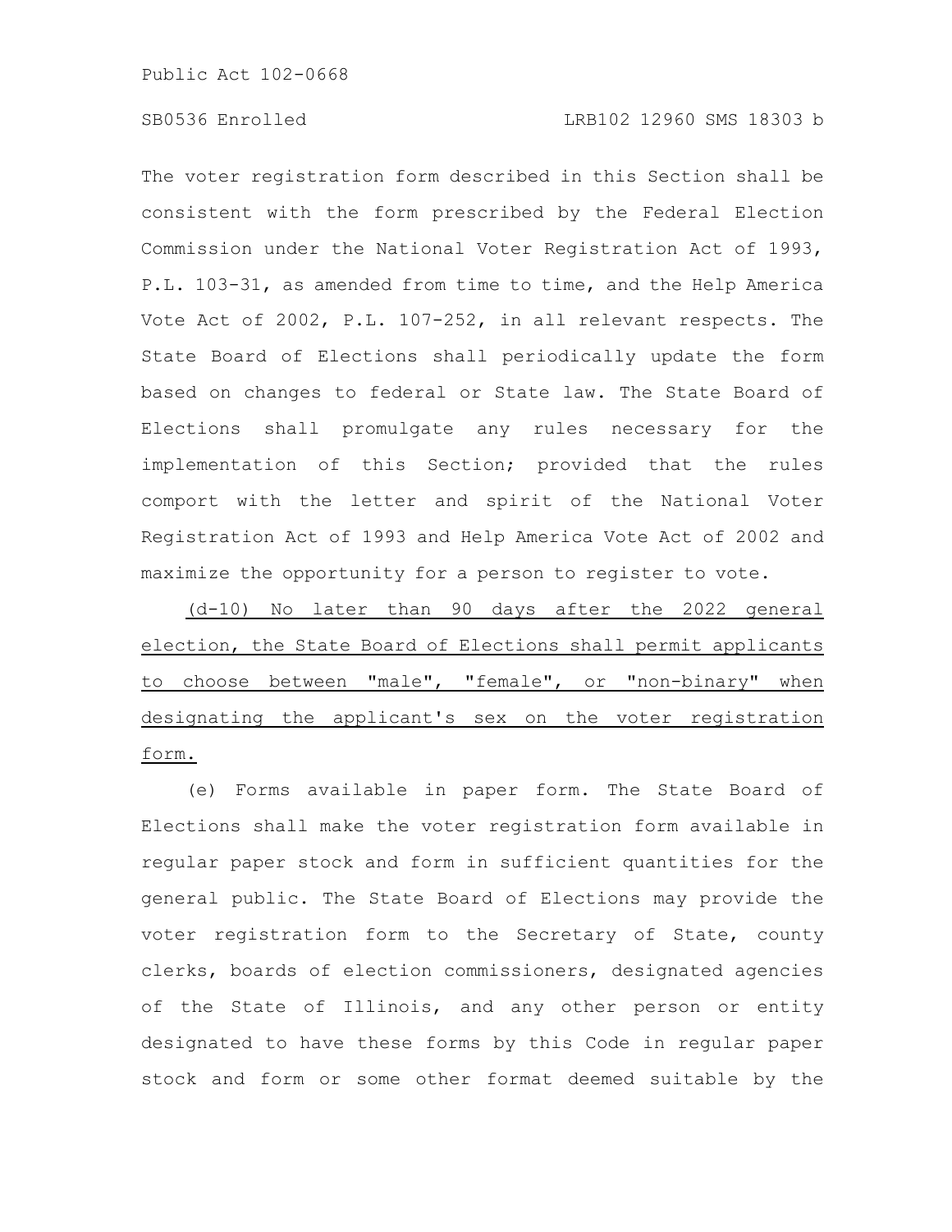The voter registration form described in this Section shall be consistent with the form prescribed by the Federal Election Commission under the National Voter Registration Act of 1993, P.L. 103-31, as amended from time to time, and the Help America Vote Act of 2002, P.L. 107-252, in all relevant respects. The State Board of Elections shall periodically update the form based on changes to federal or State law. The State Board of Elections shall promulgate any rules necessary for the implementation of this Section; provided that the rules comport with the letter and spirit of the National Voter Registration Act of 1993 and Help America Vote Act of 2002 and maximize the opportunity for a person to register to vote.

(d-10) No later than 90 days after the 2022 general election, the State Board of Elections shall permit applicants to choose between "male", "female", or "non-binary" when designating the applicant's sex on the voter registration form.

(e) Forms available in paper form. The State Board of Elections shall make the voter registration form available in regular paper stock and form in sufficient quantities for the general public. The State Board of Elections may provide the voter registration form to the Secretary of State, county clerks, boards of election commissioners, designated agencies of the State of Illinois, and any other person or entity designated to have these forms by this Code in regular paper stock and form or some other format deemed suitable by the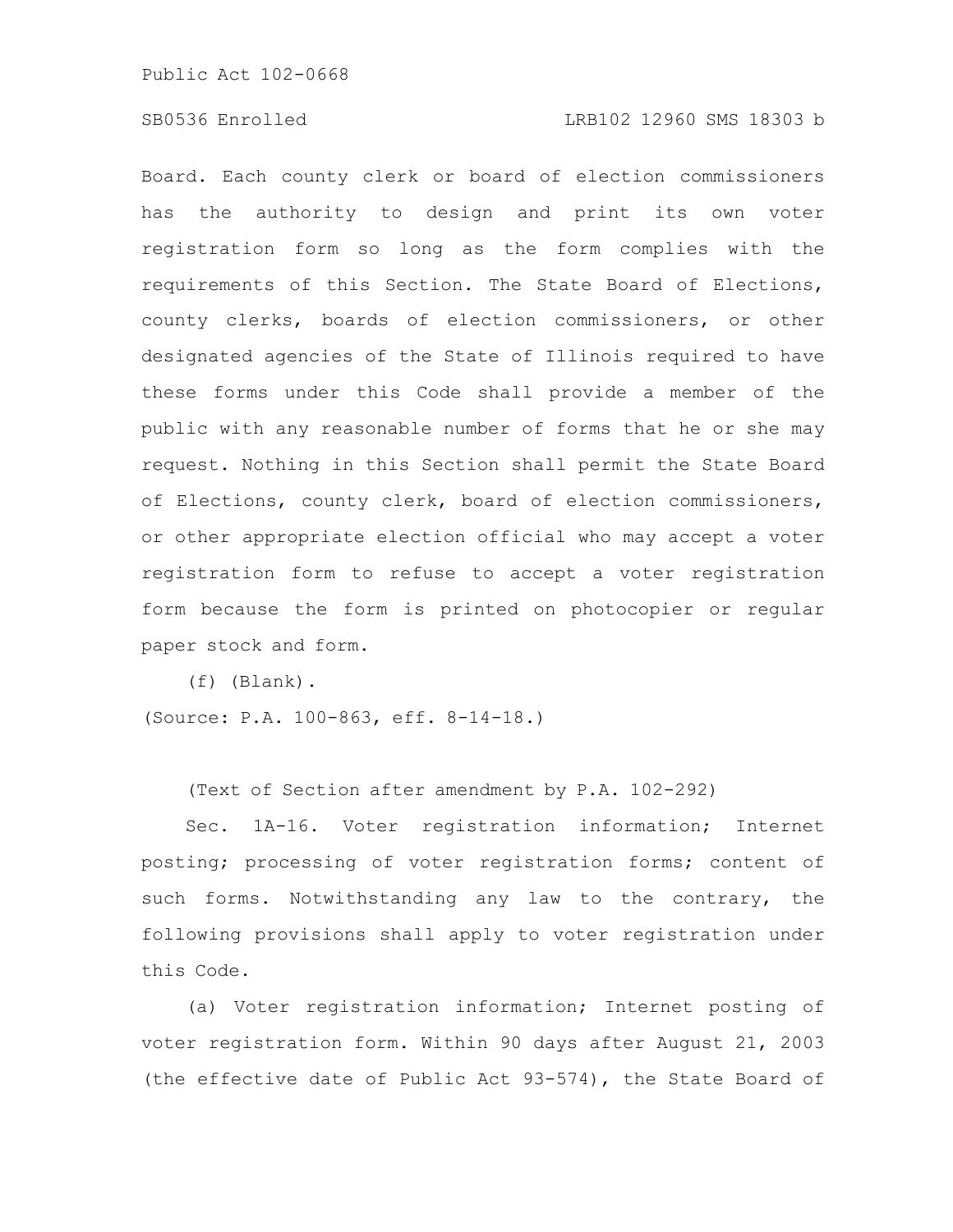Board. Each county clerk or board of election commissioners has the authority to design and print its own voter registration form so long as the form complies with the requirements of this Section. The State Board of Elections, county clerks, boards of election commissioners, or other designated agencies of the State of Illinois required to have these forms under this Code shall provide a member of the public with any reasonable number of forms that he or she may request. Nothing in this Section shall permit the State Board of Elections, county clerk, board of election commissioners, or other appropriate election official who may accept a voter registration form to refuse to accept a voter registration form because the form is printed on photocopier or regular paper stock and form.

(f) (Blank).

(Source: P.A. 100-863, eff. 8-14-18.)

(Text of Section after amendment by P.A. 102-292)

Sec. 1A-16. Voter registration information; Internet posting; processing of voter registration forms; content of such forms. Notwithstanding any law to the contrary, the following provisions shall apply to voter registration under this Code.

(a) Voter registration information; Internet posting of voter registration form. Within 90 days after August 21, 2003 (the effective date of Public Act 93-574), the State Board of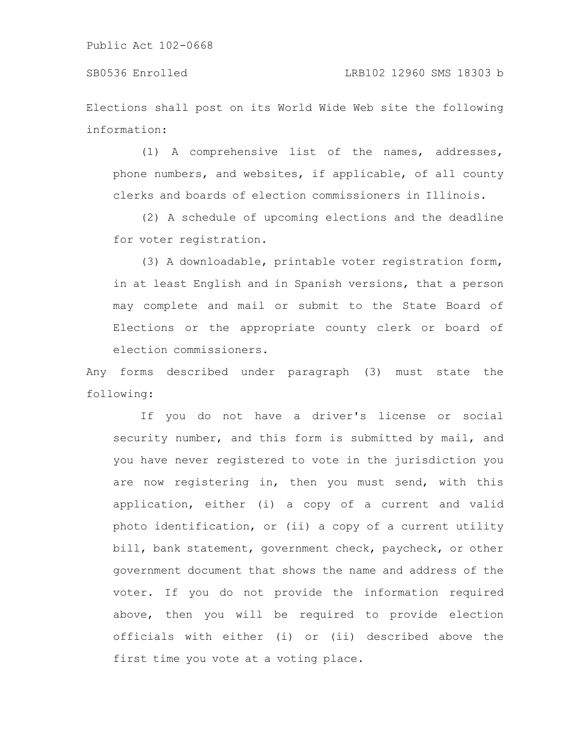Elections shall post on its World Wide Web site the following information:

(1) A comprehensive list of the names, addresses, phone numbers, and websites, if applicable, of all county clerks and boards of election commissioners in Illinois.

(2) A schedule of upcoming elections and the deadline for voter registration.

(3) A downloadable, printable voter registration form, in at least English and in Spanish versions, that a person may complete and mail or submit to the State Board of Elections or the appropriate county clerk or board of election commissioners.

Any forms described under paragraph (3) must state the following:

If you do not have a driver's license or social security number, and this form is submitted by mail, and you have never registered to vote in the jurisdiction you are now registering in, then you must send, with this application, either (i) a copy of a current and valid photo identification, or (ii) a copy of a current utility bill, bank statement, government check, paycheck, or other government document that shows the name and address of the voter. If you do not provide the information required above, then you will be required to provide election officials with either (i) or (ii) described above the first time you vote at a voting place.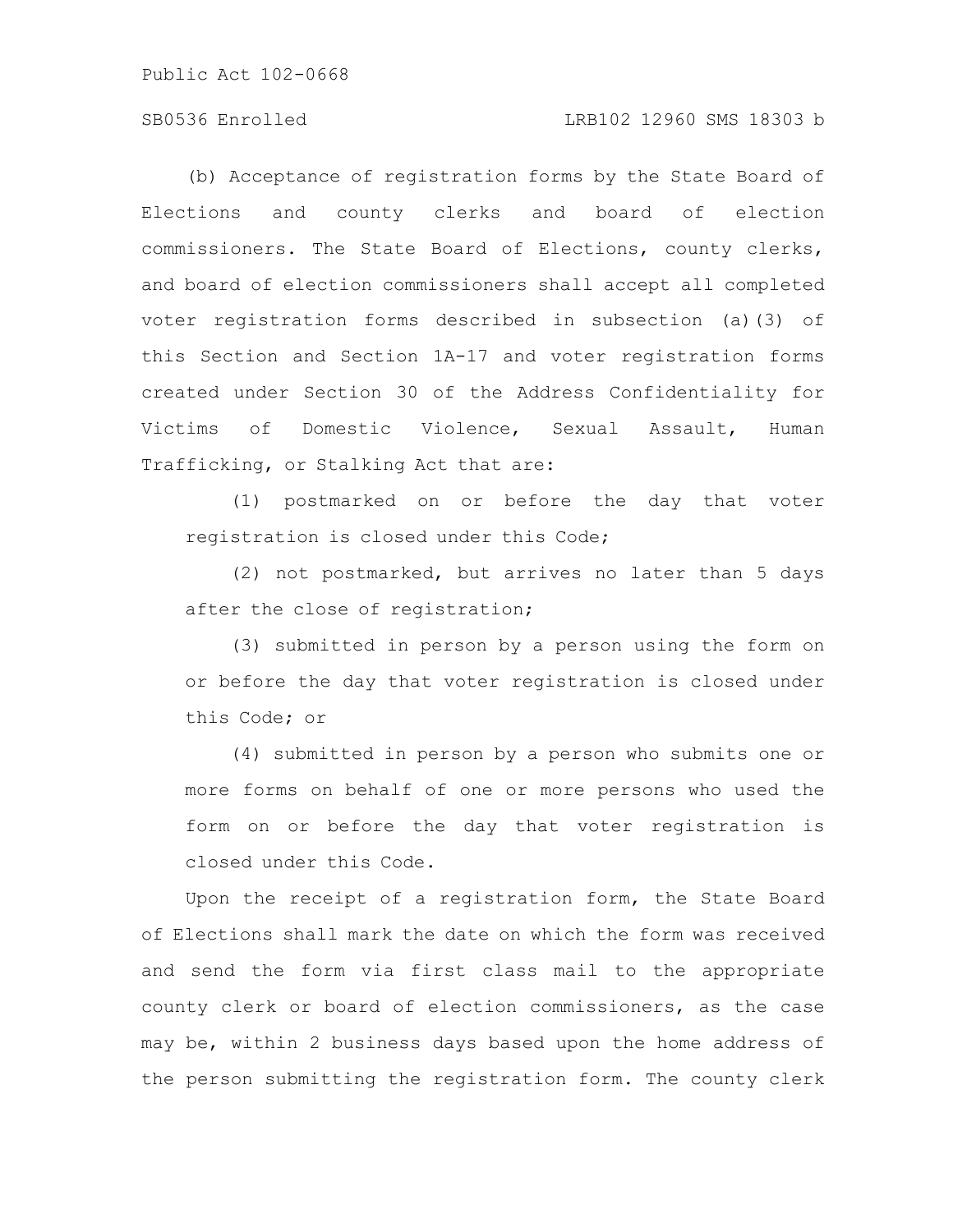(b) Acceptance of registration forms by the State Board of Elections and county clerks and board of election commissioners. The State Board of Elections, county clerks, and board of election commissioners shall accept all completed voter registration forms described in subsection (a)(3) of this Section and Section 1A-17 and voter registration forms created under Section 30 of the Address Confidentiality for Victims of Domestic Violence, Sexual Assault, Human Trafficking, or Stalking Act that are:

(1) postmarked on or before the day that voter registration is closed under this Code;

(2) not postmarked, but arrives no later than 5 days after the close of registration;

(3) submitted in person by a person using the form on or before the day that voter registration is closed under this Code; or

(4) submitted in person by a person who submits one or more forms on behalf of one or more persons who used the form on or before the day that voter registration is closed under this Code.

Upon the receipt of a registration form, the State Board of Elections shall mark the date on which the form was received and send the form via first class mail to the appropriate county clerk or board of election commissioners, as the case may be, within 2 business days based upon the home address of the person submitting the registration form. The county clerk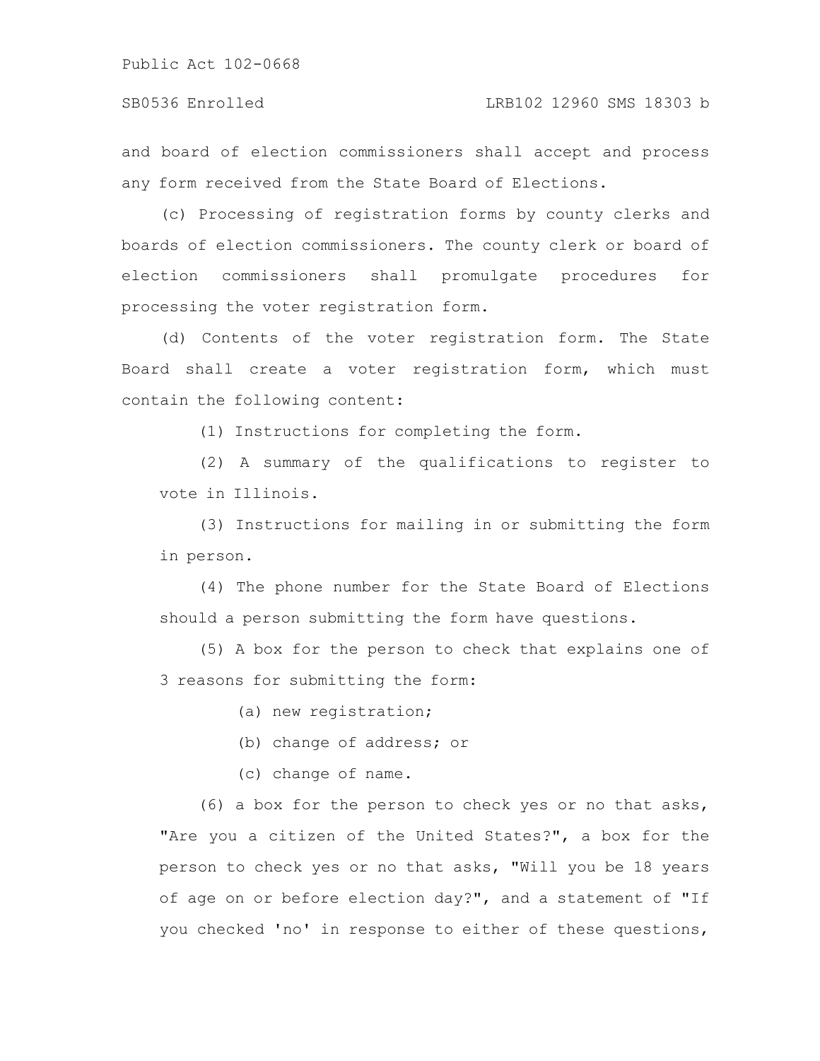and board of election commissioners shall accept and process any form received from the State Board of Elections.

(c) Processing of registration forms by county clerks and boards of election commissioners. The county clerk or board of election commissioners shall promulgate procedures for processing the voter registration form.

(d) Contents of the voter registration form. The State Board shall create a voter registration form, which must contain the following content:

(1) Instructions for completing the form.

(2) A summary of the qualifications to register to vote in Illinois.

(3) Instructions for mailing in or submitting the form in person.

(4) The phone number for the State Board of Elections should a person submitting the form have questions.

(5) A box for the person to check that explains one of 3 reasons for submitting the form:

(a) new registration;

(b) change of address; or

(c) change of name.

(6) a box for the person to check yes or no that asks, "Are you a citizen of the United States?", a box for the person to check yes or no that asks, "Will you be 18 years of age on or before election day?", and a statement of "If you checked 'no' in response to either of these questions,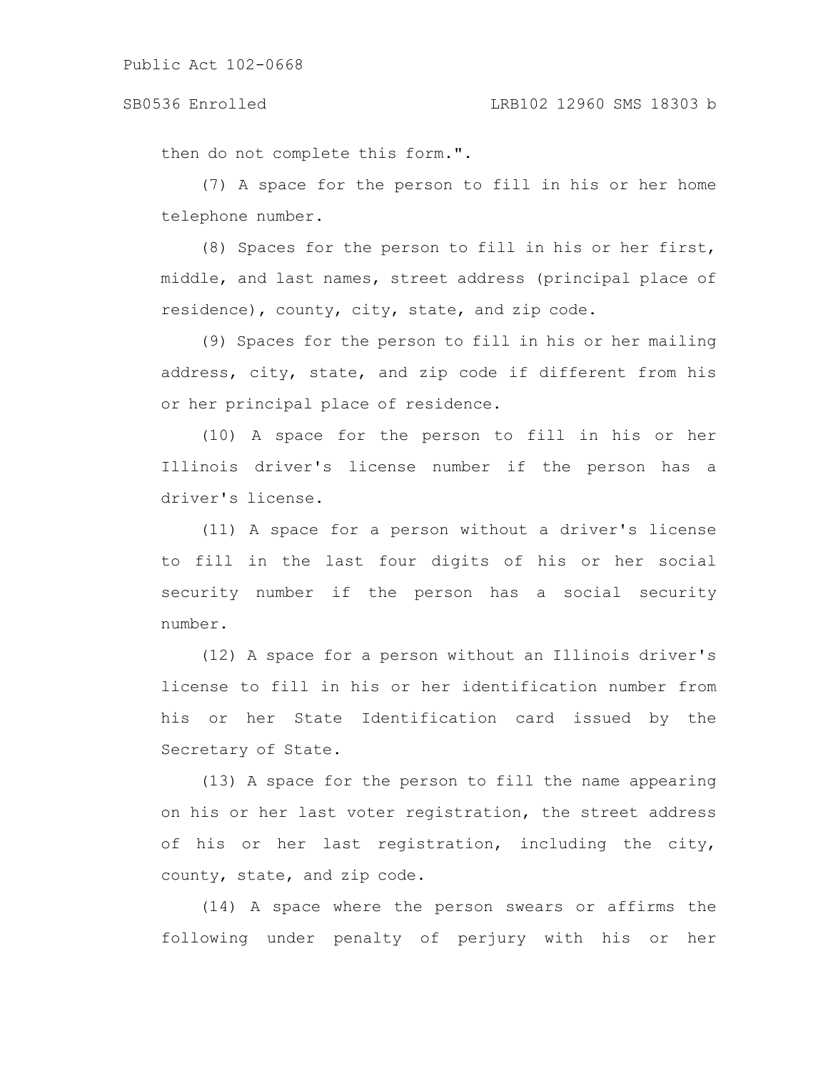then do not complete this form.".

(7) A space for the person to fill in his or her home telephone number.

(8) Spaces for the person to fill in his or her first, middle, and last names, street address (principal place of residence), county, city, state, and zip code.

(9) Spaces for the person to fill in his or her mailing address, city, state, and zip code if different from his or her principal place of residence.

(10) A space for the person to fill in his or her Illinois driver's license number if the person has a driver's license.

(11) A space for a person without a driver's license to fill in the last four digits of his or her social security number if the person has a social security number.

(12) A space for a person without an Illinois driver's license to fill in his or her identification number from his or her State Identification card issued by the Secretary of State.

(13) A space for the person to fill the name appearing on his or her last voter registration, the street address of his or her last registration, including the city, county, state, and zip code.

(14) A space where the person swears or affirms the following under penalty of perjury with his or her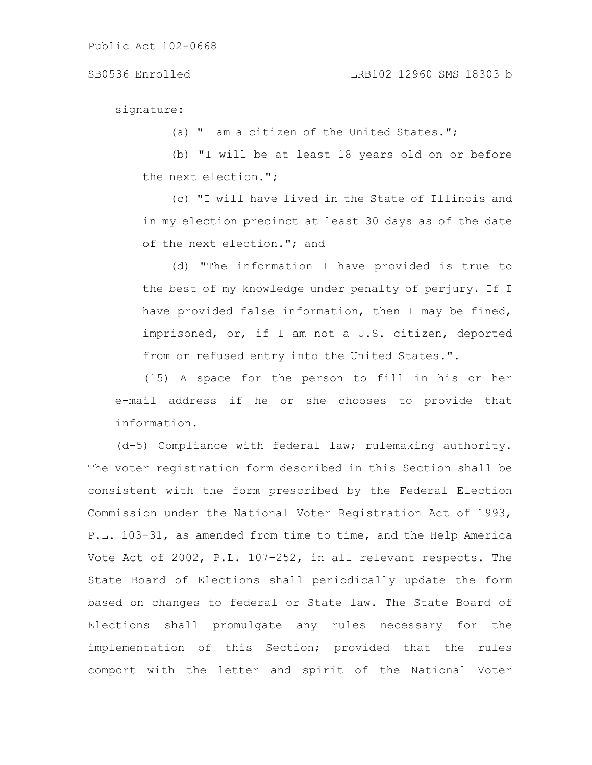signature:

(a) "I am a citizen of the United States.";

(b) "I will be at least 18 years old on or before the next election.";

(c) "I will have lived in the State of Illinois and in my election precinct at least 30 days as of the date of the next election."; and

(d) "The information I have provided is true to the best of my knowledge under penalty of perjury. If I have provided false information, then I may be fined, imprisoned, or, if I am not a U.S. citizen, deported from or refused entry into the United States.".

(15) A space for the person to fill in his or her e-mail address if he or she chooses to provide that information.

(d-5) Compliance with federal law; rulemaking authority. The voter registration form described in this Section shall be consistent with the form prescribed by the Federal Election Commission under the National Voter Registration Act of 1993, P.L. 103-31, as amended from time to time, and the Help America Vote Act of 2002, P.L. 107-252, in all relevant respects. The State Board of Elections shall periodically update the form based on changes to federal or State law. The State Board of Elections shall promulgate any rules necessary for the implementation of this Section; provided that the rules comport with the letter and spirit of the National Voter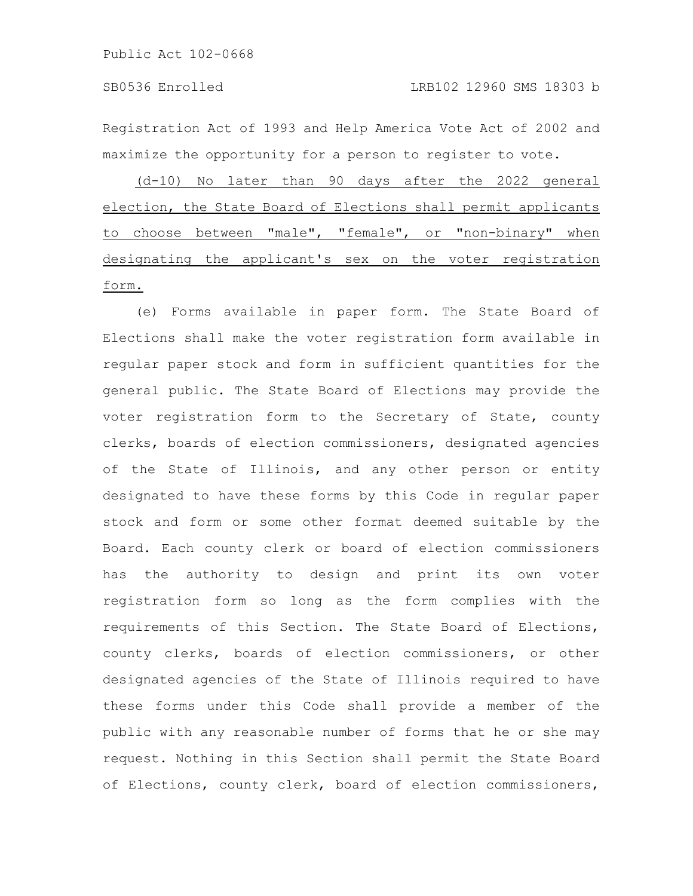Registration Act of 1993 and Help America Vote Act of 2002 and maximize the opportunity for a person to register to vote.

(d-10) No later than 90 days after the 2022 general election, the State Board of Elections shall permit applicants to choose between "male", "female", or "non-binary" when designating the applicant's sex on the voter registration form.

(e) Forms available in paper form. The State Board of Elections shall make the voter registration form available in regular paper stock and form in sufficient quantities for the general public. The State Board of Elections may provide the voter registration form to the Secretary of State, county clerks, boards of election commissioners, designated agencies of the State of Illinois, and any other person or entity designated to have these forms by this Code in regular paper stock and form or some other format deemed suitable by the Board. Each county clerk or board of election commissioners has the authority to design and print its own voter registration form so long as the form complies with the requirements of this Section. The State Board of Elections, county clerks, boards of election commissioners, or other designated agencies of the State of Illinois required to have these forms under this Code shall provide a member of the public with any reasonable number of forms that he or she may request. Nothing in this Section shall permit the State Board of Elections, county clerk, board of election commissioners,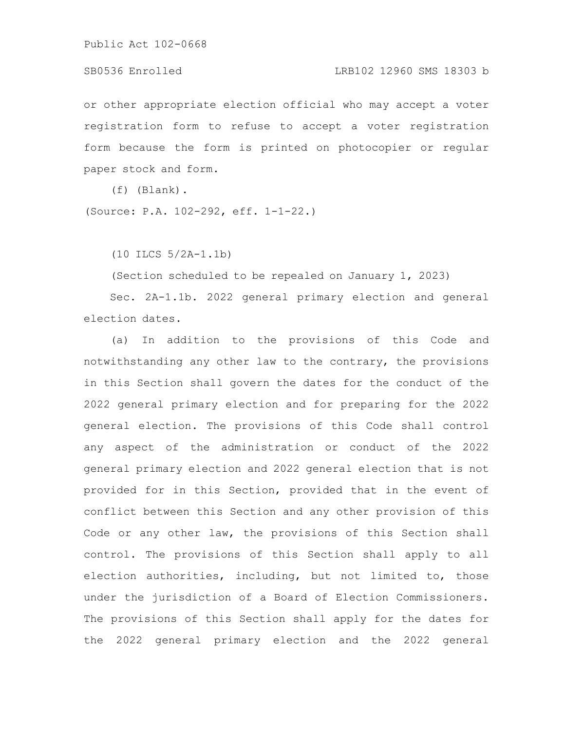or other appropriate election official who may accept a voter registration form to refuse to accept a voter registration form because the form is printed on photocopier or regular paper stock and form.

(f) (Blank).

(Source: P.A. 102-292, eff. 1-1-22.)

(10 ILCS 5/2A-1.1b)

(Section scheduled to be repealed on January 1, 2023)

Sec. 2A-1.1b. 2022 general primary election and general election dates.

(a) In addition to the provisions of this Code and notwithstanding any other law to the contrary, the provisions in this Section shall govern the dates for the conduct of the 2022 general primary election and for preparing for the 2022 general election. The provisions of this Code shall control any aspect of the administration or conduct of the 2022 general primary election and 2022 general election that is not provided for in this Section, provided that in the event of conflict between this Section and any other provision of this Code or any other law, the provisions of this Section shall control. The provisions of this Section shall apply to all election authorities, including, but not limited to, those under the jurisdiction of a Board of Election Commissioners. The provisions of this Section shall apply for the dates for the 2022 general primary election and the 2022 general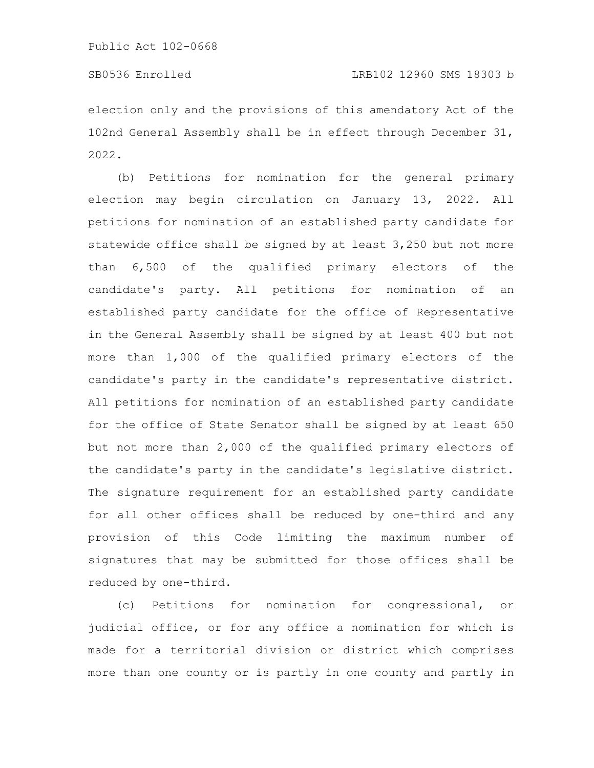election only and the provisions of this amendatory Act of the 102nd General Assembly shall be in effect through December 31, 2022.

(b) Petitions for nomination for the general primary election may begin circulation on January 13, 2022. All petitions for nomination of an established party candidate for statewide office shall be signed by at least 3,250 but not more than 6,500 of the qualified primary electors of the candidate's party. All petitions for nomination of an established party candidate for the office of Representative in the General Assembly shall be signed by at least 400 but not more than 1,000 of the qualified primary electors of the candidate's party in the candidate's representative district. All petitions for nomination of an established party candidate for the office of State Senator shall be signed by at least 650 but not more than 2,000 of the qualified primary electors of the candidate's party in the candidate's legislative district. The signature requirement for an established party candidate for all other offices shall be reduced by one-third and any provision of this Code limiting the maximum number of signatures that may be submitted for those offices shall be reduced by one-third.

(c) Petitions for nomination for congressional, or judicial office, or for any office a nomination for which is made for a territorial division or district which comprises more than one county or is partly in one county and partly in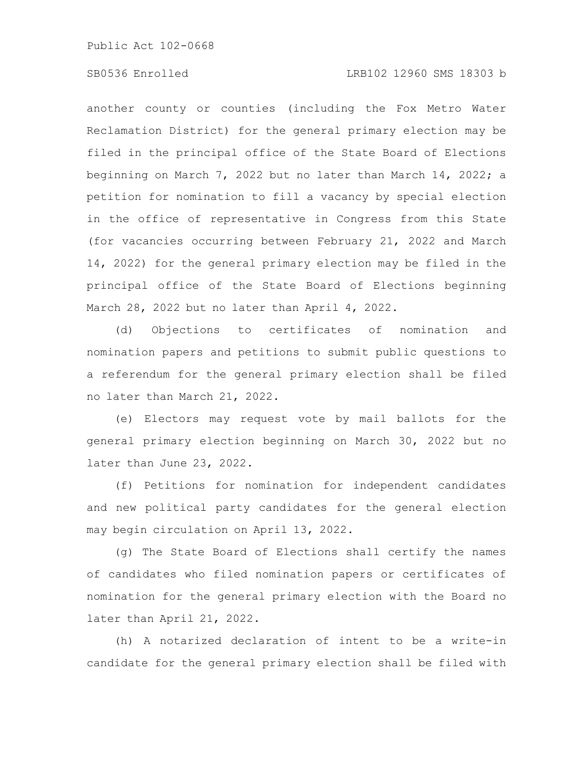another county or counties (including the Fox Metro Water Reclamation District) for the general primary election may be filed in the principal office of the State Board of Elections beginning on March 7, 2022 but no later than March 14, 2022; a petition for nomination to fill a vacancy by special election in the office of representative in Congress from this State (for vacancies occurring between February 21, 2022 and March 14, 2022) for the general primary election may be filed in the principal office of the State Board of Elections beginning March 28, 2022 but no later than April 4, 2022.

(d) Objections to certificates of nomination and nomination papers and petitions to submit public questions to a referendum for the general primary election shall be filed no later than March 21, 2022.

(e) Electors may request vote by mail ballots for the general primary election beginning on March 30, 2022 but no later than June 23, 2022.

(f) Petitions for nomination for independent candidates and new political party candidates for the general election may begin circulation on April 13, 2022.

(g) The State Board of Elections shall certify the names of candidates who filed nomination papers or certificates of nomination for the general primary election with the Board no later than April 21, 2022.

(h) A notarized declaration of intent to be a write-in candidate for the general primary election shall be filed with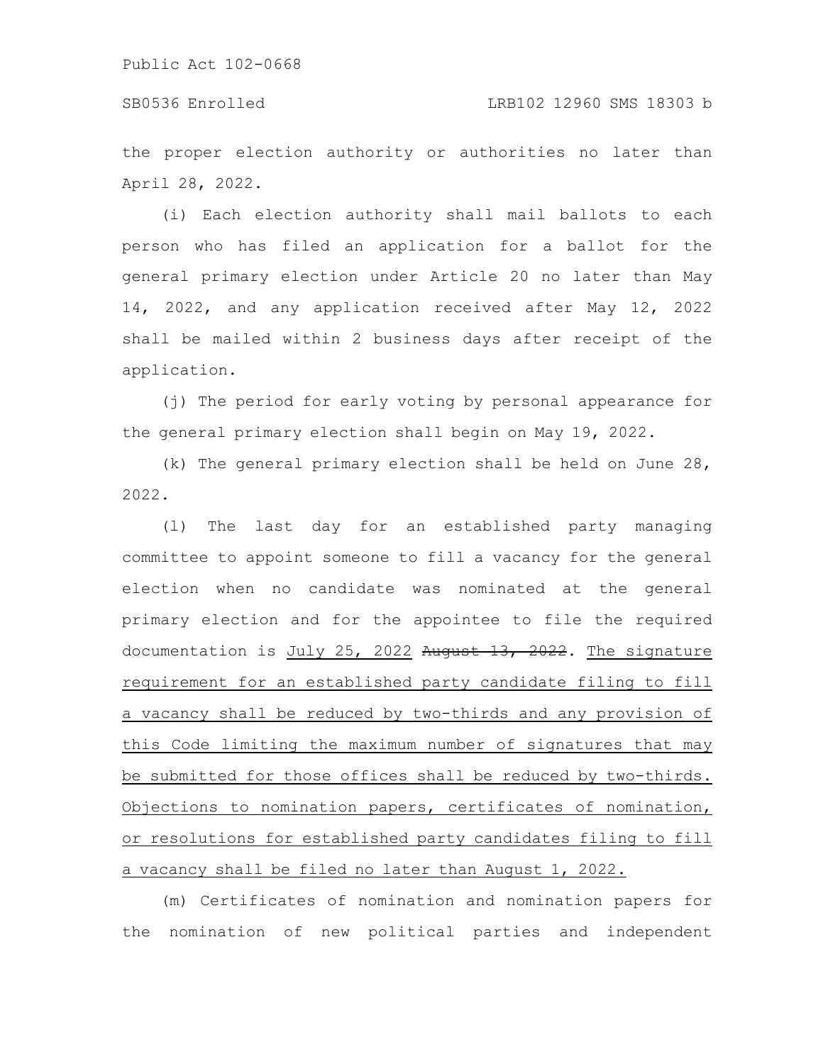the proper election authority or authorities no later than April 28, 2022.

(i) Each election authority shall mail ballots to each person who has filed an application for a ballot for the general primary election under Article 20 no later than May 14, 2022, and any application received after May 12, 2022 shall be mailed within 2 business days after receipt of the application.

(j) The period for early voting by personal appearance for the general primary election shall begin on May 19, 2022.

(k) The general primary election shall be held on June 28, 2022.

(l) The last day for an established party managing committee to appoint someone to fill a vacancy for the general election when no candidate was nominated at the general primary election and for the appointee to file the required documentation is July 25, 2022 ~~August 13, 2022~~. The signature requirement for an established party candidate filing to fill a vacancy shall be reduced by two-thirds and any provision of this Code limiting the maximum number of signatures that may be submitted for those offices shall be reduced by two-thirds. Objections to nomination papers, certificates of nomination, or resolutions for established party candidates filing to fill a vacancy shall be filed no later than August 1, 2022.

(m) Certificates of nomination and nomination papers for the nomination of new political parties and independent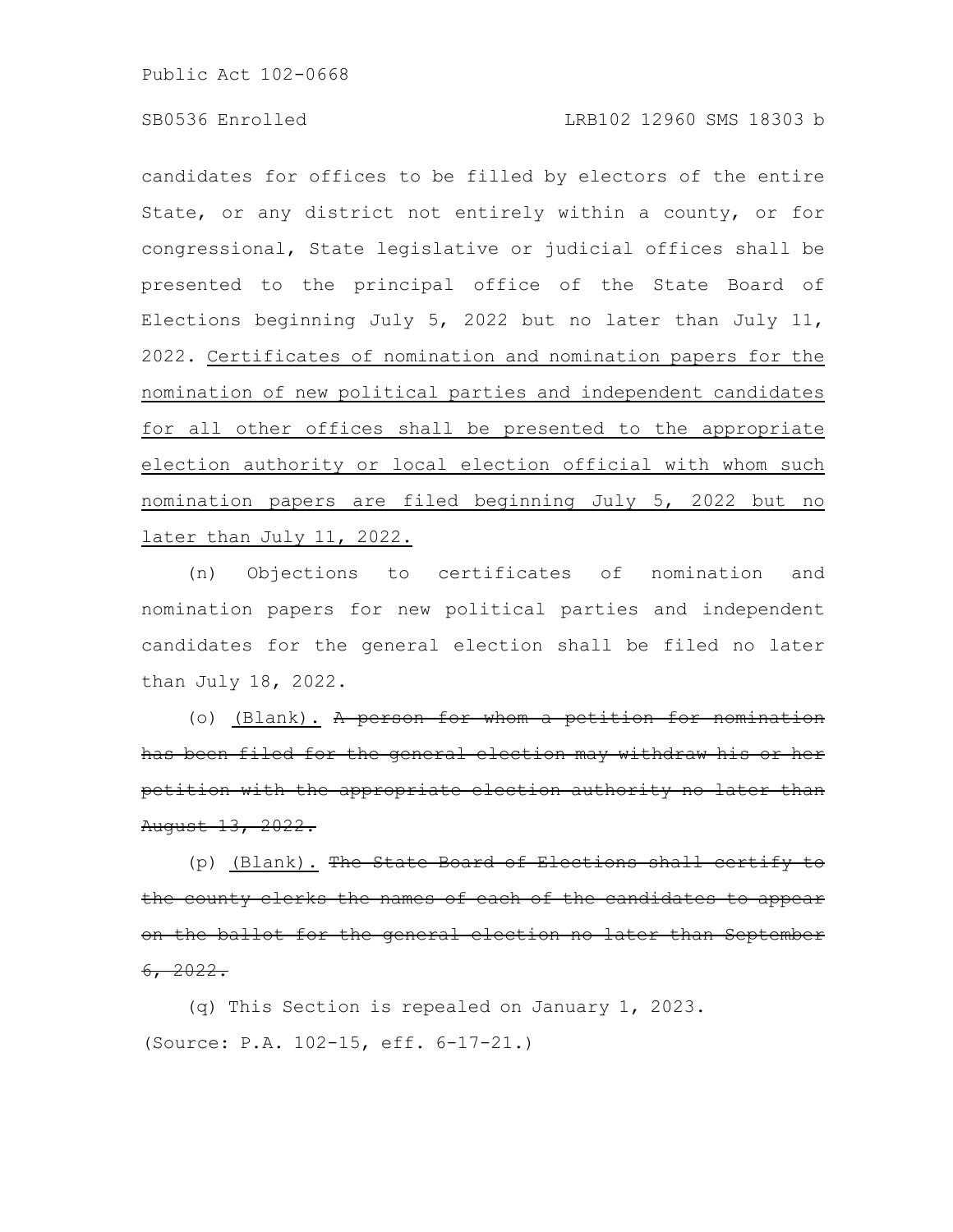candidates for offices to be filled by electors of the entire State, or any district not entirely within a county, or for congressional, State legislative or judicial offices shall be presented to the principal office of the State Board of Elections beginning July 5, 2022 but no later than July 11, 2022. <u>Certificates of nomination and nomination papers for the nomination of new political parties and independent candidates for all other offices shall be presented to the appropriate election authority or local election official with whom such nomination papers are filed beginning July 5, 2022 but no later than July 11, 2022.</u>

(n) Objections to certificates of nomination and nomination papers for new political parties and independent candidates for the general election shall be filed no later than July 18, 2022.

(o) <u>(Blank).</u> ~~A person for whom a petition for nomination has been filed for the general election may withdraw his or her petition with the appropriate election authority no later than August 13, 2022.~~

(p) <u>(Blank).</u> ~~The State Board of Elections shall certify to the county clerks the names of each of the candidates to appear on the ballot for the general election no later than September 6, 2022.~~

(q) This Section is repealed on January 1, 2023.

(Source: P.A. 102-15, eff. 6-17-21.)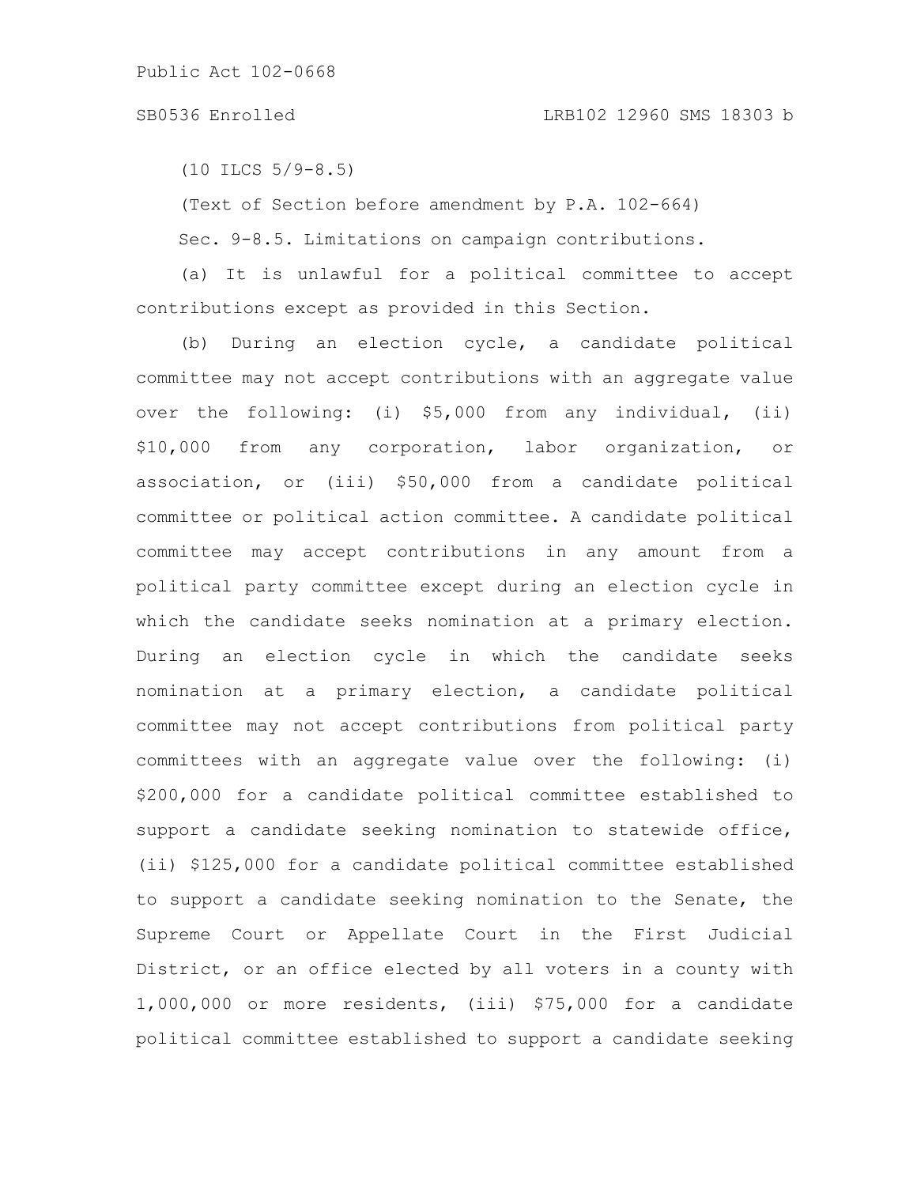(10 ILCS 5/9-8.5)

(Text of Section before amendment by P.A. 102-664)

Sec. 9-8.5. Limitations on campaign contributions.

(a) It is unlawful for a political committee to accept contributions except as provided in this Section.

(b) During an election cycle, a candidate political committee may not accept contributions with an aggregate value over the following: (i) $5,000 from any individual, (ii) $10,000 from any corporation, labor organization, or association, or (iii) $50,000 from a candidate political committee or political action committee. A candidate political committee may accept contributions in any amount from a political party committee except during an election cycle in which the candidate seeks nomination at a primary election. During an election cycle in which the candidate seeks nomination at a primary election, a candidate political committee may not accept contributions from political party committees with an aggregate value over the following: (i) $200,000 for a candidate political committee established to support a candidate seeking nomination to statewide office, (ii) $125,000 for a candidate political committee established to support a candidate seeking nomination to the Senate, the Supreme Court or Appellate Court in the First Judicial District, or an office elected by all voters in a county with 1,000,000 or more residents, (iii) $75,000 for a candidate political committee established to support a candidate seeking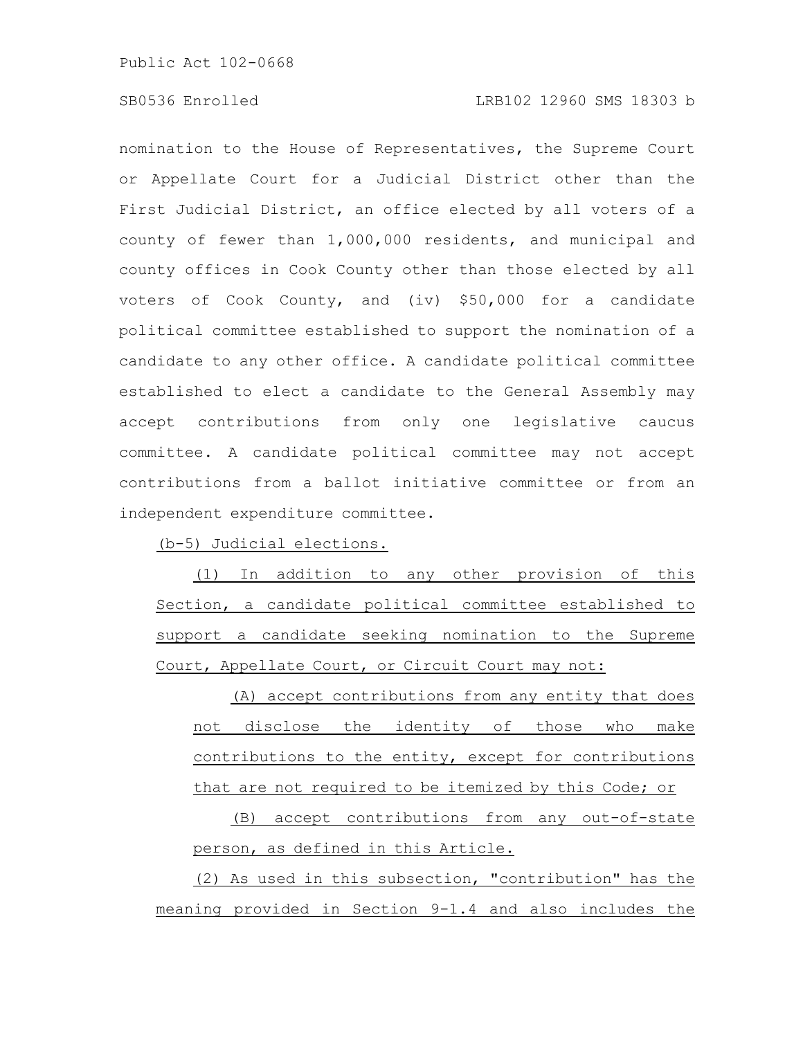nomination to the House of Representatives, the Supreme Court or Appellate Court for a Judicial District other than the First Judicial District, an office elected by all voters of a county of fewer than 1,000,000 residents, and municipal and county offices in Cook County other than those elected by all voters of Cook County, and (iv) $50,000 for a candidate political committee established to support the nomination of a candidate to any other office. A candidate political committee established to elect a candidate to the General Assembly may accept contributions from only one legislative caucus committee. A candidate political committee may not accept contributions from a ballot initiative committee or from an independent expenditure committee.

(b-5) Judicial elections.

(1) In addition to any other provision of this Section, a candidate political committee established to support a candidate seeking nomination to the Supreme Court, Appellate Court, or Circuit Court may not:

(A) accept contributions from any entity that does not disclose the identity of those who make contributions to the entity, except for contributions that are not required to be itemized by this Code; or

(B) accept contributions from any out-of-state person, as defined in this Article.

(2) As used in this subsection, "contribution" has the meaning provided in Section 9-1.4 and also includes the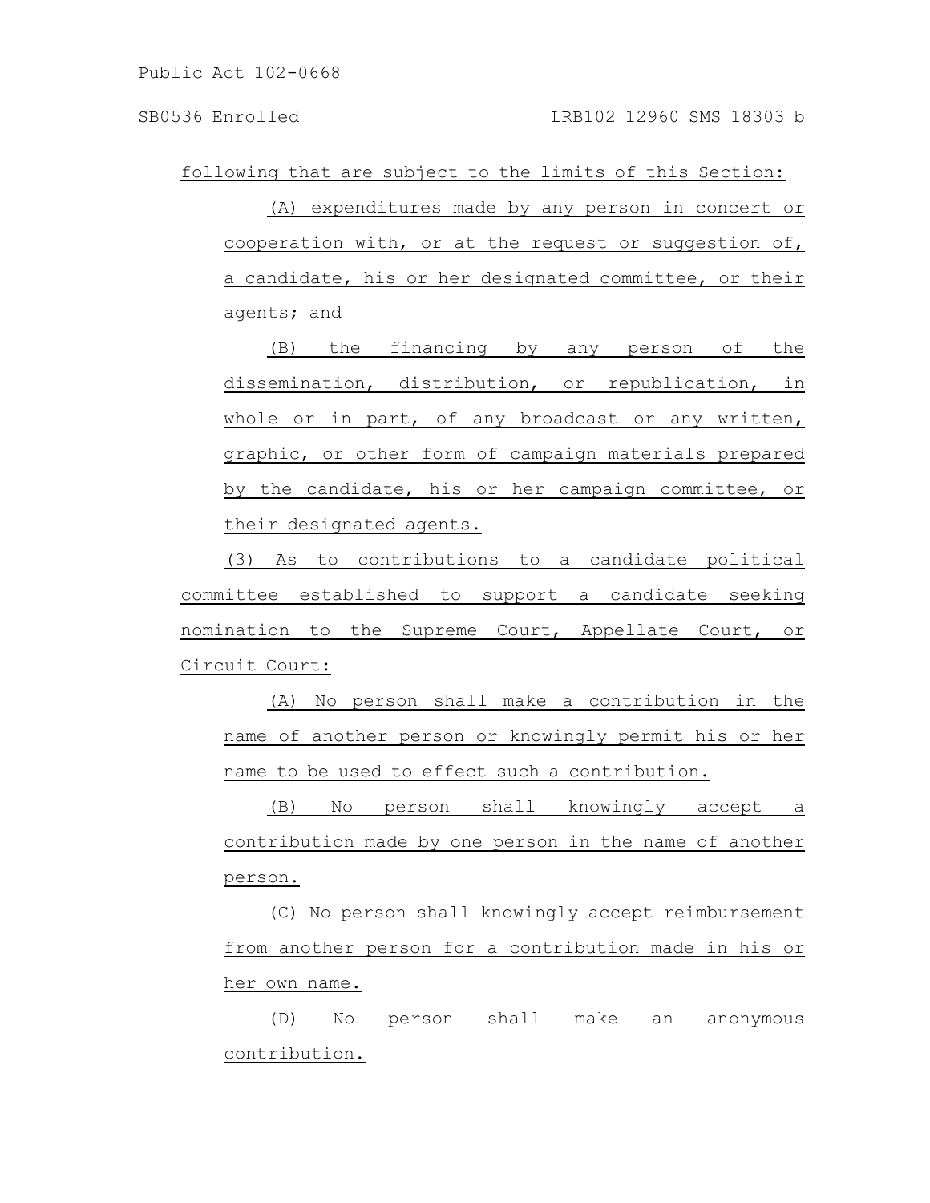following that are subject to the limits of this Section:

(A) expenditures made by any person in concert or cooperation with, or at the request or suggestion of, a candidate, his or her designated committee, or their agents; and

(B) the financing by any person of the dissemination, distribution, or republication, in whole or in part, of any broadcast or any written, graphic, or other form of campaign materials prepared by the candidate, his or her campaign committee, or their designated agents.

(3) As to contributions to a candidate political committee established to support a candidate seeking nomination to the Supreme Court, Appellate Court, or Circuit Court:

(A) No person shall make a contribution in the name of another person or knowingly permit his or her name to be used to effect such a contribution.

(B) No person shall knowingly accept a contribution made by one person in the name of another person.

(C) No person shall knowingly accept reimbursement from another person for a contribution made in his or her own name.

(D) No person shall make an anonymous contribution.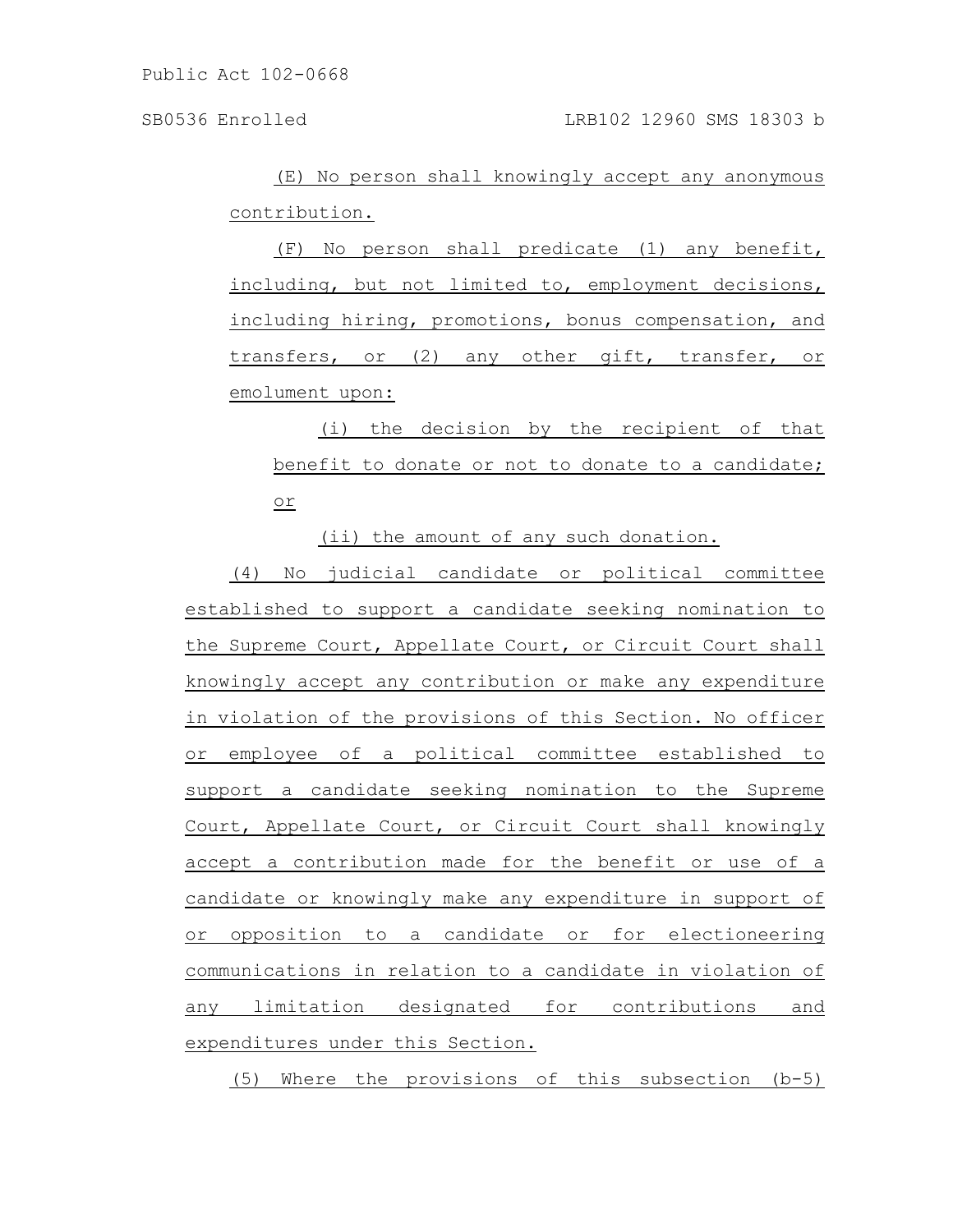(E) No person shall knowingly accept any anonymous contribution.

(F) No person shall predicate (1) any benefit, including, but not limited to, employment decisions, including hiring, promotions, bonus compensation, and transfers, or (2) any other gift, transfer, or emolument upon:

(i) the decision by the recipient of that benefit to donate or not to donate to a candidate; or

(ii) the amount of any such donation.

(4) No judicial candidate or political committee established to support a candidate seeking nomination to the Supreme Court, Appellate Court, or Circuit Court shall knowingly accept any contribution or make any expenditure in violation of the provisions of this Section. No officer or employee of a political committee established to support a candidate seeking nomination to the Supreme Court, Appellate Court, or Circuit Court shall knowingly accept a contribution made for the benefit or use of a candidate or knowingly make any expenditure in support of or opposition to a candidate or for electioneering communications in relation to a candidate in violation of any limitation designated for contributions and expenditures under this Section.

(5) Where the provisions of this subsection (b-5)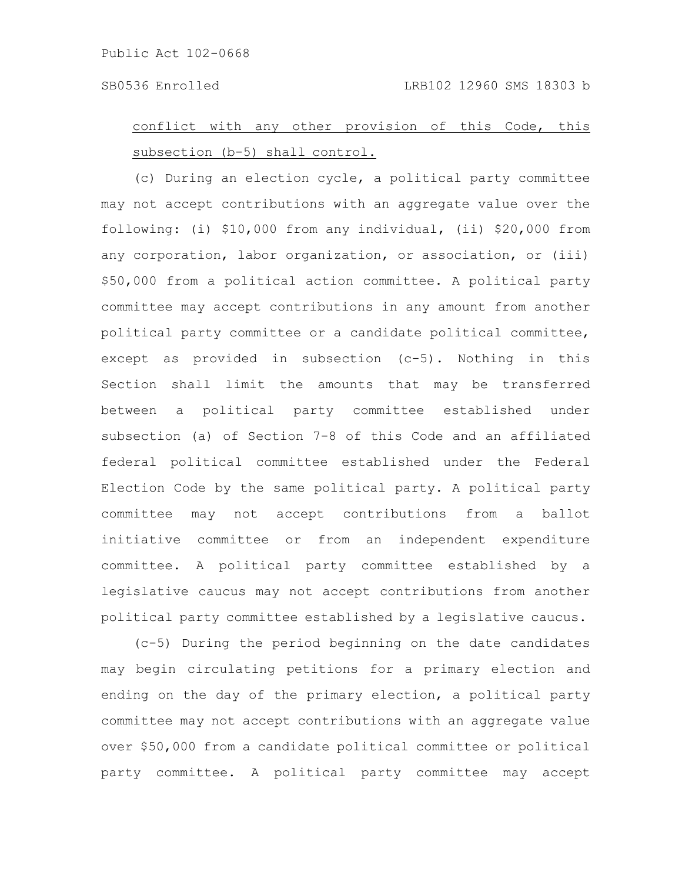conflict with any other provision of this Code, this subsection (b-5) shall control.

(c) During an election cycle, a political party committee may not accept contributions with an aggregate value over the following: (i) $10,000 from any individual, (ii) $20,000 from any corporation, labor organization, or association, or (iii) $50,000 from a political action committee. A political party committee may accept contributions in any amount from another political party committee or a candidate political committee, except as provided in subsection (c-5). Nothing in this Section shall limit the amounts that may be transferred between a political party committee established under subsection (a) of Section 7-8 of this Code and an affiliated federal political committee established under the Federal Election Code by the same political party. A political party committee may not accept contributions from a ballot initiative committee or from an independent expenditure committee. A political party committee established by a legislative caucus may not accept contributions from another political party committee established by a legislative caucus.

(c-5) During the period beginning on the date candidates may begin circulating petitions for a primary election and ending on the day of the primary election, a political party committee may not accept contributions with an aggregate value over $50,000 from a candidate political committee or political party committee. A political party committee may accept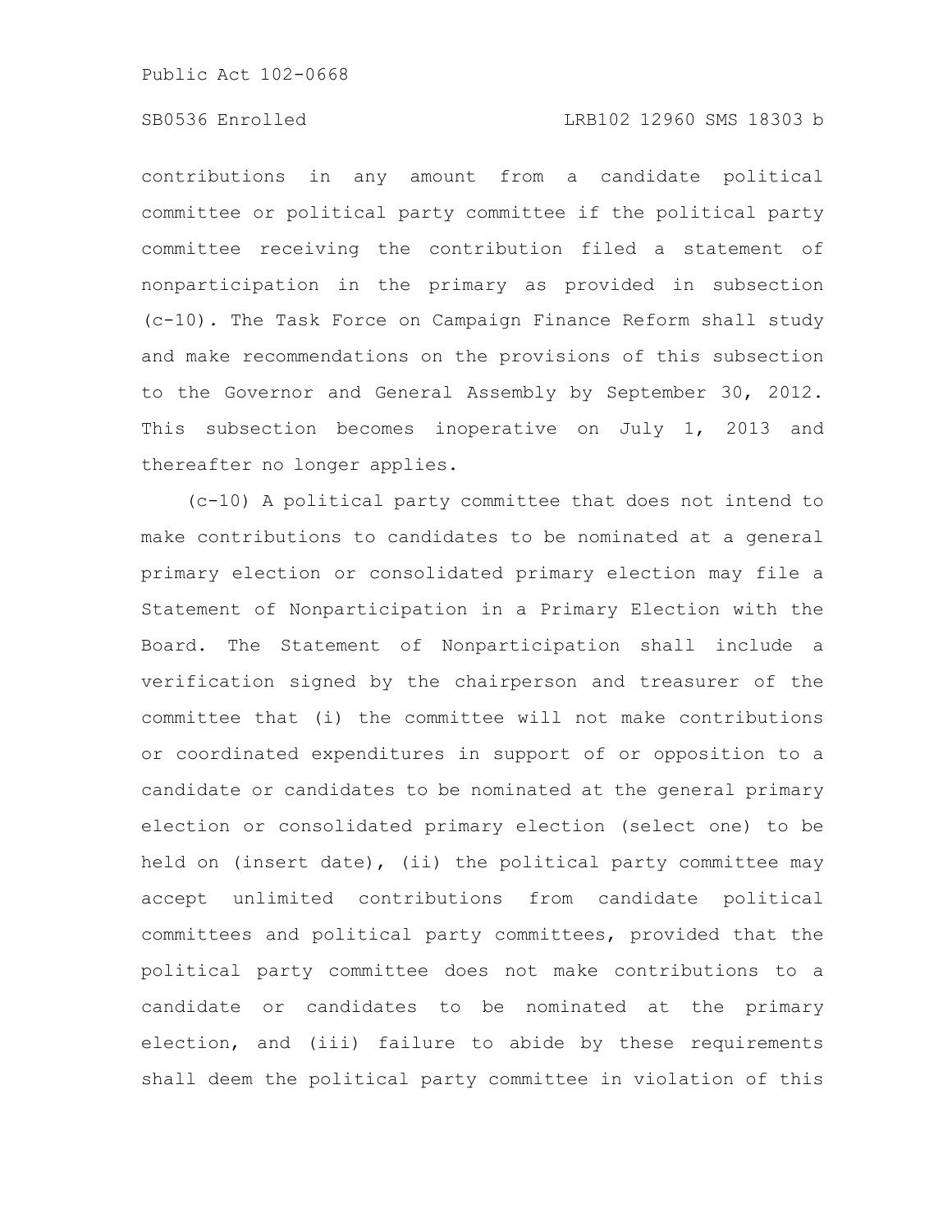contributions in any amount from a candidate political committee or political party committee if the political party committee receiving the contribution filed a statement of nonparticipation in the primary as provided in subsection (c-10). The Task Force on Campaign Finance Reform shall study and make recommendations on the provisions of this subsection to the Governor and General Assembly by September 30, 2012. This subsection becomes inoperative on July 1, 2013 and thereafter no longer applies.

(c-10) A political party committee that does not intend to make contributions to candidates to be nominated at a general primary election or consolidated primary election may file a Statement of Nonparticipation in a Primary Election with the Board. The Statement of Nonparticipation shall include a verification signed by the chairperson and treasurer of the committee that (i) the committee will not make contributions or coordinated expenditures in support of or opposition to a candidate or candidates to be nominated at the general primary election or consolidated primary election (select one) to be held on (insert date), (ii) the political party committee may accept unlimited contributions from candidate political committees and political party committees, provided that the political party committee does not make contributions to a candidate or candidates to be nominated at the primary election, and (iii) failure to abide by these requirements shall deem the political party committee in violation of this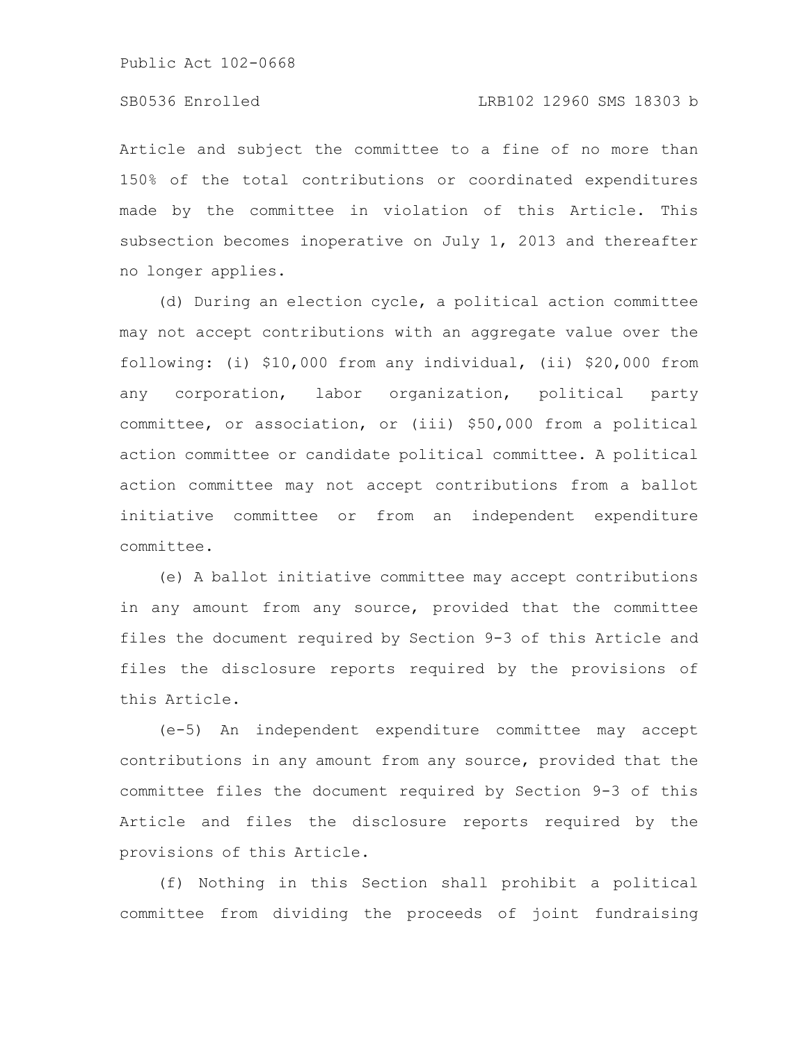Article and subject the committee to a fine of no more than 150% of the total contributions or coordinated expenditures made by the committee in violation of this Article. This subsection becomes inoperative on July 1, 2013 and thereafter no longer applies.

(d) During an election cycle, a political action committee may not accept contributions with an aggregate value over the following: (i) $10,000 from any individual, (ii) $20,000 from any corporation, labor organization, political party committee, or association, or (iii) $50,000 from a political action committee or candidate political committee. A political action committee may not accept contributions from a ballot initiative committee or from an independent expenditure committee.

(e) A ballot initiative committee may accept contributions in any amount from any source, provided that the committee files the document required by Section 9-3 of this Article and files the disclosure reports required by the provisions of this Article.

(e-5) An independent expenditure committee may accept contributions in any amount from any source, provided that the committee files the document required by Section 9-3 of this Article and files the disclosure reports required by the provisions of this Article.

(f) Nothing in this Section shall prohibit a political committee from dividing the proceeds of joint fundraising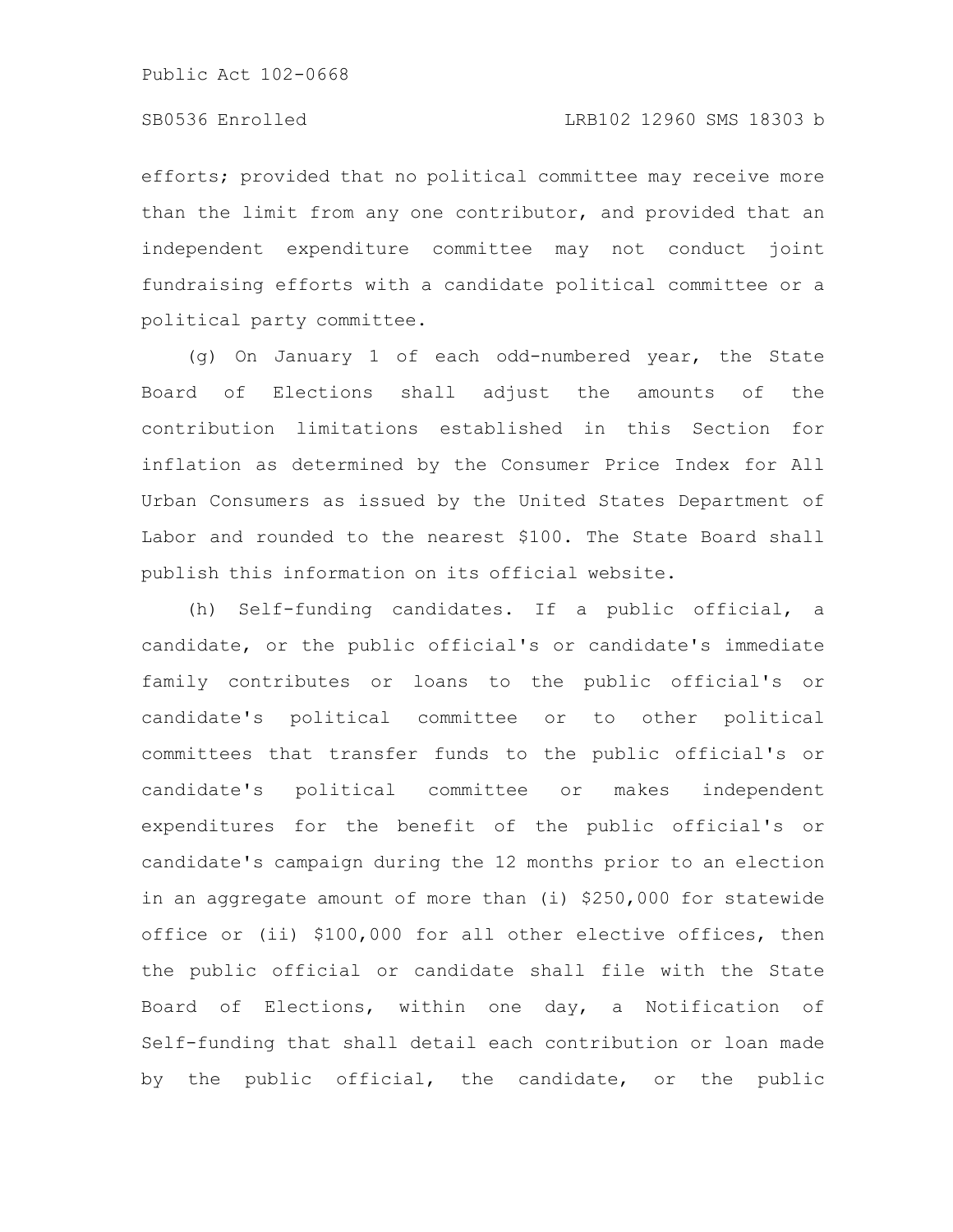efforts; provided that no political committee may receive more than the limit from any one contributor, and provided that an independent expenditure committee may not conduct joint fundraising efforts with a candidate political committee or a political party committee.

(g) On January 1 of each odd-numbered year, the State Board of Elections shall adjust the amounts of the contribution limitations established in this Section for inflation as determined by the Consumer Price Index for All Urban Consumers as issued by the United States Department of Labor and rounded to the nearest $100. The State Board shall publish this information on its official website.

(h) Self-funding candidates. If a public official, a candidate, or the public official's or candidate's immediate family contributes or loans to the public official's or candidate's political committee or to other political committees that transfer funds to the public official's or candidate's political committee or makes independent expenditures for the benefit of the public official's or candidate's campaign during the 12 months prior to an election in an aggregate amount of more than (i) $250,000 for statewide office or (ii) $100,000 for all other elective offices, then the public official or candidate shall file with the State Board of Elections, within one day, a Notification of Self-funding that shall detail each contribution or loan made by the public official, the candidate, or the public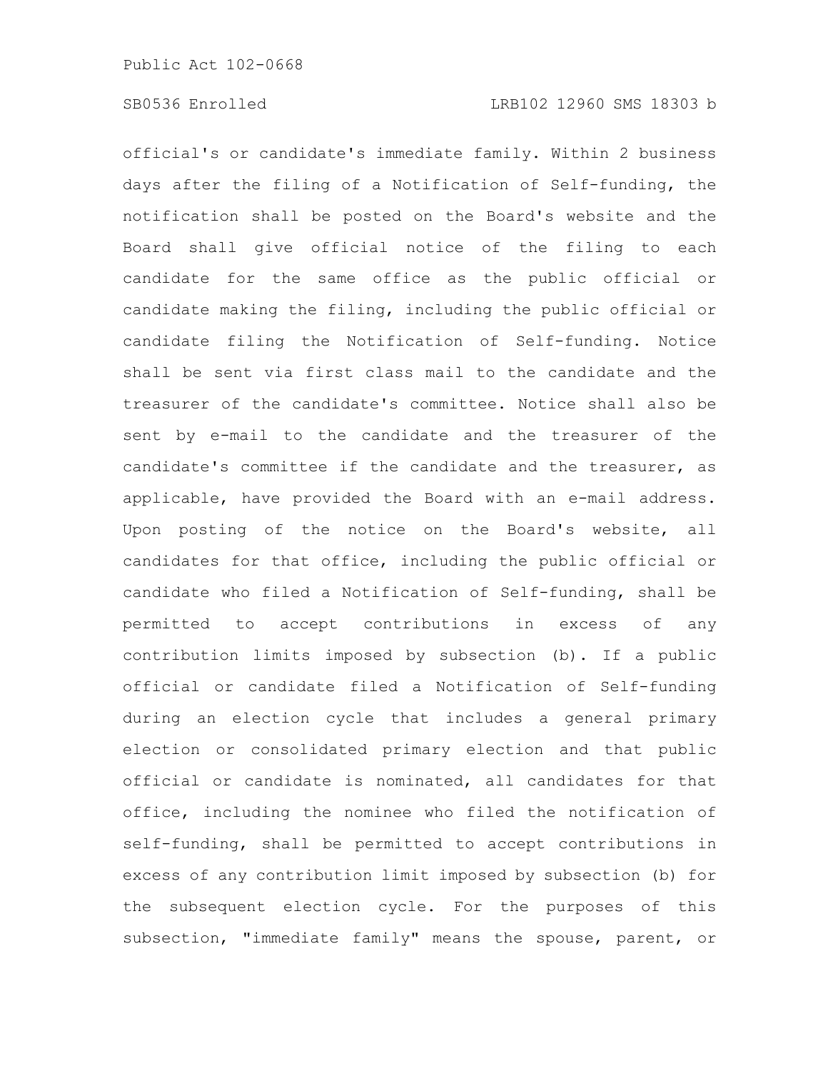official's or candidate's immediate family. Within 2 business days after the filing of a Notification of Self-funding, the notification shall be posted on the Board's website and the Board shall give official notice of the filing to each candidate for the same office as the public official or candidate making the filing, including the public official or candidate filing the Notification of Self-funding. Notice shall be sent via first class mail to the candidate and the treasurer of the candidate's committee. Notice shall also be sent by e-mail to the candidate and the treasurer of the candidate's committee if the candidate and the treasurer, as applicable, have provided the Board with an e-mail address. Upon posting of the notice on the Board's website, all candidates for that office, including the public official or candidate who filed a Notification of Self-funding, shall be permitted to accept contributions in excess of any contribution limits imposed by subsection (b). If a public official or candidate filed a Notification of Self-funding during an election cycle that includes a general primary election or consolidated primary election and that public official or candidate is nominated, all candidates for that office, including the nominee who filed the notification of self-funding, shall be permitted to accept contributions in excess of any contribution limit imposed by subsection (b) for the subsequent election cycle. For the purposes of this subsection, "immediate family" means the spouse, parent, or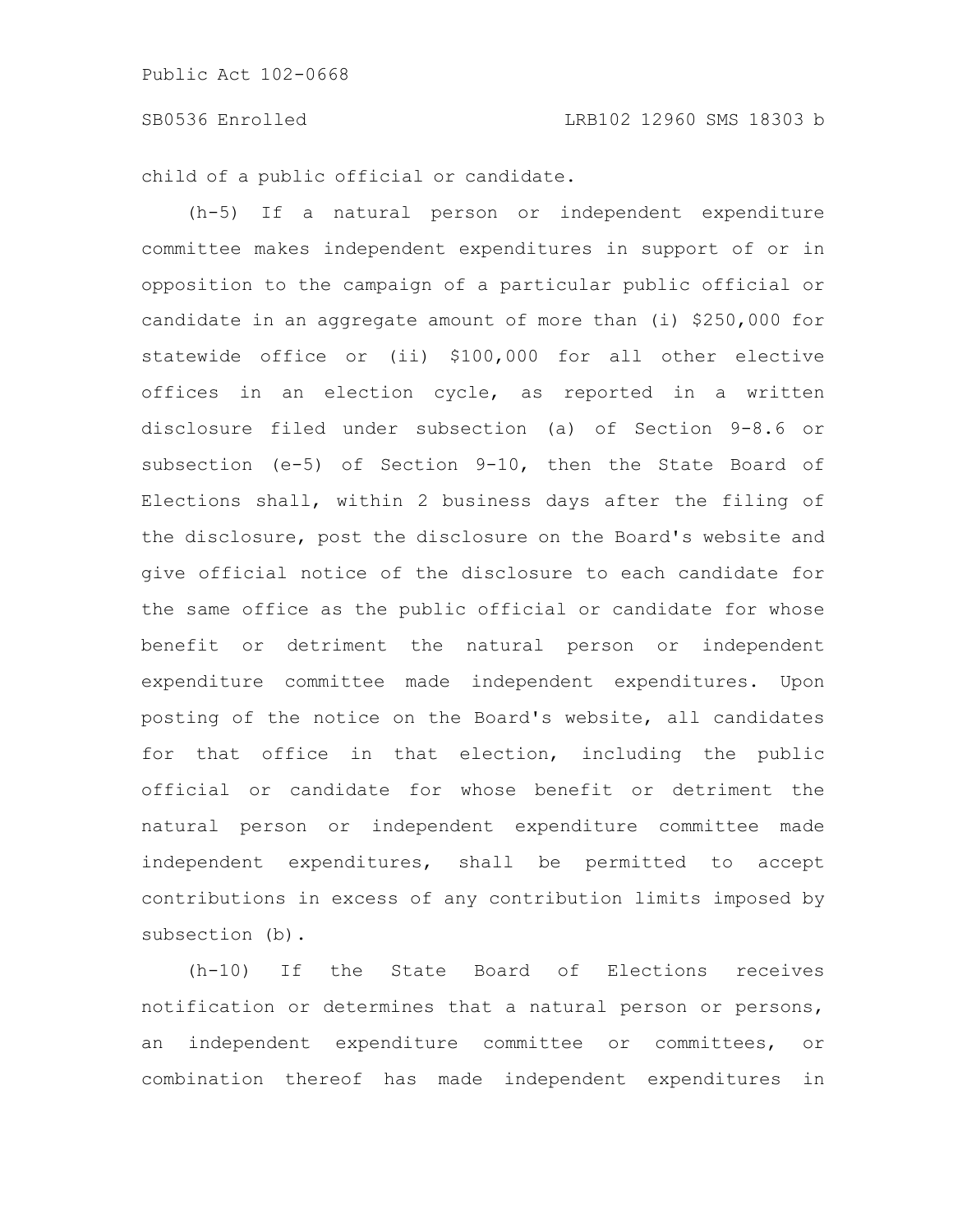child of a public official or candidate.

(h-5) If a natural person or independent expenditure committee makes independent expenditures in support of or in opposition to the campaign of a particular public official or candidate in an aggregate amount of more than (i) $250,000 for statewide office or (ii) $100,000 for all other elective offices in an election cycle, as reported in a written disclosure filed under subsection (a) of Section 9-8.6 or subsection (e-5) of Section 9-10, then the State Board of Elections shall, within 2 business days after the filing of the disclosure, post the disclosure on the Board's website and give official notice of the disclosure to each candidate for the same office as the public official or candidate for whose benefit or detriment the natural person or independent expenditure committee made independent expenditures. Upon posting of the notice on the Board's website, all candidates for that office in that election, including the public official or candidate for whose benefit or detriment the natural person or independent expenditure committee made independent expenditures, shall be permitted to accept contributions in excess of any contribution limits imposed by subsection (b).

(h-10) If the State Board of Elections receives notification or determines that a natural person or persons, an independent expenditure committee or committees, or combination thereof has made independent expenditures in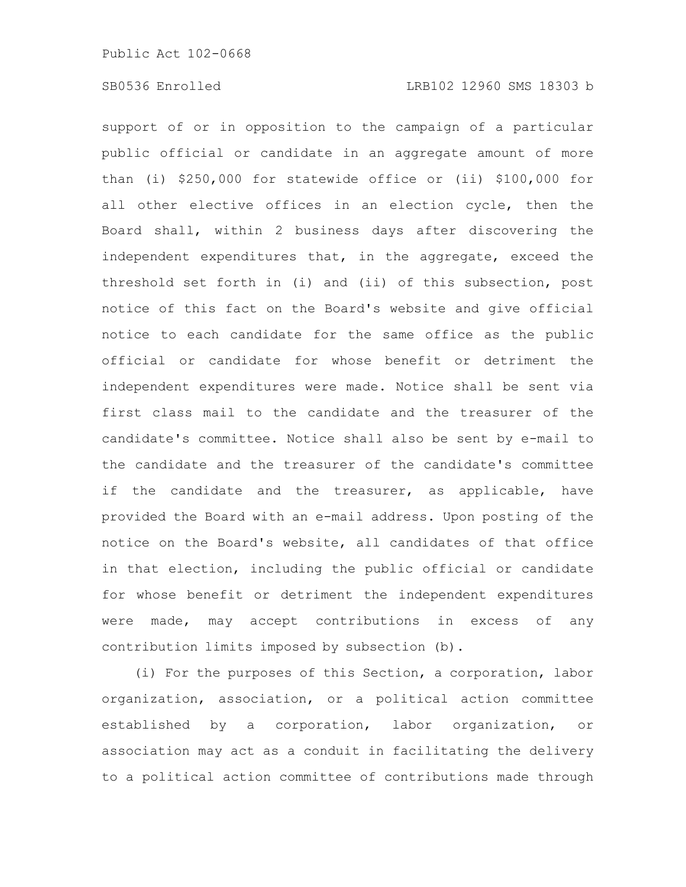support of or in opposition to the campaign of a particular public official or candidate in an aggregate amount of more than (i) $250,000 for statewide office or (ii) $100,000 for all other elective offices in an election cycle, then the Board shall, within 2 business days after discovering the independent expenditures that, in the aggregate, exceed the threshold set forth in (i) and (ii) of this subsection, post notice of this fact on the Board's website and give official notice to each candidate for the same office as the public official or candidate for whose benefit or detriment the independent expenditures were made. Notice shall be sent via first class mail to the candidate and the treasurer of the candidate's committee. Notice shall also be sent by e-mail to the candidate and the treasurer of the candidate's committee if the candidate and the treasurer, as applicable, have provided the Board with an e-mail address. Upon posting of the notice on the Board's website, all candidates of that office in that election, including the public official or candidate for whose benefit or detriment the independent expenditures were made, may accept contributions in excess of any contribution limits imposed by subsection (b).

(i) For the purposes of this Section, a corporation, labor organization, association, or a political action committee established by a corporation, labor organization, or association may act as a conduit in facilitating the delivery to a political action committee of contributions made through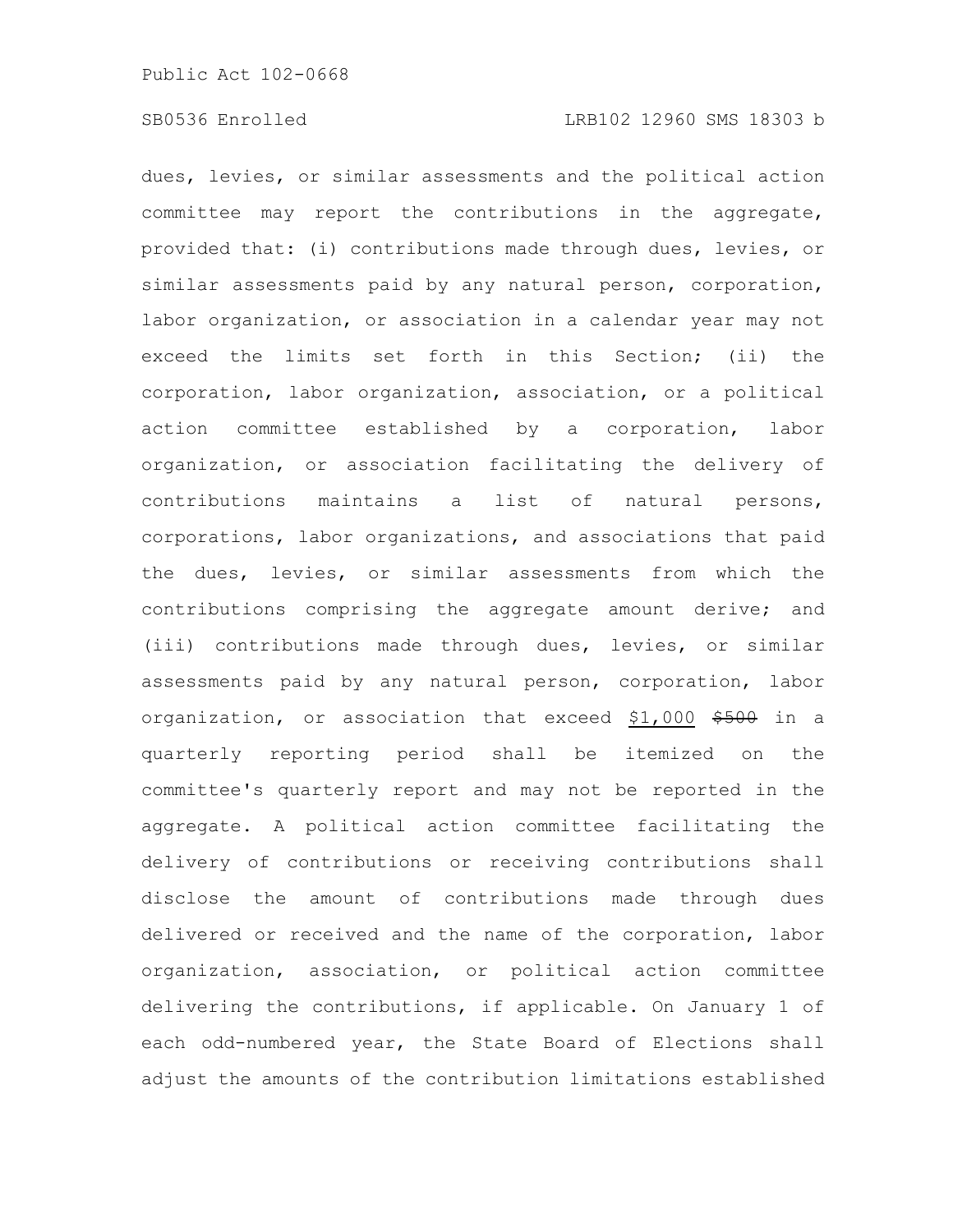dues, levies, or similar assessments and the political action committee may report the contributions in the aggregate, provided that: (i) contributions made through dues, levies, or similar assessments paid by any natural person, corporation, labor organization, or association in a calendar year may not exceed the limits set forth in this Section; (ii) the corporation, labor organization, association, or a political action committee established by a corporation, labor organization, or association facilitating the delivery of contributions maintains a list of natural persons, corporations, labor organizations, and associations that paid the dues, levies, or similar assessments from which the contributions comprising the aggregate amount derive; and (iii) contributions made through dues, levies, or similar assessments paid by any natural person, corporation, labor organization, or association that exceed <u>$1,000</u> ~~$500~~ in a quarterly reporting period shall be itemized on the committee's quarterly report and may not be reported in the aggregate. A political action committee facilitating the delivery of contributions or receiving contributions shall disclose the amount of contributions made through dues delivered or received and the name of the corporation, labor organization, association, or political action committee delivering the contributions, if applicable. On January 1 of each odd-numbered year, the State Board of Elections shall adjust the amounts of the contribution limitations established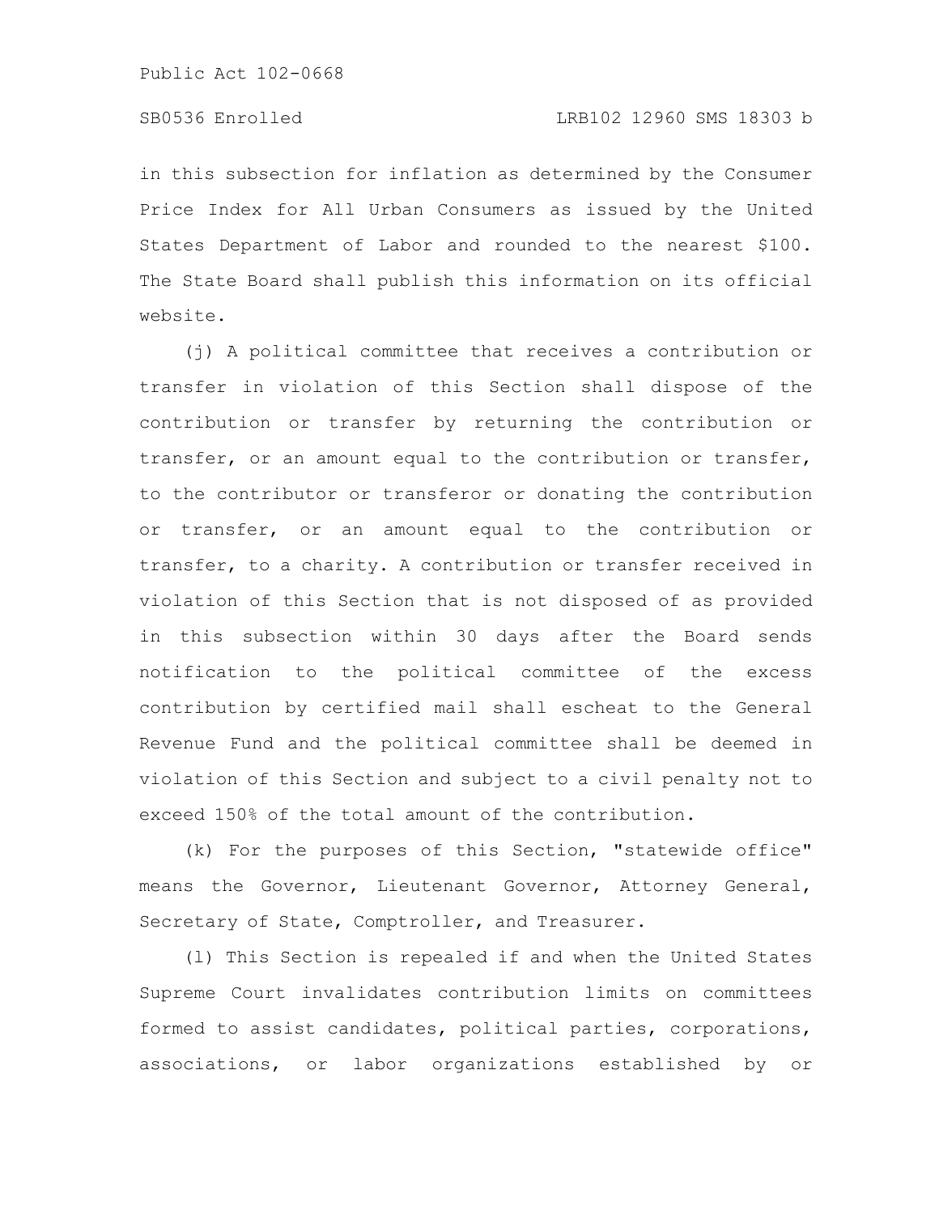in this subsection for inflation as determined by the Consumer Price Index for All Urban Consumers as issued by the United States Department of Labor and rounded to the nearest $100. The State Board shall publish this information on its official website.

(j) A political committee that receives a contribution or transfer in violation of this Section shall dispose of the contribution or transfer by returning the contribution or transfer, or an amount equal to the contribution or transfer, to the contributor or transferor or donating the contribution or transfer, or an amount equal to the contribution or transfer, to a charity. A contribution or transfer received in violation of this Section that is not disposed of as provided in this subsection within 30 days after the Board sends notification to the political committee of the excess contribution by certified mail shall escheat to the General Revenue Fund and the political committee shall be deemed in violation of this Section and subject to a civil penalty not to exceed 150% of the total amount of the contribution.

(k) For the purposes of this Section, "statewide office" means the Governor, Lieutenant Governor, Attorney General, Secretary of State, Comptroller, and Treasurer.

(l) This Section is repealed if and when the United States Supreme Court invalidates contribution limits on committees formed to assist candidates, political parties, corporations, associations, or labor organizations established by or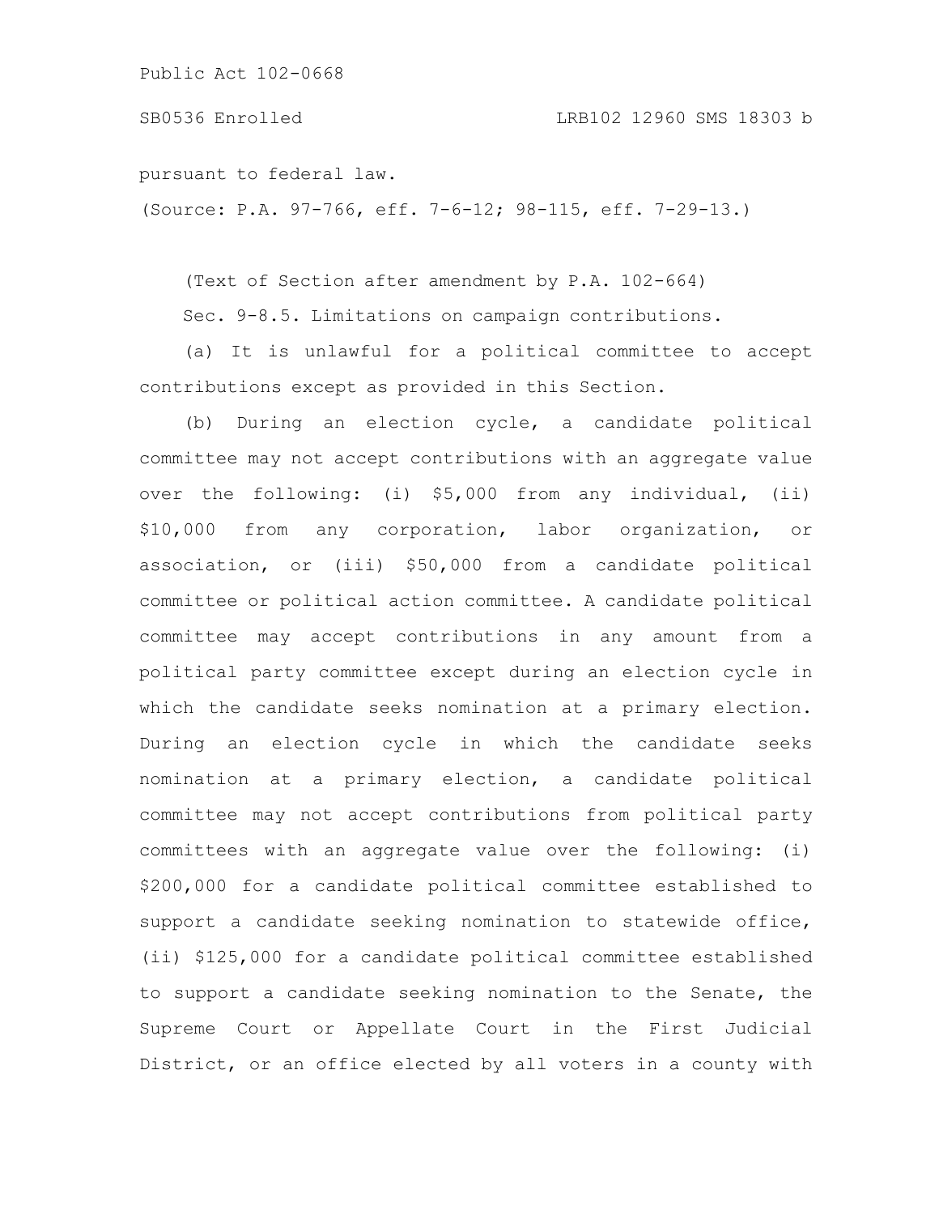pursuant to federal law.

(Source: P.A. 97-766, eff. 7-6-12; 98-115, eff. 7-29-13.)

(Text of Section after amendment by P.A. 102-664)

Sec. 9-8.5. Limitations on campaign contributions.

(a) It is unlawful for a political committee to accept contributions except as provided in this Section.

(b) During an election cycle, a candidate political committee may not accept contributions with an aggregate value over the following: (i) $5,000 from any individual, (ii) $10,000 from any corporation, labor organization, or association, or (iii) $50,000 from a candidate political committee or political action committee. A candidate political committee may accept contributions in any amount from a political party committee except during an election cycle in which the candidate seeks nomination at a primary election. During an election cycle in which the candidate seeks nomination at a primary election, a candidate political committee may not accept contributions from political party committees with an aggregate value over the following: (i) $200,000 for a candidate political committee established to support a candidate seeking nomination to statewide office, (ii) $125,000 for a candidate political committee established to support a candidate seeking nomination to the Senate, the Supreme Court or Appellate Court in the First Judicial District, or an office elected by all voters in a county with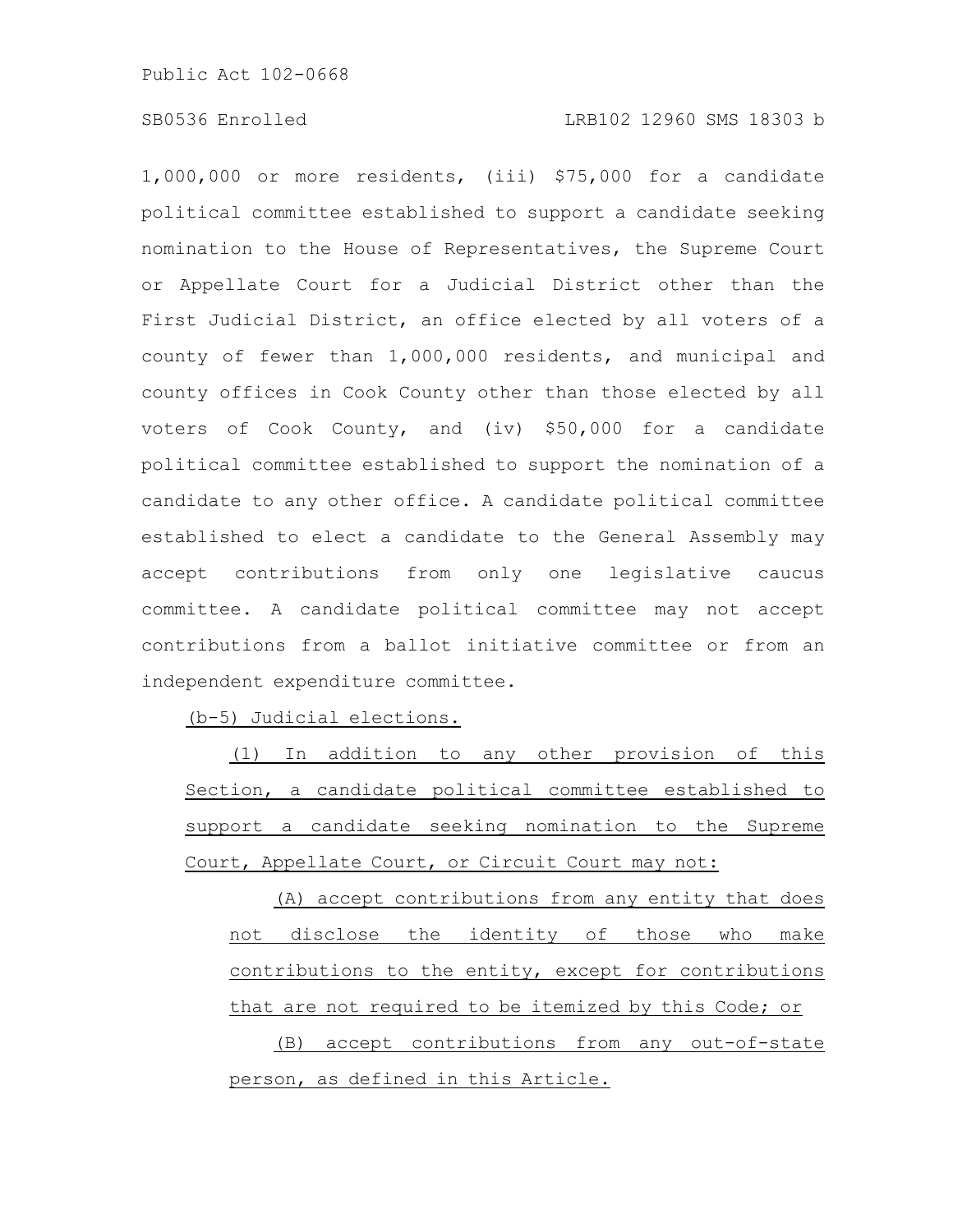1,000,000 or more residents, (iii) $75,000 for a candidate political committee established to support a candidate seeking nomination to the House of Representatives, the Supreme Court or Appellate Court for a Judicial District other than the First Judicial District, an office elected by all voters of a county of fewer than 1,000,000 residents, and municipal and county offices in Cook County other than those elected by all voters of Cook County, and (iv) $50,000 for a candidate political committee established to support the nomination of a candidate to any other office. A candidate political committee established to elect a candidate to the General Assembly may accept contributions from only one legislative caucus committee. A candidate political committee may not accept contributions from a ballot initiative committee or from an independent expenditure committee.

<u>(b-5) Judicial elections.</u>

<u>(1) In addition to any other provision of this Section, a candidate political committee established to support a candidate seeking nomination to the Supreme Court, Appellate Court, or Circuit Court may not:</u>

<u>(A) accept contributions from any entity that does not disclose the identity of those who make contributions to the entity, except for contributions that are not required to be itemized by this Code; or</u>

<u>(B) accept contributions from any out-of-state person, as defined in this Article.</u>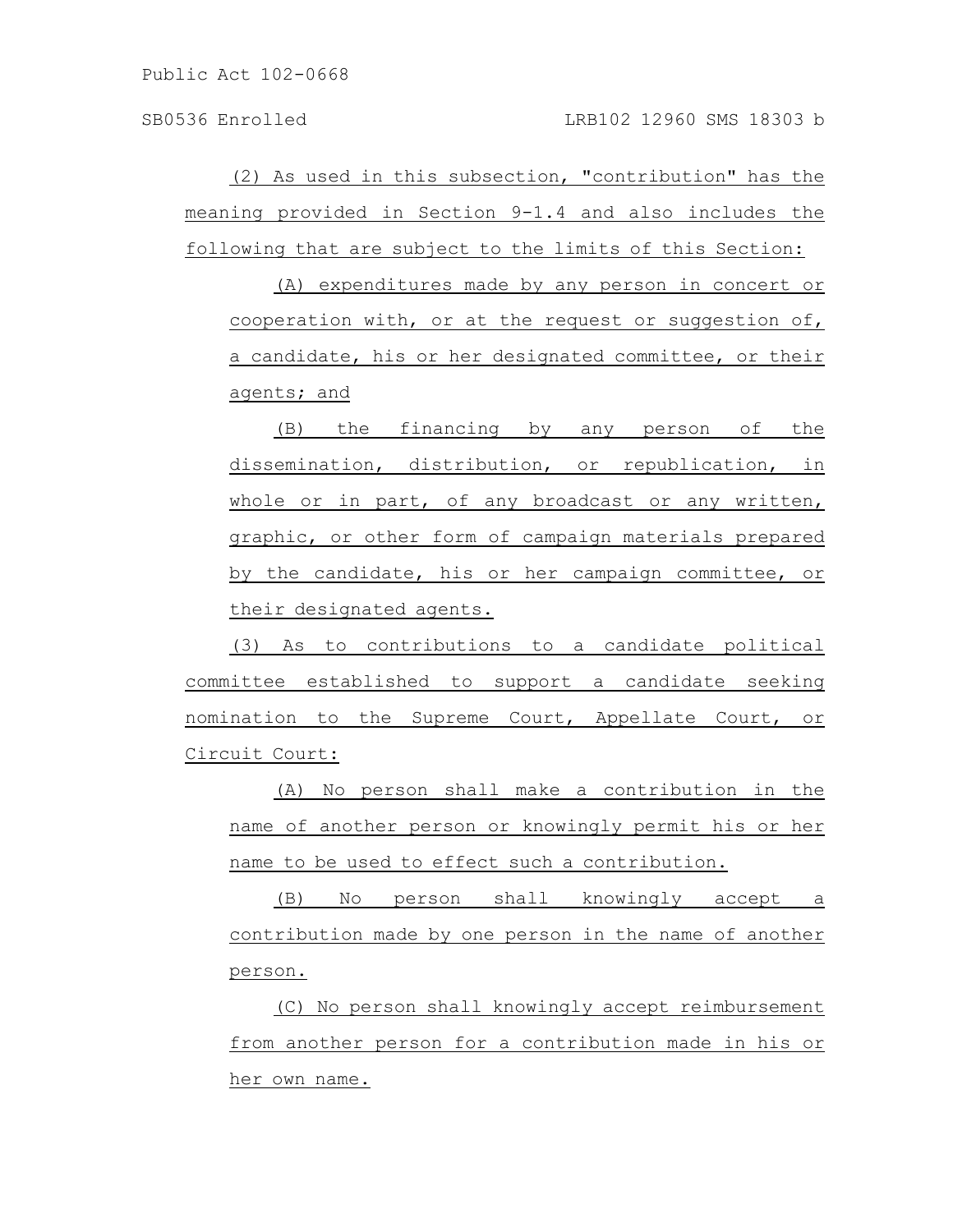(2) As used in this subsection, "contribution" has the meaning provided in Section 9-1.4 and also includes the following that are subject to the limits of this Section:

(A) expenditures made by any person in concert or cooperation with, or at the request or suggestion of, a candidate, his or her designated committee, or their agents; and

(B) the financing by any person of the dissemination, distribution, or republication, in whole or in part, of any broadcast or any written, graphic, or other form of campaign materials prepared by the candidate, his or her campaign committee, or their designated agents.

(3) As to contributions to a candidate political committee established to support a candidate seeking nomination to the Supreme Court, Appellate Court, or Circuit Court:

(A) No person shall make a contribution in the name of another person or knowingly permit his or her name to be used to effect such a contribution.

(B) No person shall knowingly accept a contribution made by one person in the name of another person.

(C) No person shall knowingly accept reimbursement from another person for a contribution made in his or her own name.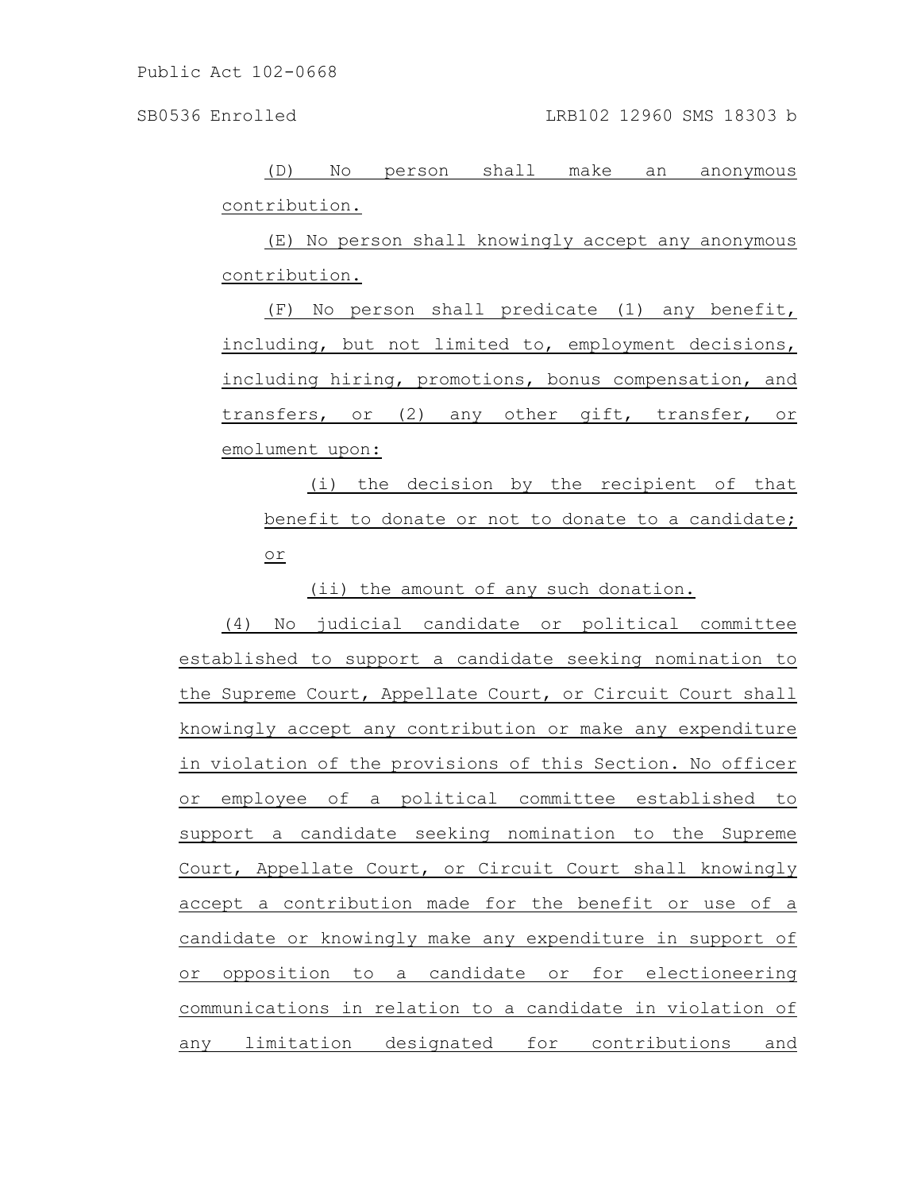(D) No person shall make an anonymous contribution.

(E) No person shall knowingly accept any anonymous contribution.

(F) No person shall predicate (1) any benefit, including, but not limited to, employment decisions, including hiring, promotions, bonus compensation, and transfers, or (2) any other gift, transfer, or emolument upon:

(i) the decision by the recipient of that benefit to donate or not to donate to a candidate; or

(ii) the amount of any such donation.

(4) No judicial candidate or political committee established to support a candidate seeking nomination to the Supreme Court, Appellate Court, or Circuit Court shall knowingly accept any contribution or make any expenditure in violation of the provisions of this Section. No officer or employee of a political committee established to support a candidate seeking nomination to the Supreme Court, Appellate Court, or Circuit Court shall knowingly accept a contribution made for the benefit or use of a candidate or knowingly make any expenditure in support of or opposition to a candidate or for electioneering communications in relation to a candidate in violation of any limitation designated for contributions and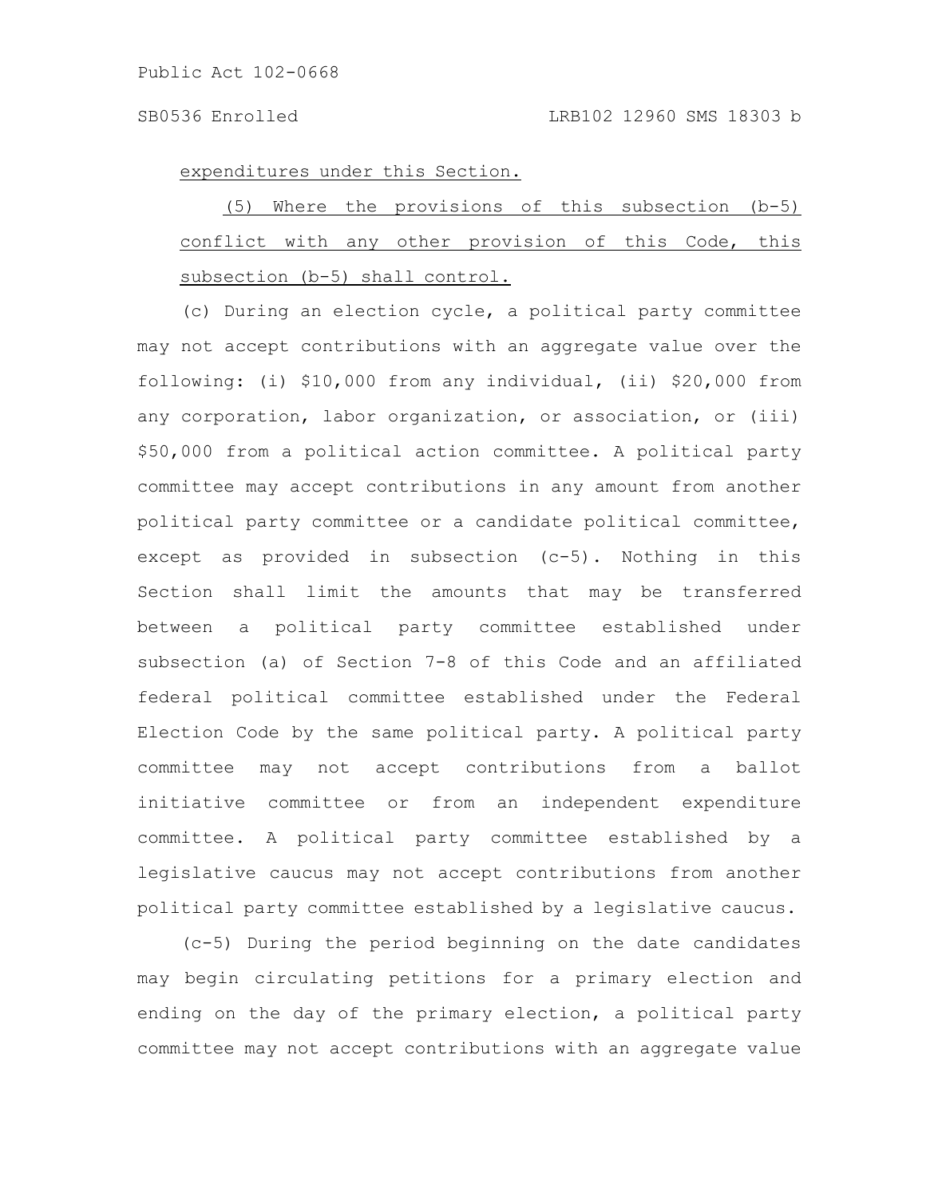expenditures under this Section.

(5) Where the provisions of this subsection (b-5) conflict with any other provision of this Code, this subsection (b-5) shall control.

(c) During an election cycle, a political party committee may not accept contributions with an aggregate value over the following: (i) $10,000 from any individual, (ii) $20,000 from any corporation, labor organization, or association, or (iii) $50,000 from a political action committee. A political party committee may accept contributions in any amount from another political party committee or a candidate political committee, except as provided in subsection (c-5). Nothing in this Section shall limit the amounts that may be transferred between a political party committee established under subsection (a) of Section 7-8 of this Code and an affiliated federal political committee established under the Federal Election Code by the same political party. A political party committee may not accept contributions from a ballot initiative committee or from an independent expenditure committee. A political party committee established by a legislative caucus may not accept contributions from another political party committee established by a legislative caucus.

(c-5) During the period beginning on the date candidates may begin circulating petitions for a primary election and ending on the day of the primary election, a political party committee may not accept contributions with an aggregate value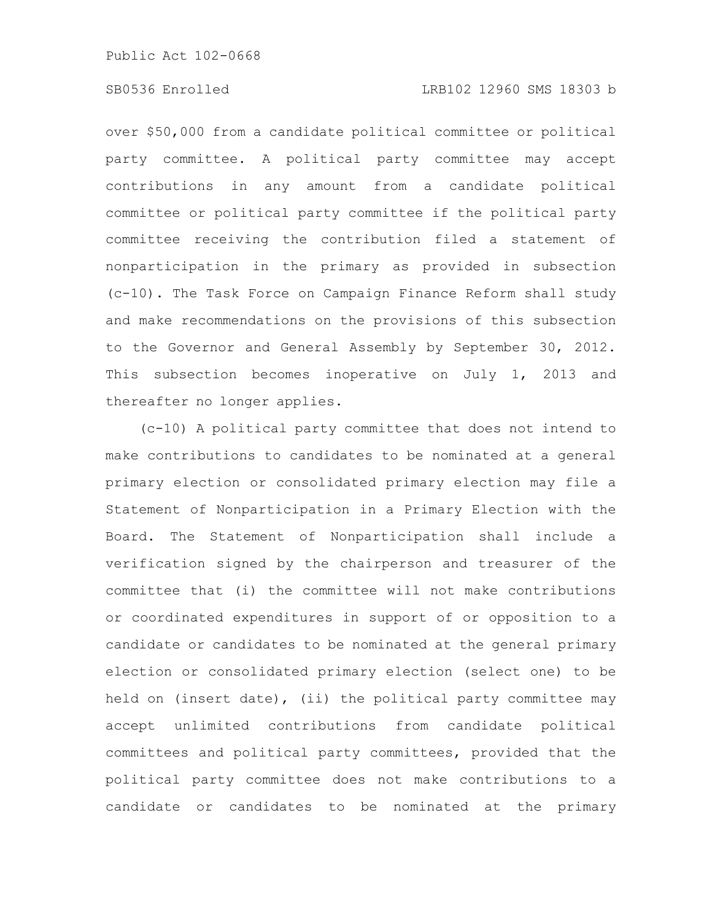over $50,000 from a candidate political committee or political party committee. A political party committee may accept contributions in any amount from a candidate political committee or political party committee if the political party committee receiving the contribution filed a statement of nonparticipation in the primary as provided in subsection (c-10). The Task Force on Campaign Finance Reform shall study and make recommendations on the provisions of this subsection to the Governor and General Assembly by September 30, 2012. This subsection becomes inoperative on July 1, 2013 and thereafter no longer applies.

(c-10) A political party committee that does not intend to make contributions to candidates to be nominated at a general primary election or consolidated primary election may file a Statement of Nonparticipation in a Primary Election with the Board. The Statement of Nonparticipation shall include a verification signed by the chairperson and treasurer of the committee that (i) the committee will not make contributions or coordinated expenditures in support of or opposition to a candidate or candidates to be nominated at the general primary election or consolidated primary election (select one) to be held on (insert date), (ii) the political party committee may accept unlimited contributions from candidate political committees and political party committees, provided that the political party committee does not make contributions to a candidate or candidates to be nominated at the primary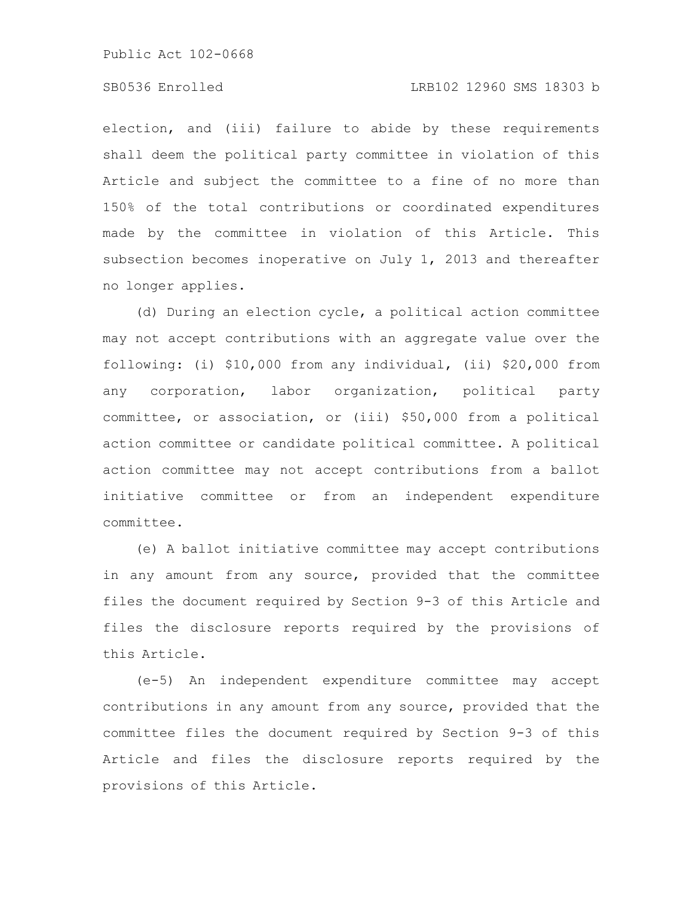election, and (iii) failure to abide by these requirements shall deem the political party committee in violation of this Article and subject the committee to a fine of no more than 150% of the total contributions or coordinated expenditures made by the committee in violation of this Article. This subsection becomes inoperative on July 1, 2013 and thereafter no longer applies.

(d) During an election cycle, a political action committee may not accept contributions with an aggregate value over the following: (i) $10,000 from any individual, (ii) $20,000 from any corporation, labor organization, political party committee, or association, or (iii) $50,000 from a political action committee or candidate political committee. A political action committee may not accept contributions from a ballot initiative committee or from an independent expenditure committee.

(e) A ballot initiative committee may accept contributions in any amount from any source, provided that the committee files the document required by Section 9-3 of this Article and files the disclosure reports required by the provisions of this Article.

(e-5) An independent expenditure committee may accept contributions in any amount from any source, provided that the committee files the document required by Section 9-3 of this Article and files the disclosure reports required by the provisions of this Article.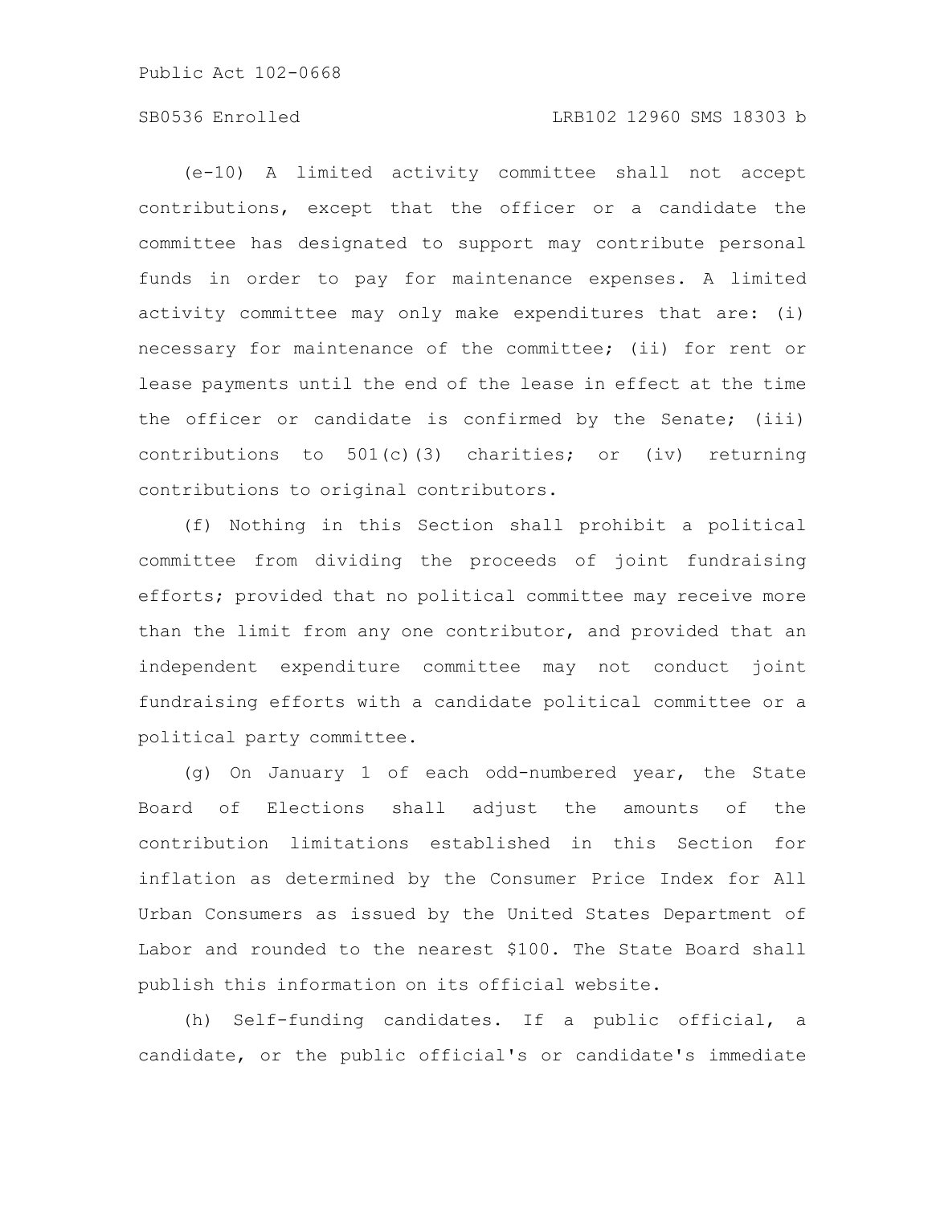(e-10) A limited activity committee shall not accept contributions, except that the officer or a candidate the committee has designated to support may contribute personal funds in order to pay for maintenance expenses. A limited activity committee may only make expenditures that are: (i) necessary for maintenance of the committee; (ii) for rent or lease payments until the end of the lease in effect at the time the officer or candidate is confirmed by the Senate; (iii) contributions to 501(c)(3) charities; or (iv) returning contributions to original contributors.

(f) Nothing in this Section shall prohibit a political committee from dividing the proceeds of joint fundraising efforts; provided that no political committee may receive more than the limit from any one contributor, and provided that an independent expenditure committee may not conduct joint fundraising efforts with a candidate political committee or a political party committee.

(g) On January 1 of each odd-numbered year, the State Board of Elections shall adjust the amounts of the contribution limitations established in this Section for inflation as determined by the Consumer Price Index for All Urban Consumers as issued by the United States Department of Labor and rounded to the nearest $100. The State Board shall publish this information on its official website.

(h) Self-funding candidates. If a public official, a candidate, or the public official's or candidate's immediate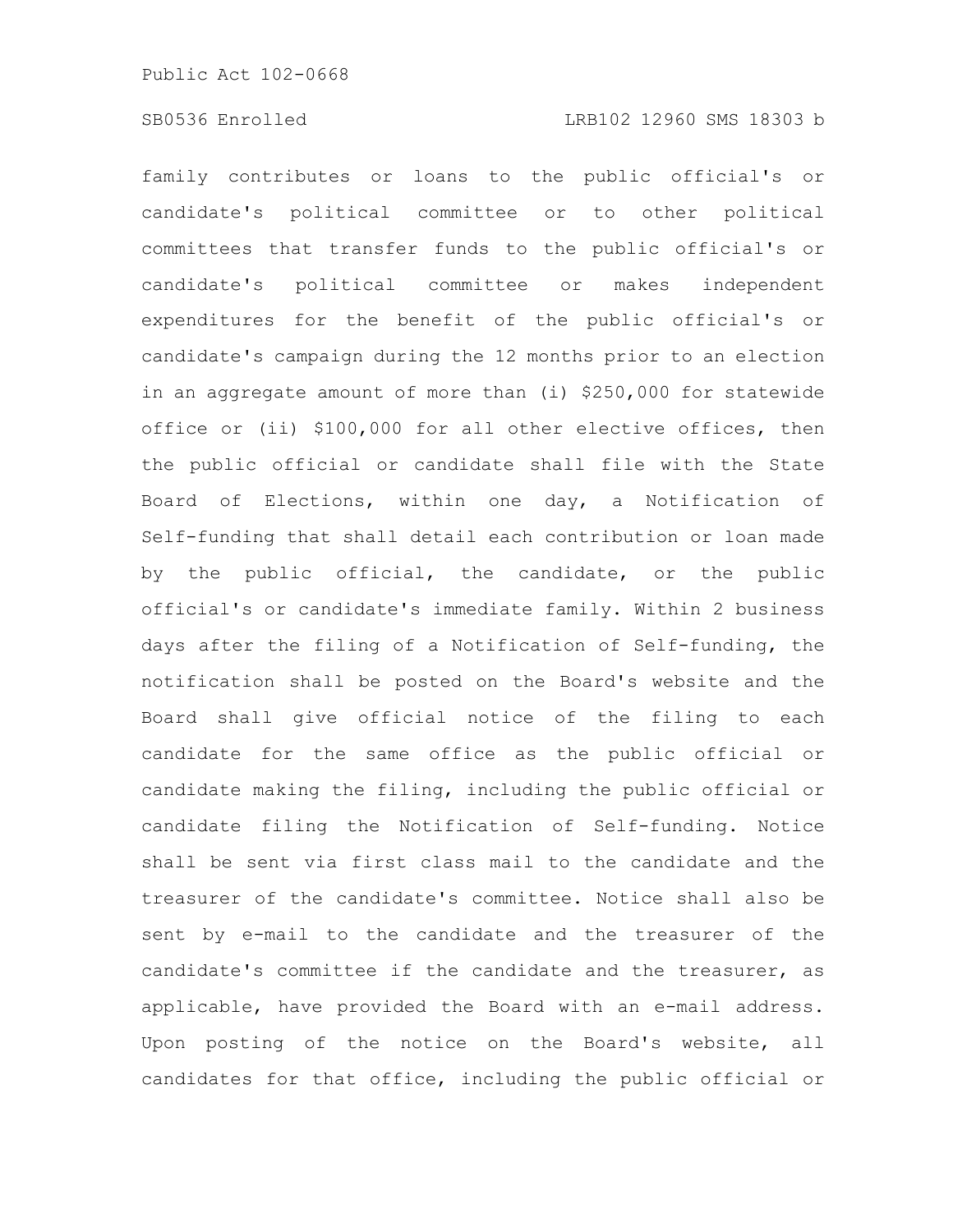family contributes or loans to the public official's or candidate's political committee or to other political committees that transfer funds to the public official's or candidate's political committee or makes independent expenditures for the benefit of the public official's or candidate's campaign during the 12 months prior to an election in an aggregate amount of more than (i) $250,000 for statewide office or (ii) $100,000 for all other elective offices, then the public official or candidate shall file with the State Board of Elections, within one day, a Notification of Self-funding that shall detail each contribution or loan made by the public official, the candidate, or the public official's or candidate's immediate family. Within 2 business days after the filing of a Notification of Self-funding, the notification shall be posted on the Board's website and the Board shall give official notice of the filing to each candidate for the same office as the public official or candidate making the filing, including the public official or candidate filing the Notification of Self-funding. Notice shall be sent via first class mail to the candidate and the treasurer of the candidate's committee. Notice shall also be sent by e-mail to the candidate and the treasurer of the candidate's committee if the candidate and the treasurer, as applicable, have provided the Board with an e-mail address. Upon posting of the notice on the Board's website, all candidates for that office, including the public official or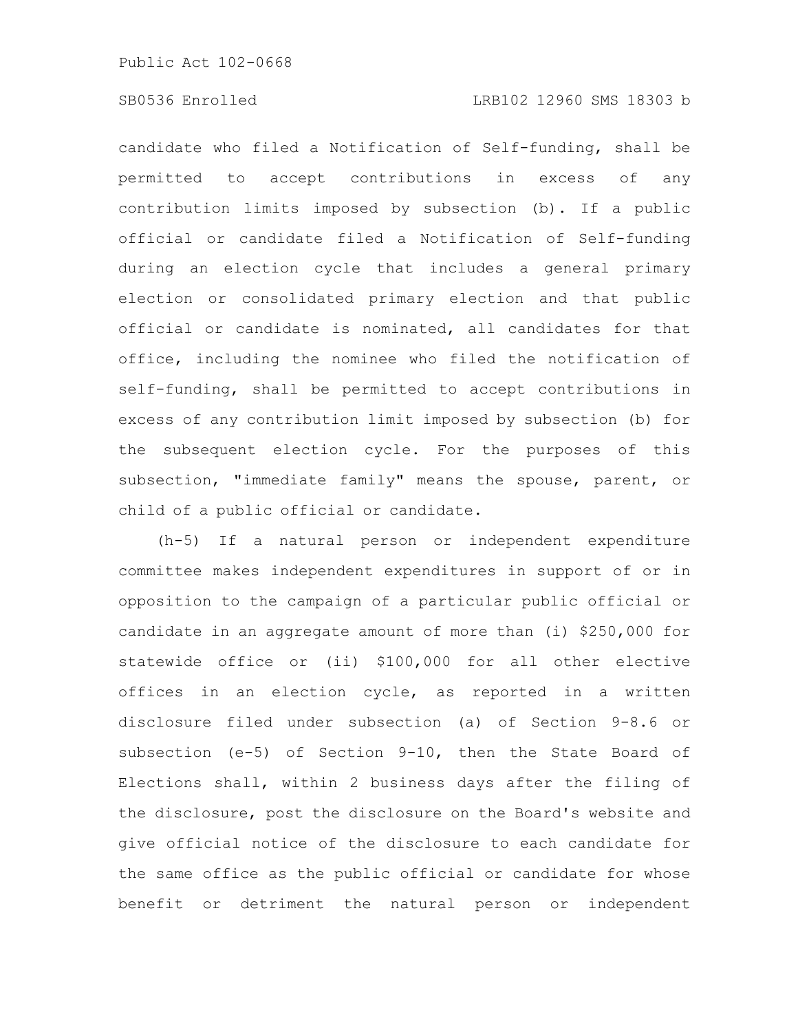candidate who filed a Notification of Self-funding, shall be permitted to accept contributions in excess of any contribution limits imposed by subsection (b). If a public official or candidate filed a Notification of Self-funding during an election cycle that includes a general primary election or consolidated primary election and that public official or candidate is nominated, all candidates for that office, including the nominee who filed the notification of self-funding, shall be permitted to accept contributions in excess of any contribution limit imposed by subsection (b) for the subsequent election cycle. For the purposes of this subsection, "immediate family" means the spouse, parent, or child of a public official or candidate.

(h-5) If a natural person or independent expenditure committee makes independent expenditures in support of or in opposition to the campaign of a particular public official or candidate in an aggregate amount of more than (i) $250,000 for statewide office or (ii) $100,000 for all other elective offices in an election cycle, as reported in a written disclosure filed under subsection (a) of Section 9-8.6 or subsection (e-5) of Section 9-10, then the State Board of Elections shall, within 2 business days after the filing of the disclosure, post the disclosure on the Board's website and give official notice of the disclosure to each candidate for the same office as the public official or candidate for whose benefit or detriment the natural person or independent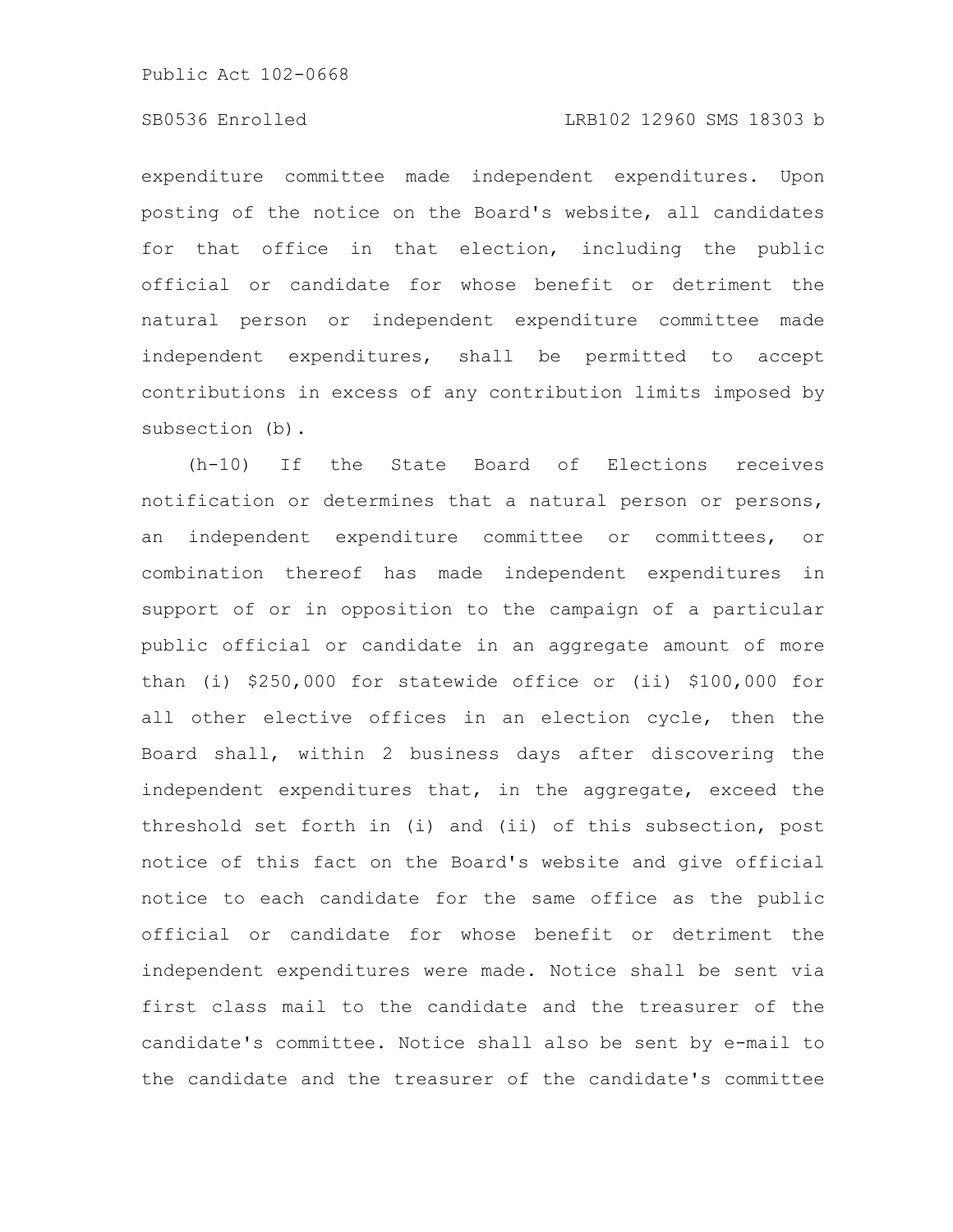expenditure committee made independent expenditures. Upon posting of the notice on the Board's website, all candidates for that office in that election, including the public official or candidate for whose benefit or detriment the natural person or independent expenditure committee made independent expenditures, shall be permitted to accept contributions in excess of any contribution limits imposed by subsection (b).

(h-10) If the State Board of Elections receives notification or determines that a natural person or persons, an independent expenditure committee or committees, or combination thereof has made independent expenditures in support of or in opposition to the campaign of a particular public official or candidate in an aggregate amount of more than (i) $250,000 for statewide office or (ii) $100,000 for all other elective offices in an election cycle, then the Board shall, within 2 business days after discovering the independent expenditures that, in the aggregate, exceed the threshold set forth in (i) and (ii) of this subsection, post notice of this fact on the Board's website and give official notice to each candidate for the same office as the public official or candidate for whose benefit or detriment the independent expenditures were made. Notice shall be sent via first class mail to the candidate and the treasurer of the candidate's committee. Notice shall also be sent by e-mail to the candidate and the treasurer of the candidate's committee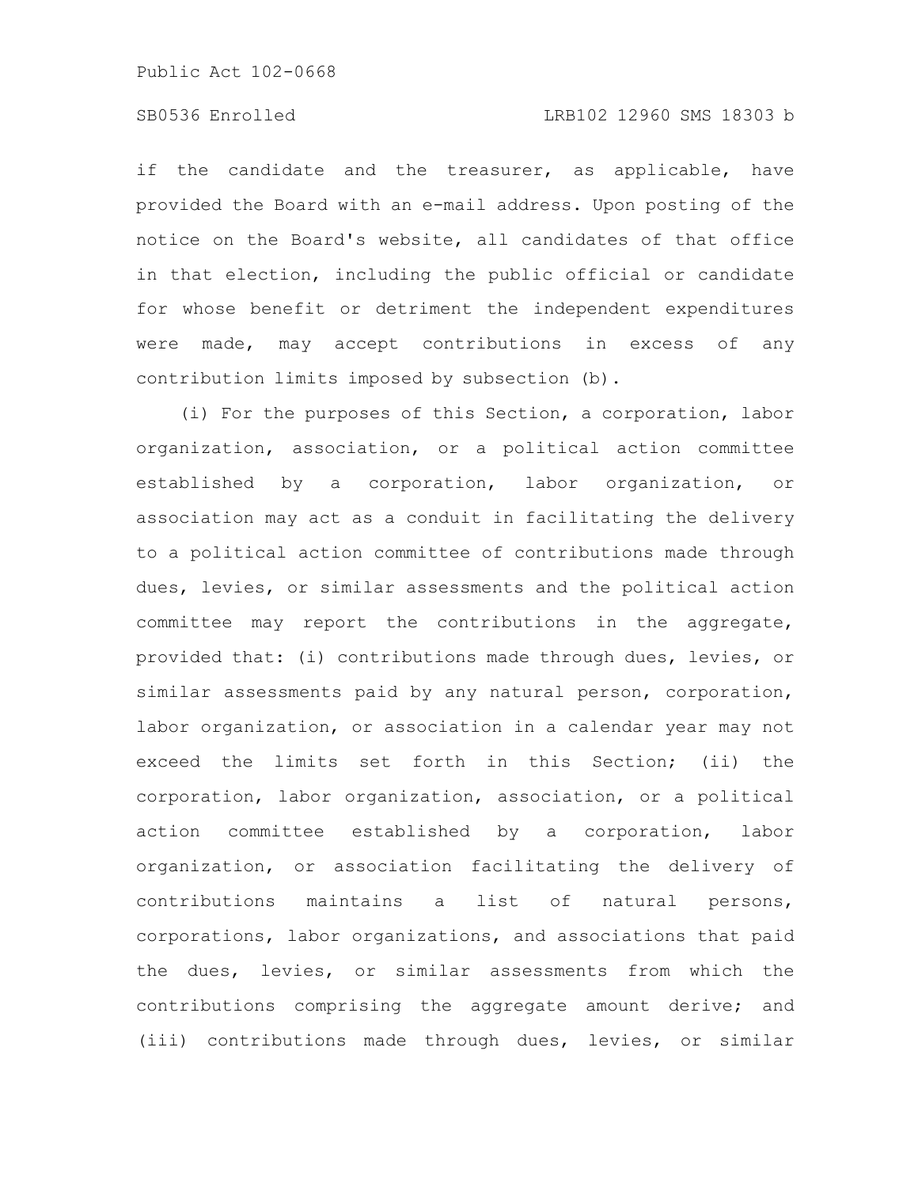if the candidate and the treasurer, as applicable, have provided the Board with an e-mail address. Upon posting of the notice on the Board's website, all candidates of that office in that election, including the public official or candidate for whose benefit or detriment the independent expenditures were made, may accept contributions in excess of any contribution limits imposed by subsection (b).

(i) For the purposes of this Section, a corporation, labor organization, association, or a political action committee established by a corporation, labor organization, or association may act as a conduit in facilitating the delivery to a political action committee of contributions made through dues, levies, or similar assessments and the political action committee may report the contributions in the aggregate, provided that: (i) contributions made through dues, levies, or similar assessments paid by any natural person, corporation, labor organization, or association in a calendar year may not exceed the limits set forth in this Section; (ii) the corporation, labor organization, association, or a political action committee established by a corporation, labor organization, or association facilitating the delivery of contributions maintains a list of natural persons, corporations, labor organizations, and associations that paid the dues, levies, or similar assessments from which the contributions comprising the aggregate amount derive; and (iii) contributions made through dues, levies, or similar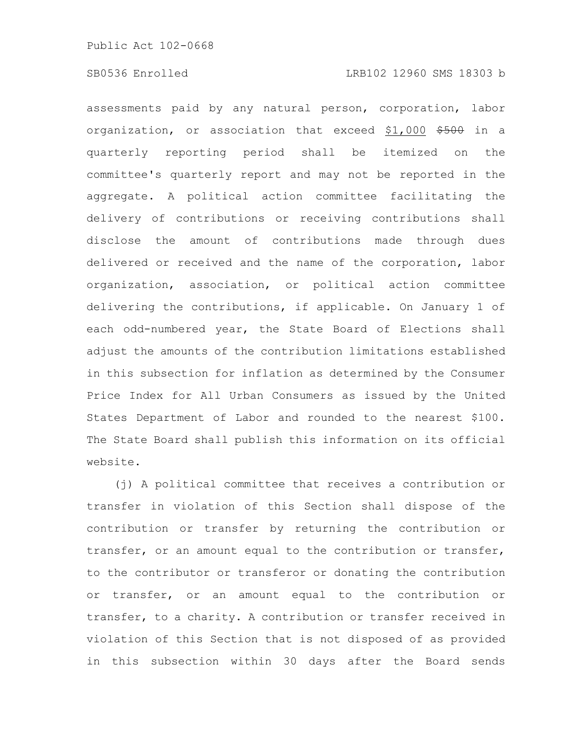assessments paid by any natural person, corporation, labor organization, or association that exceed <u>$1,000</u> ~~$500~~ in a quarterly reporting period shall be itemized on the committee's quarterly report and may not be reported in the aggregate. A political action committee facilitating the delivery of contributions or receiving contributions shall disclose the amount of contributions made through dues delivered or received and the name of the corporation, labor organization, association, or political action committee delivering the contributions, if applicable. On January 1 of each odd-numbered year, the State Board of Elections shall adjust the amounts of the contribution limitations established in this subsection for inflation as determined by the Consumer Price Index for All Urban Consumers as issued by the United States Department of Labor and rounded to the nearest $100. The State Board shall publish this information on its official website.

(j) A political committee that receives a contribution or transfer in violation of this Section shall dispose of the contribution or transfer by returning the contribution or transfer, or an amount equal to the contribution or transfer, to the contributor or transferor or donating the contribution or transfer, or an amount equal to the contribution or transfer, to a charity. A contribution or transfer received in violation of this Section that is not disposed of as provided in this subsection within 30 days after the Board sends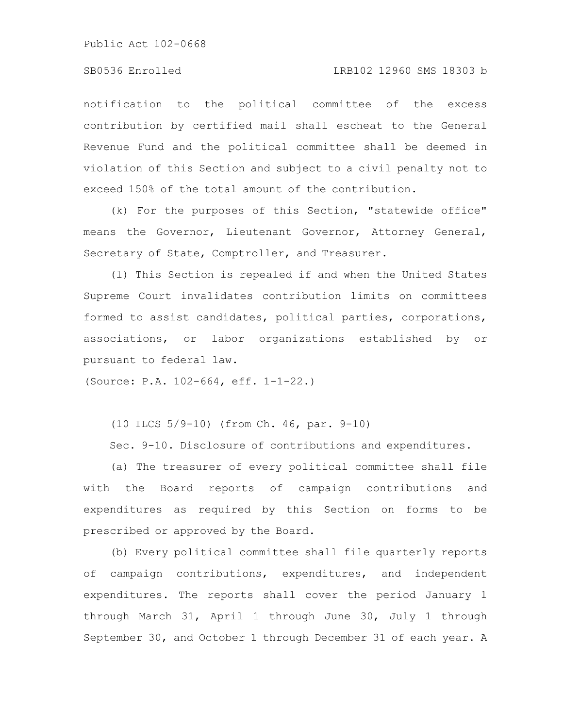notification to the political committee of the excess contribution by certified mail shall escheat to the General Revenue Fund and the political committee shall be deemed in violation of this Section and subject to a civil penalty not to exceed 150% of the total amount of the contribution.

(k) For the purposes of this Section, "statewide office" means the Governor, Lieutenant Governor, Attorney General, Secretary of State, Comptroller, and Treasurer.

(l) This Section is repealed if and when the United States Supreme Court invalidates contribution limits on committees formed to assist candidates, political parties, corporations, associations, or labor organizations established by or pursuant to federal law.

(Source: P.A. 102-664, eff. 1-1-22.)

(10 ILCS 5/9-10) (from Ch. 46, par. 9-10)

Sec. 9-10. Disclosure of contributions and expenditures.

(a) The treasurer of every political committee shall file with the Board reports of campaign contributions and expenditures as required by this Section on forms to be prescribed or approved by the Board.

(b) Every political committee shall file quarterly reports of campaign contributions, expenditures, and independent expenditures. The reports shall cover the period January 1 through March 31, April 1 through June 30, July 1 through September 30, and October 1 through December 31 of each year. A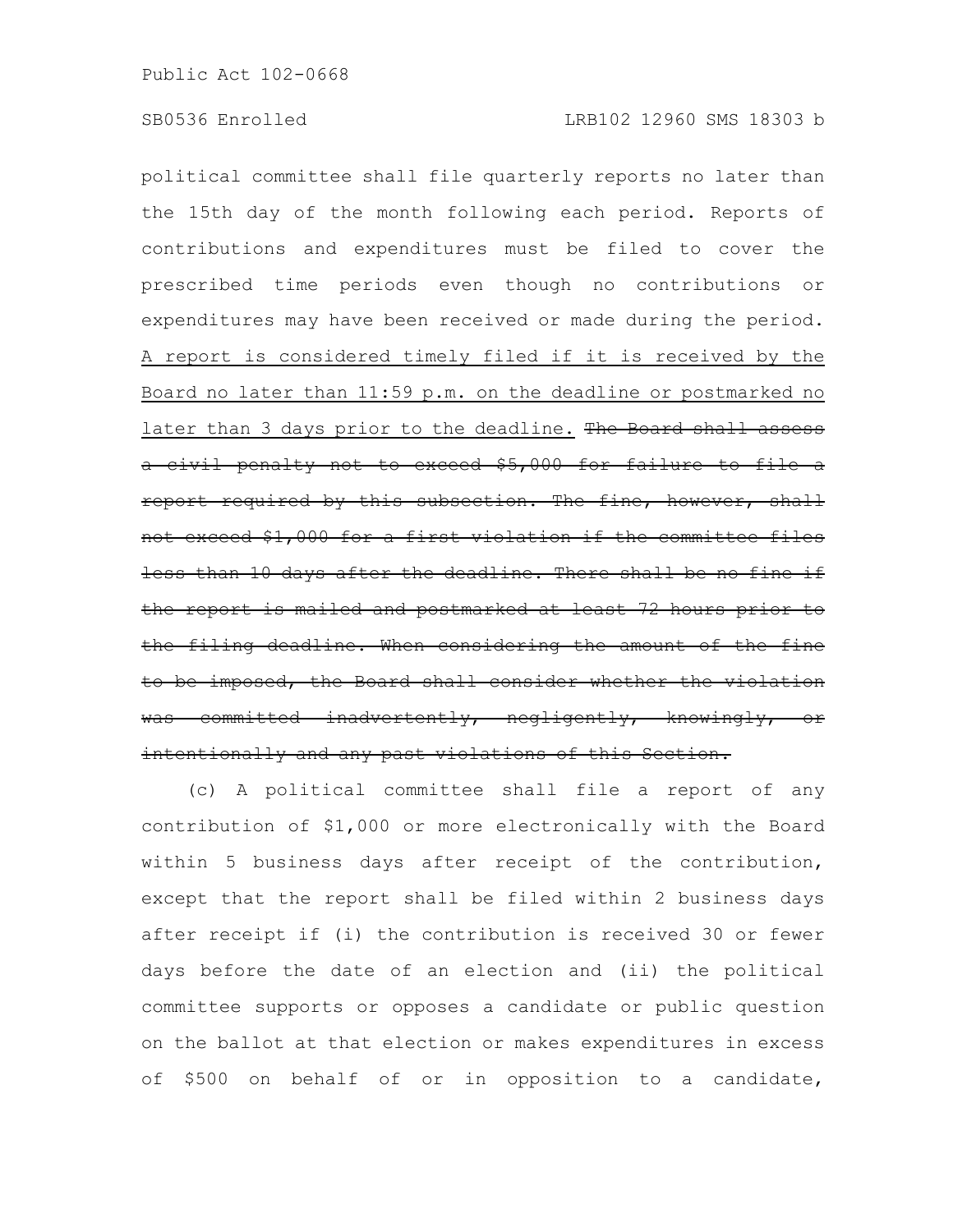political committee shall file quarterly reports no later than the 15th day of the month following each period. Reports of contributions and expenditures must be filed to cover the prescribed time periods even though no contributions or expenditures may have been received or made during the period. <u>A report is considered timely filed if it is received by the Board no later than 11:59 p.m. on the deadline or postmarked no later than 3 days prior to the deadline.</u> ~~The Board shall assess a civil penalty not to exceed $5,000 for failure to file a report required by this subsection. The fine, however, shall not exceed $1,000 for a first violation if the committee files less than 10 days after the deadline. There shall be no fine if the report is mailed and postmarked at least 72 hours prior to the filing deadline. When considering the amount of the fine to be imposed, the Board shall consider whether the violation was committed inadvertently, negligently, knowingly, or intentionally and any past violations of this Section.~~

(c) A political committee shall file a report of any contribution of $1,000 or more electronically with the Board within 5 business days after receipt of the contribution, except that the report shall be filed within 2 business days after receipt if (i) the contribution is received 30 or fewer days before the date of an election and (ii) the political committee supports or opposes a candidate or public question on the ballot at that election or makes expenditures in excess of $500 on behalf of or in opposition to a candidate,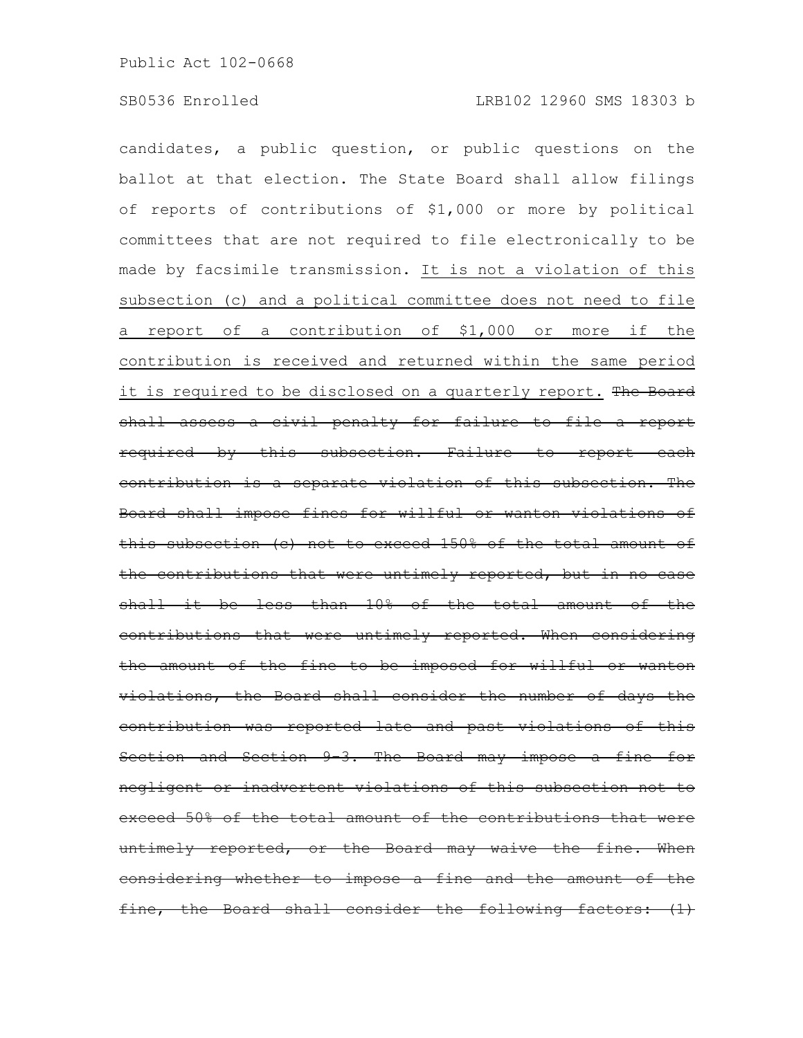candidates, a public question, or public questions on the ballot at that election. The State Board shall allow filings of reports of contributions of $1,000 or more by political committees that are not required to file electronically to be made by facsimile transmission. <u>It is not a violation of this subsection (c) and a political committee does not need to file a report of a contribution of $1,000 or more if the contribution is received and returned within the same period it is required to be disclosed on a quarterly report.</u> ~~The Board shall assess a civil penalty for failure to file a report required by this subsection. Failure to report each contribution is a separate violation of this subsection. The Board shall impose fines for willful or wanton violations of this subsection (c) not to exceed 150% of the total amount of the contributions that were untimely reported, but in no case shall it be less than 10% of the total amount of the contributions that were untimely reported. When considering the amount of the fine to be imposed for willful or wanton violations, the Board shall consider the number of days the contribution was reported late and past violations of this Section and Section 9-3. The Board may impose a fine for negligent or inadvertent violations of this subsection not to exceed 50% of the total amount of the contributions that were untimely reported, or the Board may waive the fine. When considering whether to impose a fine and the amount of the fine, the Board shall consider the following factors: (1)~~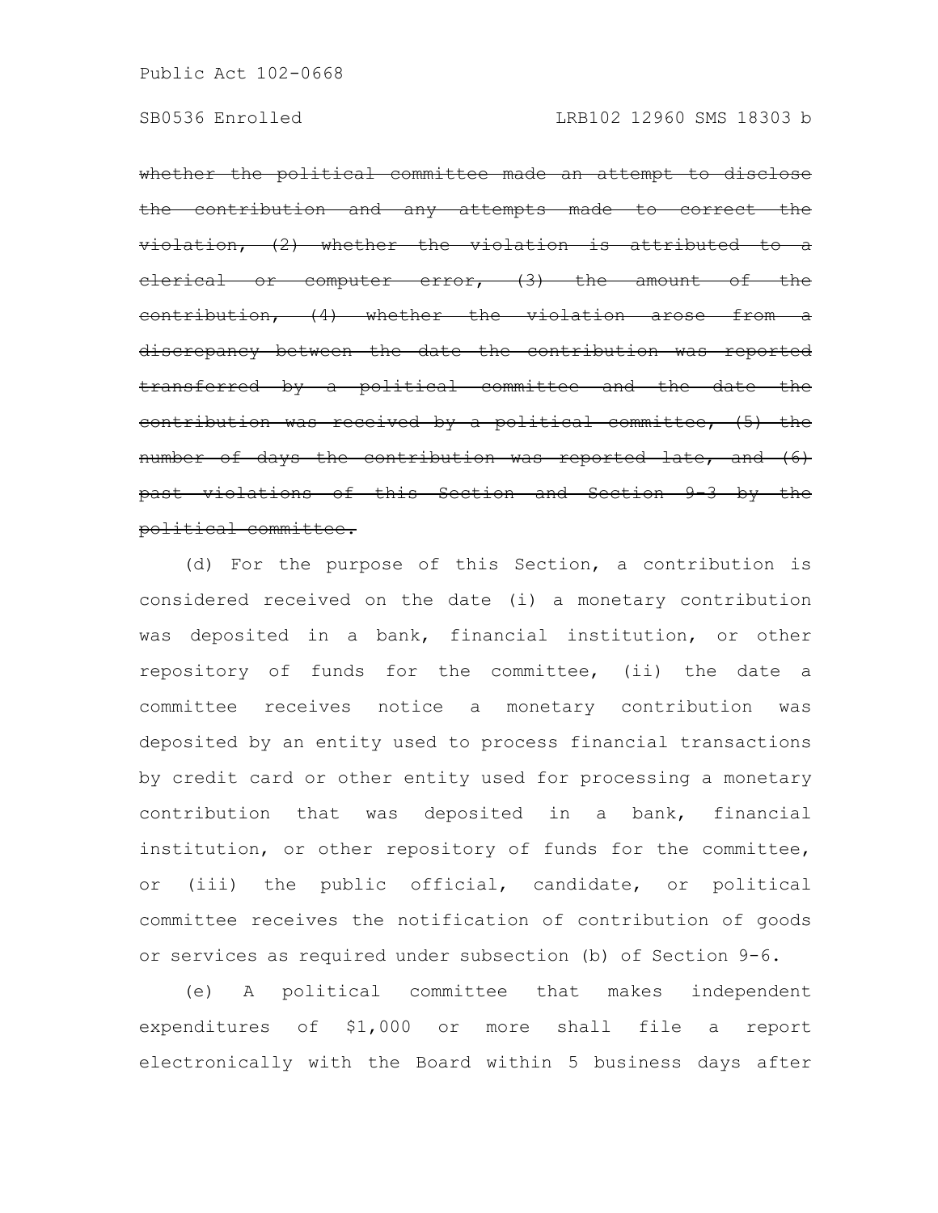~~whether the political committee made an attempt to disclose the contribution and any attempts made to correct the violation, (2) whether the violation is attributed to a clerical or computer error, (3) the amount of the contribution, (4) whether the violation arose from a discrepancy between the date the contribution was reported transferred by a political committee and the date the contribution was received by a political committee, (5) the number of days the contribution was reported late, and (6) past violations of this Section and Section 9-3 by the political committee.~~

(d) For the purpose of this Section, a contribution is considered received on the date (i) a monetary contribution was deposited in a bank, financial institution, or other repository of funds for the committee, (ii) the date a committee receives notice a monetary contribution was deposited by an entity used to process financial transactions by credit card or other entity used for processing a monetary contribution that was deposited in a bank, financial institution, or other repository of funds for the committee, or (iii) the public official, candidate, or political committee receives the notification of contribution of goods or services as required under subsection (b) of Section 9-6.

(e) A political committee that makes independent expenditures of $1,000 or more shall file a report electronically with the Board within 5 business days after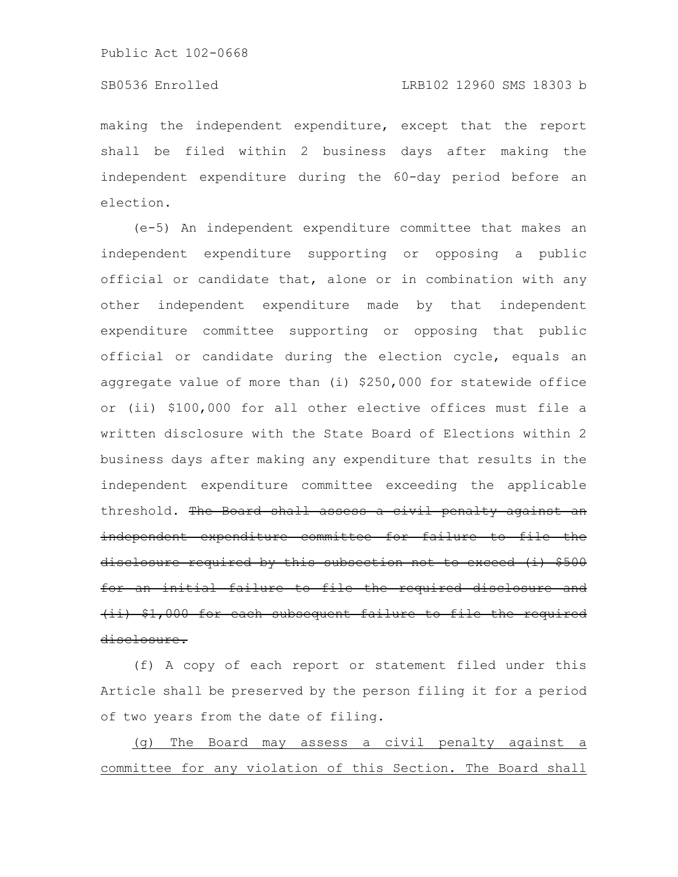making the independent expenditure, except that the report shall be filed within 2 business days after making the independent expenditure during the 60-day period before an election.

(e-5) An independent expenditure committee that makes an independent expenditure supporting or opposing a public official or candidate that, alone or in combination with any other independent expenditure made by that independent expenditure committee supporting or opposing that public official or candidate during the election cycle, equals an aggregate value of more than (i) $250,000 for statewide office or (ii) $100,000 for all other elective offices must file a written disclosure with the State Board of Elections within 2 business days after making any expenditure that results in the independent expenditure committee exceeding the applicable threshold. ~~The Board shall assess a civil penalty against an independent expenditure committee for failure to file the disclosure required by this subsection not to exceed (i) $500 for an initial failure to file the required disclosure and (ii) $1,000 for each subsequent failure to file the required disclosure.~~

(f) A copy of each report or statement filed under this Article shall be preserved by the person filing it for a period of two years from the date of filing.

<u>(g) The Board may assess a civil penalty against a committee for any violation of this Section. The Board shall</u>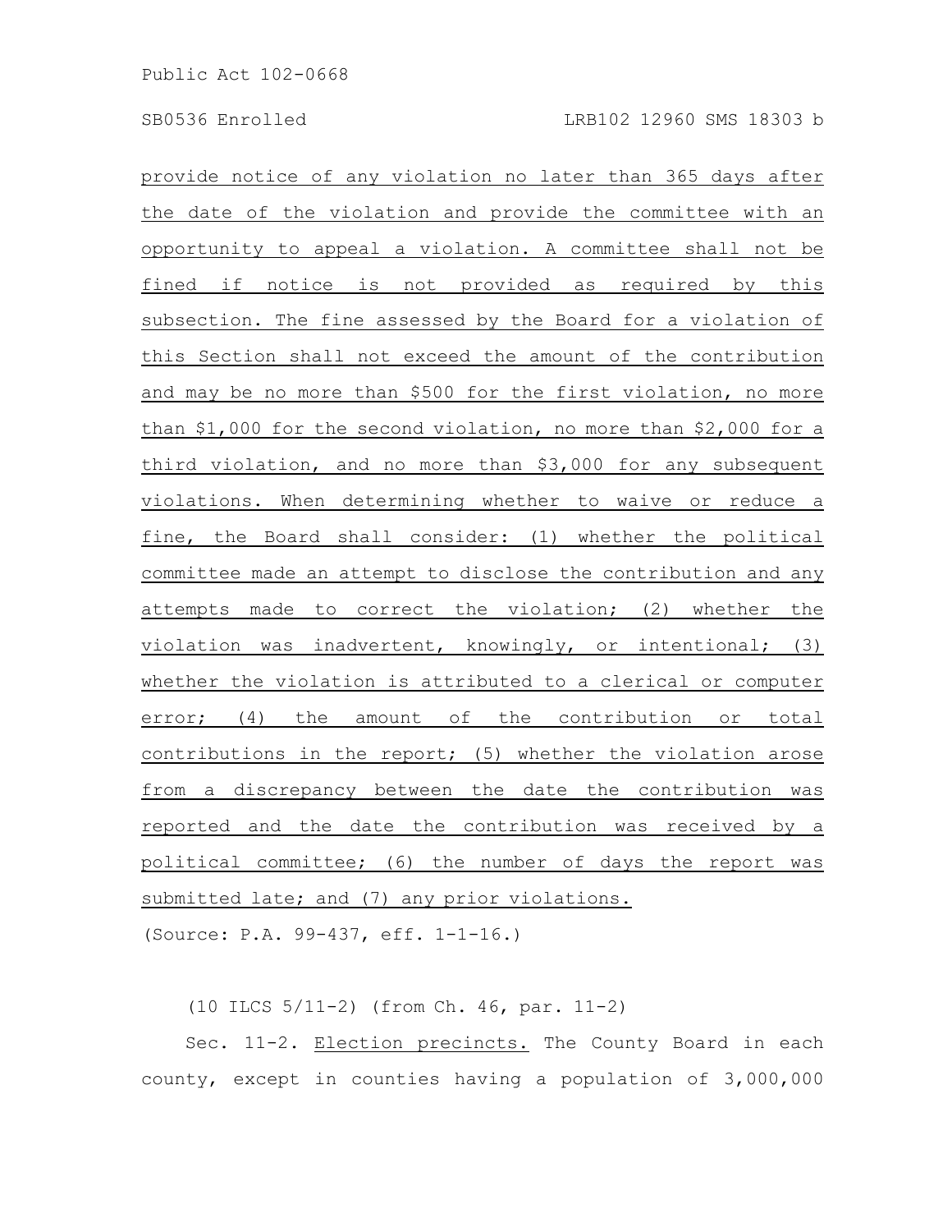provide notice of any violation no later than 365 days after the date of the violation and provide the committee with an opportunity to appeal a violation. A committee shall not be fined if notice is not provided as required by this subsection. The fine assessed by the Board for a violation of this Section shall not exceed the amount of the contribution and may be no more than $500 for the first violation, no more than $1,000 for the second violation, no more than $2,000 for a third violation, and no more than $3,000 for any subsequent violations. When determining whether to waive or reduce a fine, the Board shall consider: (1) whether the political committee made an attempt to disclose the contribution and any attempts made to correct the violation; (2) whether the violation was inadvertent, knowingly, or intentional; (3) whether the violation is attributed to a clerical or computer error; (4) the amount of the contribution or total contributions in the report; (5) whether the violation arose from a discrepancy between the date the contribution was reported and the date the contribution was received by a political committee; (6) the number of days the report was submitted late; and (7) any prior violations.

(Source: P.A. 99-437, eff. 1-1-16.)

(10 ILCS 5/11-2) (from Ch. 46, par. 11-2)

Sec. 11-2. Election precincts. The County Board in each county, except in counties having a population of 3,000,000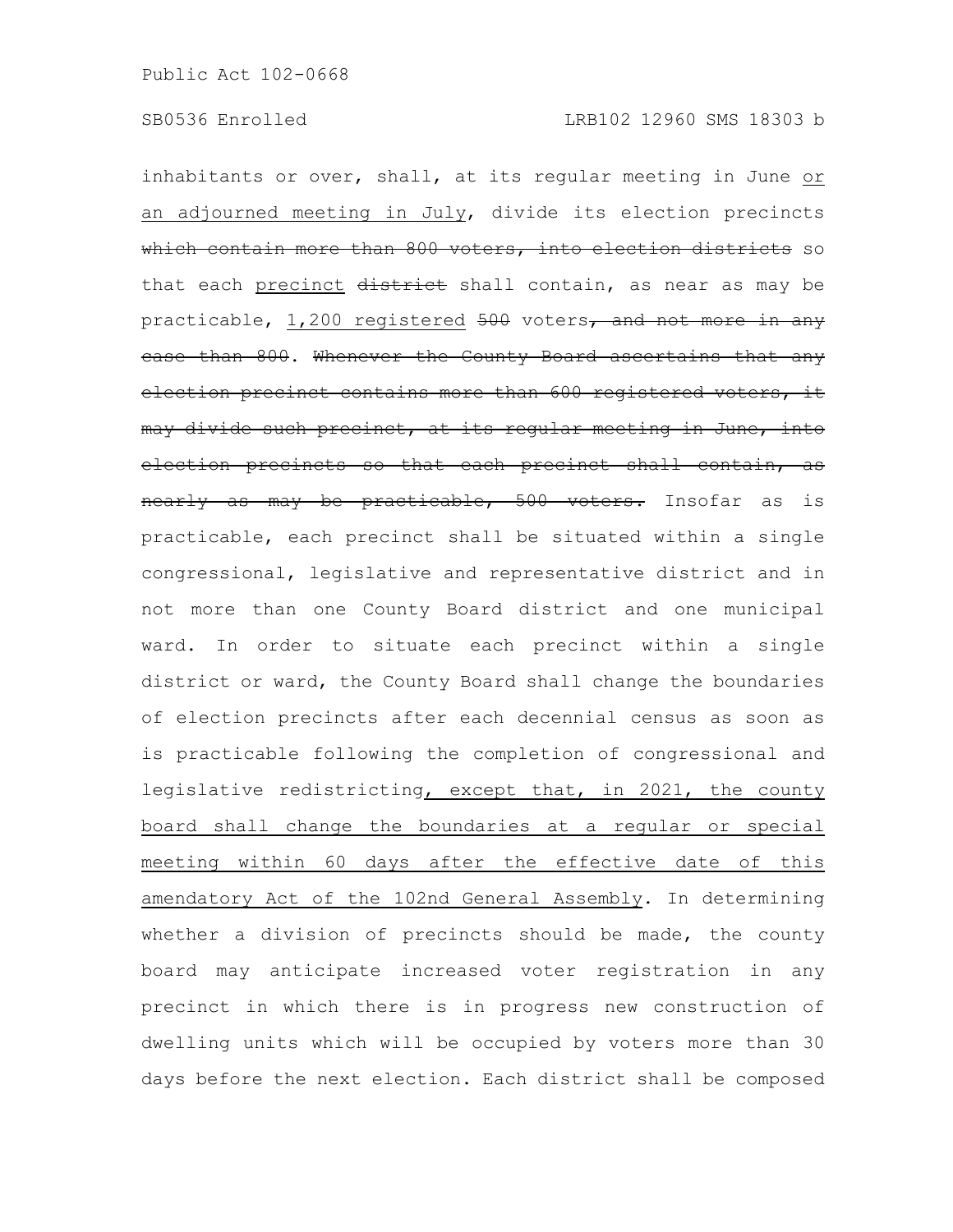inhabitants or over, shall, at its regular meeting in June or an adjourned meeting in July, divide its election precincts ~~which contain more than 800 voters, into election districts~~ so that each precinct ~~district~~ shall contain, as near as may be practicable, 1,200 registered ~~500~~ voters~~, and not more in any case than 800~~. ~~Whenever the County Board ascertains that any election precinct contains more than 600 registered voters, it may divide such precinct, at its regular meeting in June, into election precincts so that each precinct shall contain, as nearly as may be practicable, 500 voters.~~ Insofar as is practicable, each precinct shall be situated within a single congressional, legislative and representative district and in not more than one County Board district and one municipal ward. In order to situate each precinct within a single district or ward, the County Board shall change the boundaries of election precincts after each decennial census as soon as is practicable following the completion of congressional and legislative redistricting, except that, in 2021, the county board shall change the boundaries at a regular or special meeting within 60 days after the effective date of this amendatory Act of the 102nd General Assembly. In determining whether a division of precincts should be made, the county board may anticipate increased voter registration in any precinct in which there is in progress new construction of dwelling units which will be occupied by voters more than 30 days before the next election. Each district shall be composed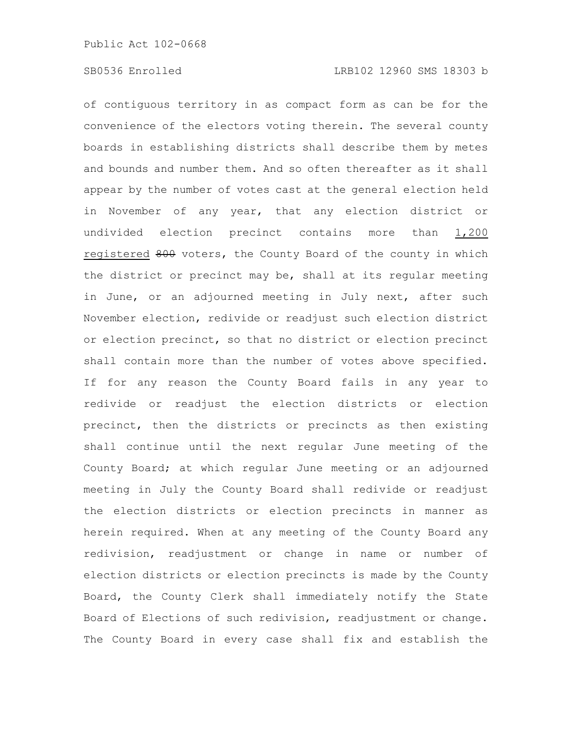of contiguous territory in as compact form as can be for the convenience of the electors voting therein. The several county boards in establishing districts shall describe them by metes and bounds and number them. And so often thereafter as it shall appear by the number of votes cast at the general election held in November of any year, that any election district or undivided election precinct contains more than <u>1,200 registered</u> ~~800~~ voters, the County Board of the county in which the district or precinct may be, shall at its regular meeting in June, or an adjourned meeting in July next, after such November election, redivide or readjust such election district or election precinct, so that no district or election precinct shall contain more than the number of votes above specified. If for any reason the County Board fails in any year to redivide or readjust the election districts or election precinct, then the districts or precincts as then existing shall continue until the next regular June meeting of the County Board; at which regular June meeting or an adjourned meeting in July the County Board shall redivide or readjust the election districts or election precincts in manner as herein required. When at any meeting of the County Board any redivision, readjustment or change in name or number of election districts or election precincts is made by the County Board, the County Clerk shall immediately notify the State Board of Elections of such redivision, readjustment or change. The County Board in every case shall fix and establish the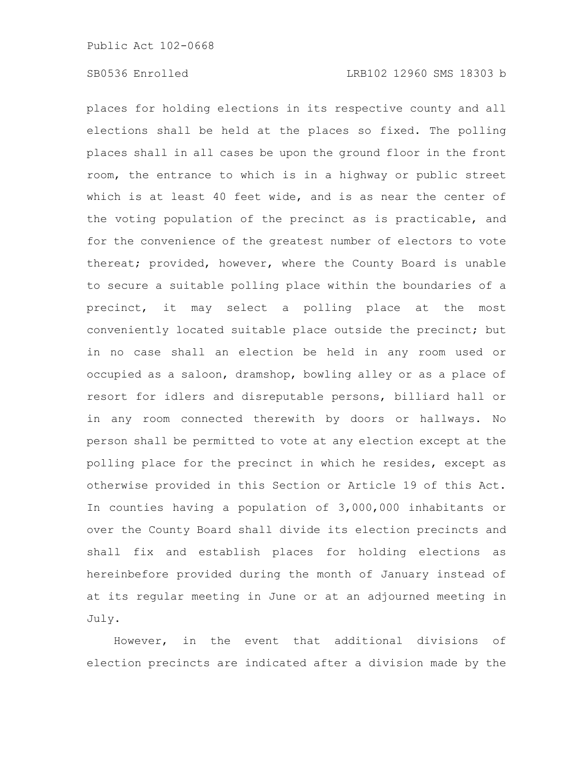places for holding elections in its respective county and all elections shall be held at the places so fixed. The polling places shall in all cases be upon the ground floor in the front room, the entrance to which is in a highway or public street which is at least 40 feet wide, and is as near the center of the voting population of the precinct as is practicable, and for the convenience of the greatest number of electors to vote thereat; provided, however, where the County Board is unable to secure a suitable polling place within the boundaries of a precinct, it may select a polling place at the most conveniently located suitable place outside the precinct; but in no case shall an election be held in any room used or occupied as a saloon, dramshop, bowling alley or as a place of resort for idlers and disreputable persons, billiard hall or in any room connected therewith by doors or hallways. No person shall be permitted to vote at any election except at the polling place for the precinct in which he resides, except as otherwise provided in this Section or Article 19 of this Act. In counties having a population of 3,000,000 inhabitants or over the County Board shall divide its election precincts and shall fix and establish places for holding elections as hereinbefore provided during the month of January instead of at its regular meeting in June or at an adjourned meeting in July.

However, in the event that additional divisions of election precincts are indicated after a division made by the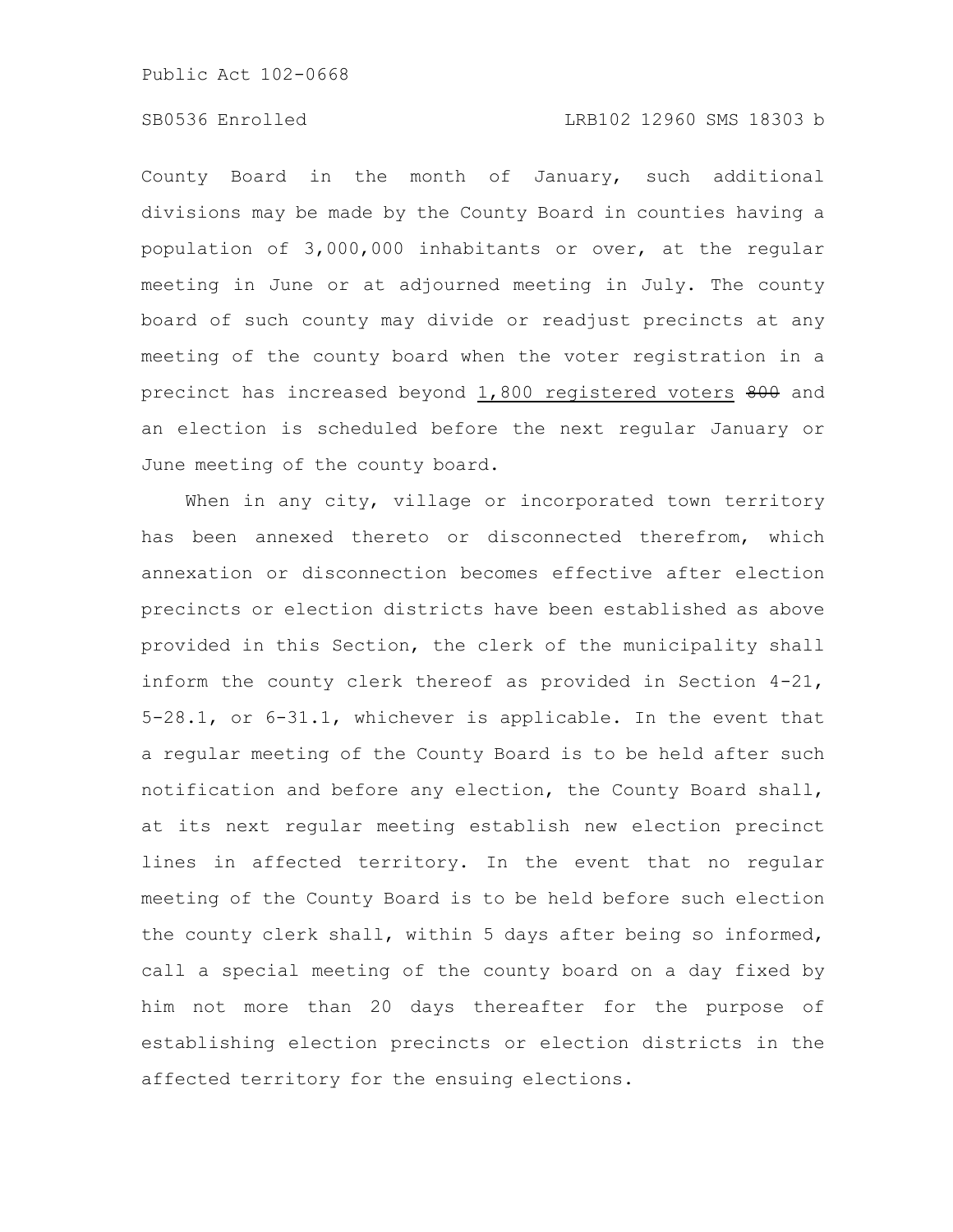County Board in the month of January, such additional divisions may be made by the County Board in counties having a population of 3,000,000 inhabitants or over, at the regular meeting in June or at adjourned meeting in July. The county board of such county may divide or readjust precincts at any meeting of the county board when the voter registration in a precinct has increased beyond <u>1,800 registered voters</u> ~~800~~ and an election is scheduled before the next regular January or June meeting of the county board.

When in any city, village or incorporated town territory has been annexed thereto or disconnected therefrom, which annexation or disconnection becomes effective after election precincts or election districts have been established as above provided in this Section, the clerk of the municipality shall inform the county clerk thereof as provided in Section 4-21, 5-28.1, or 6-31.1, whichever is applicable. In the event that a regular meeting of the County Board is to be held after such notification and before any election, the County Board shall, at its next regular meeting establish new election precinct lines in affected territory. In the event that no regular meeting of the County Board is to be held before such election the county clerk shall, within 5 days after being so informed, call a special meeting of the county board on a day fixed by him not more than 20 days thereafter for the purpose of establishing election precincts or election districts in the affected territory for the ensuing elections.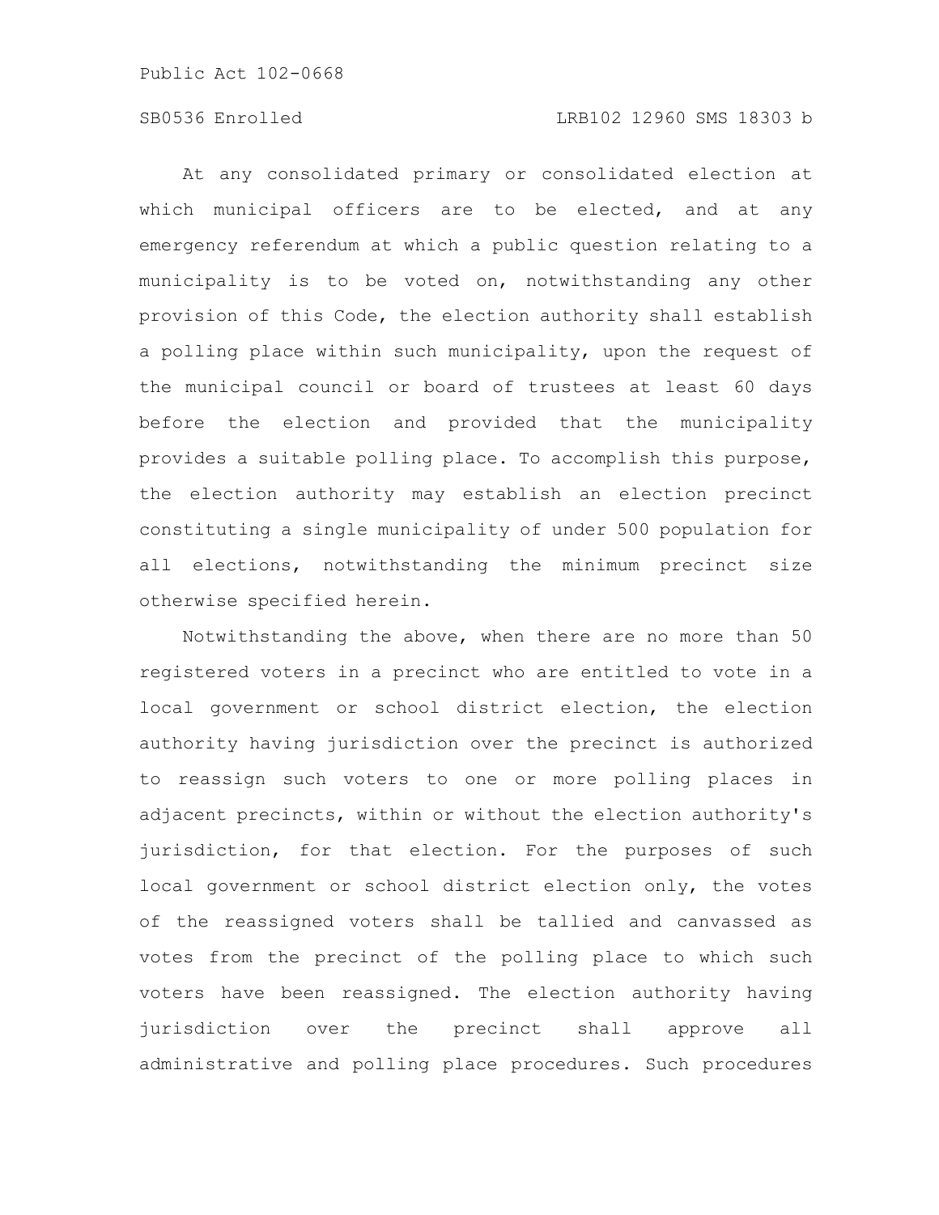At any consolidated primary or consolidated election at which municipal officers are to be elected, and at any emergency referendum at which a public question relating to a municipality is to be voted on, notwithstanding any other provision of this Code, the election authority shall establish a polling place within such municipality, upon the request of the municipal council or board of trustees at least 60 days before the election and provided that the municipality provides a suitable polling place. To accomplish this purpose, the election authority may establish an election precinct constituting a single municipality of under 500 population for all elections, notwithstanding the minimum precinct size otherwise specified herein.

Notwithstanding the above, when there are no more than 50 registered voters in a precinct who are entitled to vote in a local government or school district election, the election authority having jurisdiction over the precinct is authorized to reassign such voters to one or more polling places in adjacent precincts, within or without the election authority's jurisdiction, for that election. For the purposes of such local government or school district election only, the votes of the reassigned voters shall be tallied and canvassed as votes from the precinct of the polling place to which such voters have been reassigned. The election authority having jurisdiction over the precinct shall approve all administrative and polling place procedures. Such procedures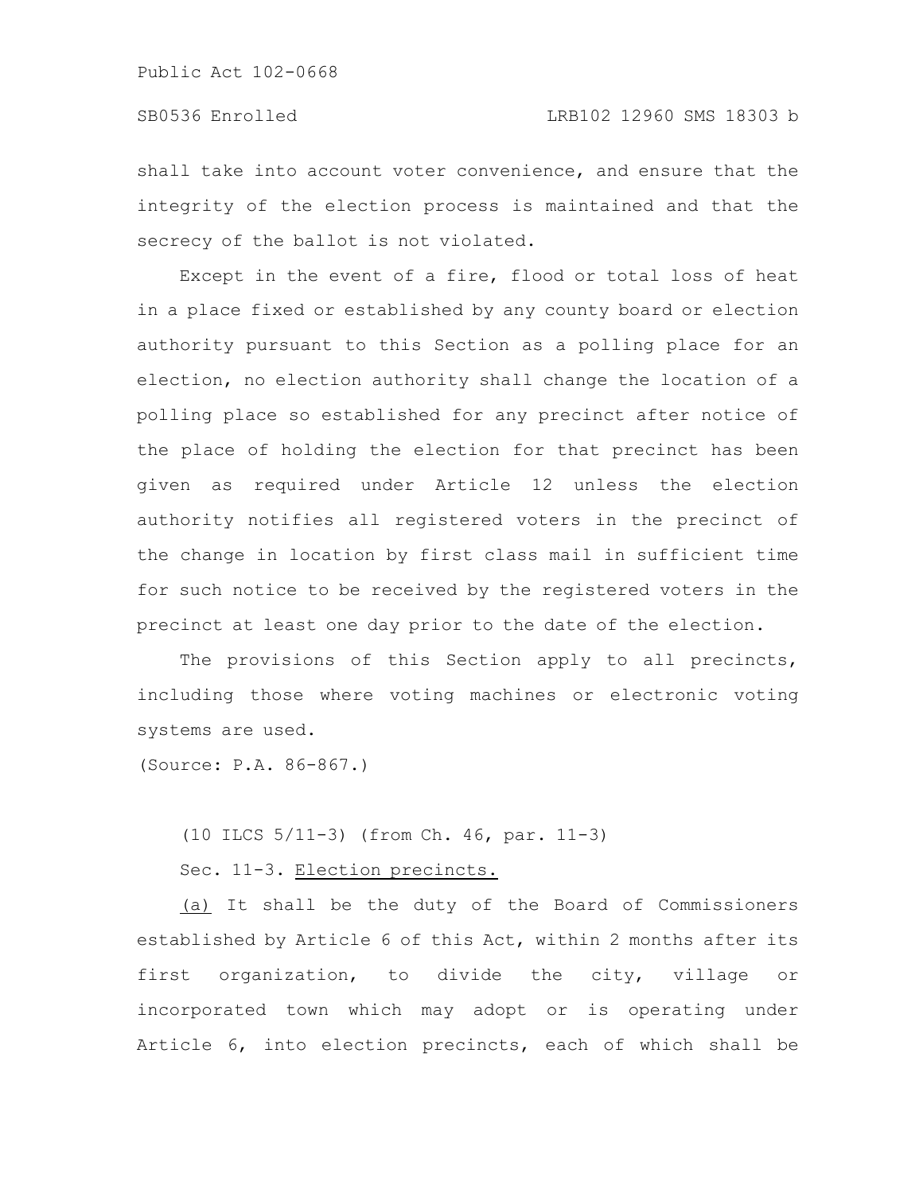shall take into account voter convenience, and ensure that the integrity of the election process is maintained and that the secrecy of the ballot is not violated.

Except in the event of a fire, flood or total loss of heat in a place fixed or established by any county board or election authority pursuant to this Section as a polling place for an election, no election authority shall change the location of a polling place so established for any precinct after notice of the place of holding the election for that precinct has been given as required under Article 12 unless the election authority notifies all registered voters in the precinct of the change in location by first class mail in sufficient time for such notice to be received by the registered voters in the precinct at least one day prior to the date of the election.

The provisions of this Section apply to all precincts, including those where voting machines or electronic voting systems are used.

(Source: P.A. 86-867.)

(10 ILCS 5/11-3) (from Ch. 46, par. 11-3)

Sec. 11-3. Election precincts.

(a) It shall be the duty of the Board of Commissioners established by Article 6 of this Act, within 2 months after its first organization, to divide the city, village or incorporated town which may adopt or is operating under Article 6, into election precincts, each of which shall be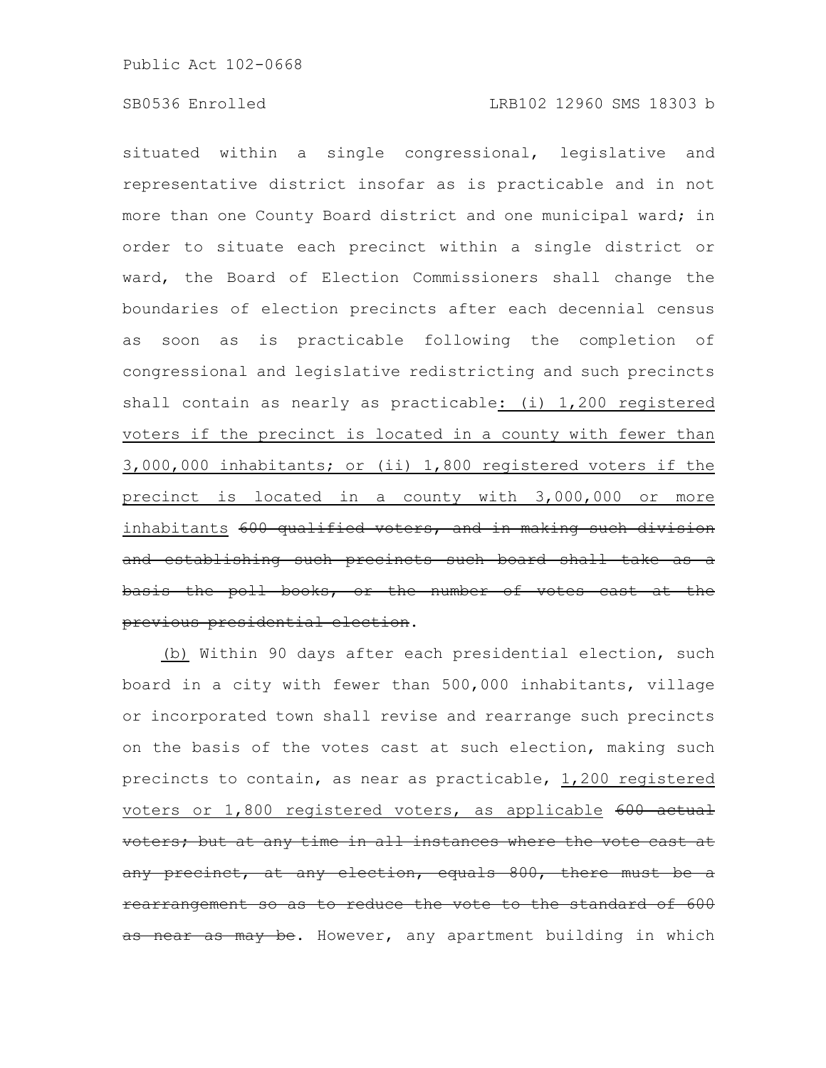situated within a single congressional, legislative and representative district insofar as is practicable and in not more than one County Board district and one municipal ward; in order to situate each precinct within a single district or ward, the Board of Election Commissioners shall change the boundaries of election precincts after each decennial census as soon as is practicable following the completion of congressional and legislative redistricting and such precincts shall contain as nearly as practicable: (i) 1,200 registered voters if the precinct is located in a county with fewer than 3,000,000 inhabitants; or (ii) 1,800 registered voters if the precinct is located in a county with 3,000,000 or more inhabitants ~~600 qualified voters, and in making such division and establishing such precincts such board shall take as a basis the poll books, or the number of votes cast at the previous presidential election~~.

(b) Within 90 days after each presidential election, such board in a city with fewer than 500,000 inhabitants, village or incorporated town shall revise and rearrange such precincts on the basis of the votes cast at such election, making such precincts to contain, as near as practicable, 1,200 registered voters or 1,800 registered voters, as applicable ~~600 actual voters; but at any time in all instances where the vote cast at any precinct, at any election, equals 800, there must be a rearrangement so as to reduce the vote to the standard of 600 as near as may be~~. However, any apartment building in which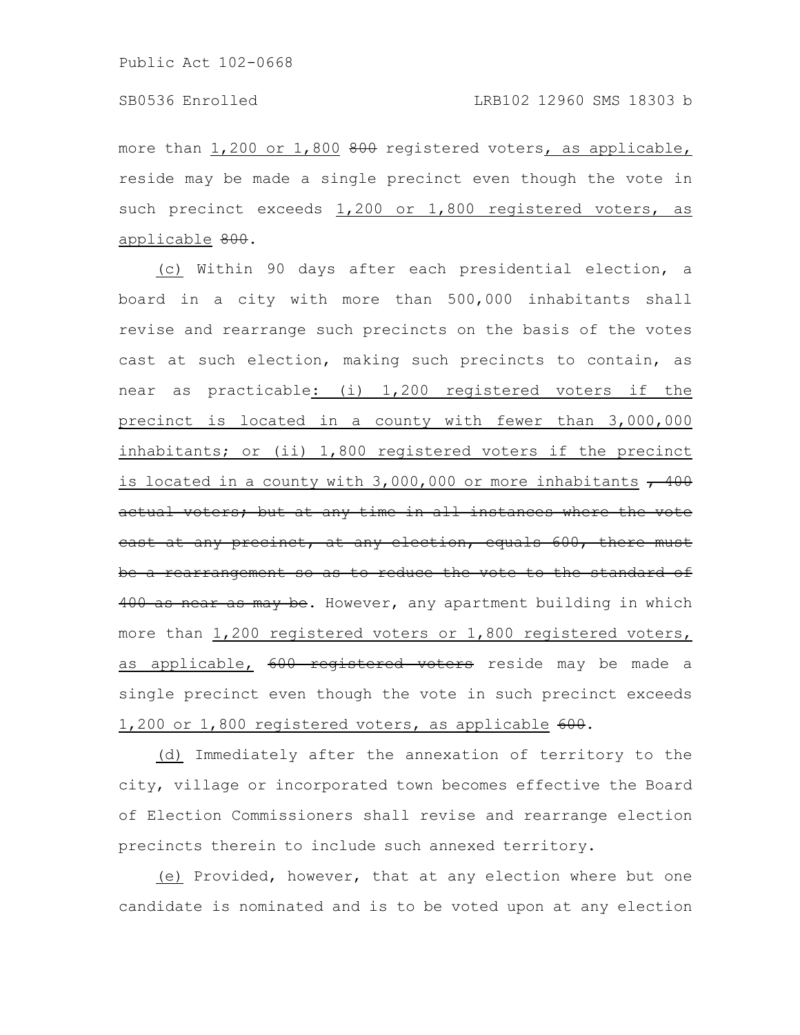more than 1,200 or 1,800 ~~800~~ registered voters, as applicable, reside may be made a single precinct even though the vote in such precinct exceeds 1,200 or 1,800 registered voters, as applicable ~~800~~.

(c) Within 90 days after each presidential election, a board in a city with more than 500,000 inhabitants shall revise and rearrange such precincts on the basis of the votes cast at such election, making such precincts to contain, as near as practicable: (i) 1,200 registered voters if the precinct is located in a county with fewer than 3,000,000 inhabitants; or (ii) 1,800 registered voters if the precinct is located in a county with 3,000,000 or more inhabitants ~~, 400 actual voters; but at any time in all instances where the vote cast at any precinct, at any election, equals 600, there must be a rearrangement so as to reduce the vote to the standard of 400 as near as may be~~. However, any apartment building in which more than 1,200 registered voters or 1,800 registered voters, as applicable, ~~600 registered voters~~ reside may be made a single precinct even though the vote in such precinct exceeds 1,200 or 1,800 registered voters, as applicable ~~600~~.

(d) Immediately after the annexation of territory to the city, village or incorporated town becomes effective the Board of Election Commissioners shall revise and rearrange election precincts therein to include such annexed territory.

(e) Provided, however, that at any election where but one candidate is nominated and is to be voted upon at any election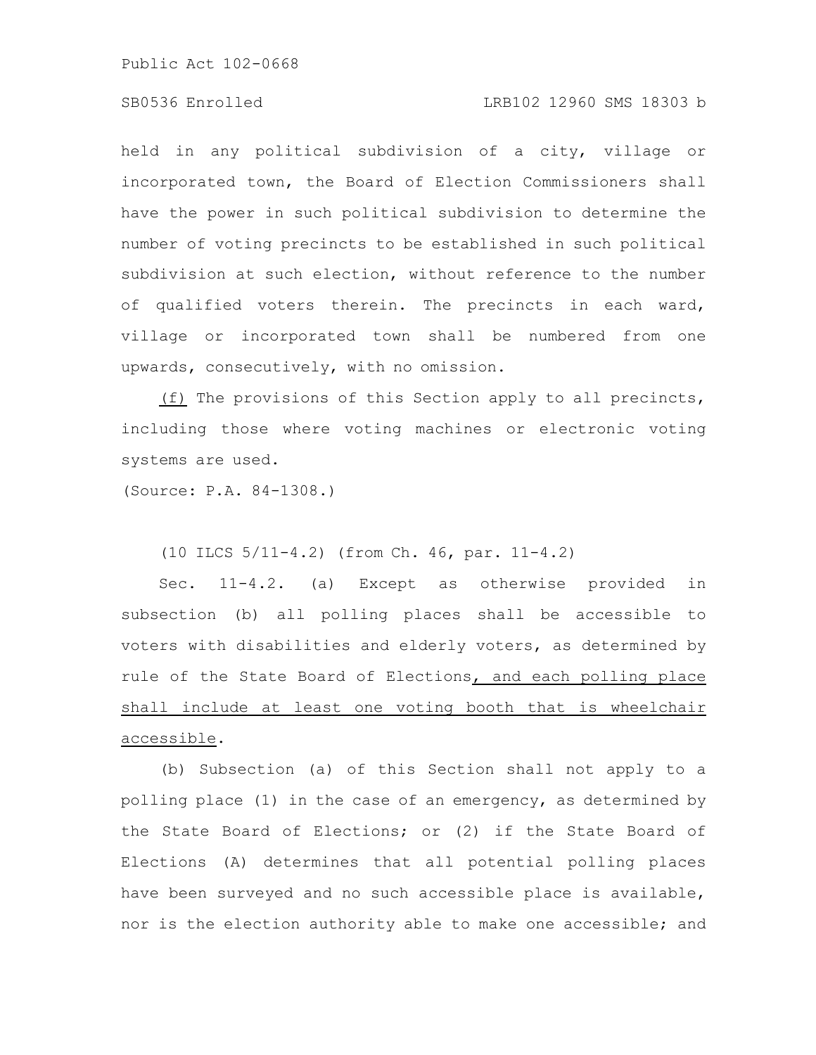held in any political subdivision of a city, village or incorporated town, the Board of Election Commissioners shall have the power in such political subdivision to determine the number of voting precincts to be established in such political subdivision at such election, without reference to the number of qualified voters therein. The precincts in each ward, village or incorporated town shall be numbered from one upwards, consecutively, with no omission.

(f) The provisions of this Section apply to all precincts, including those where voting machines or electronic voting systems are used.

(Source: P.A. 84-1308.)

(10 ILCS 5/11-4.2) (from Ch. 46, par. 11-4.2)

Sec. 11-4.2. (a) Except as otherwise provided in subsection (b) all polling places shall be accessible to voters with disabilities and elderly voters, as determined by rule of the State Board of Elections, and each polling place shall include at least one voting booth that is wheelchair accessible.

(b) Subsection (a) of this Section shall not apply to a polling place (1) in the case of an emergency, as determined by the State Board of Elections; or (2) if the State Board of Elections (A) determines that all potential polling places have been surveyed and no such accessible place is available, nor is the election authority able to make one accessible; and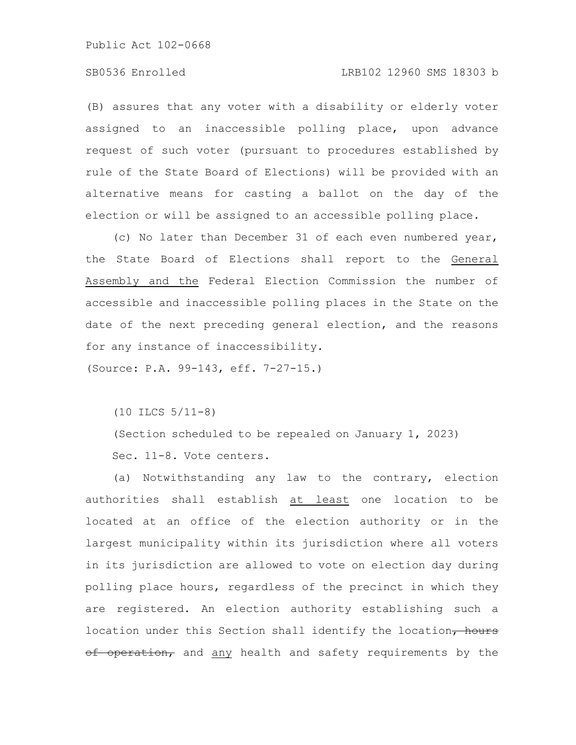(B) assures that any voter with a disability or elderly voter assigned to an inaccessible polling place, upon advance request of such voter (pursuant to procedures established by rule of the State Board of Elections) will be provided with an alternative means for casting a ballot on the day of the election or will be assigned to an accessible polling place.

(c) No later than December 31 of each even numbered year, the State Board of Elections shall report to the General Assembly and the Federal Election Commission the number of accessible and inaccessible polling places in the State on the date of the next preceding general election, and the reasons for any instance of inaccessibility.

(Source: P.A. 99-143, eff. 7-27-15.)

(10 ILCS 5/11-8)

(Section scheduled to be repealed on January 1, 2023)

Sec. 11-8. Vote centers.

(a) Notwithstanding any law to the contrary, election authorities shall establish at least one location to be located at an office of the election authority or in the largest municipality within its jurisdiction where all voters in its jurisdiction are allowed to vote on election day during polling place hours, regardless of the precinct in which they are registered. An election authority establishing such a location under this Section shall identify the location~~, hours of operation,~~ and any health and safety requirements by the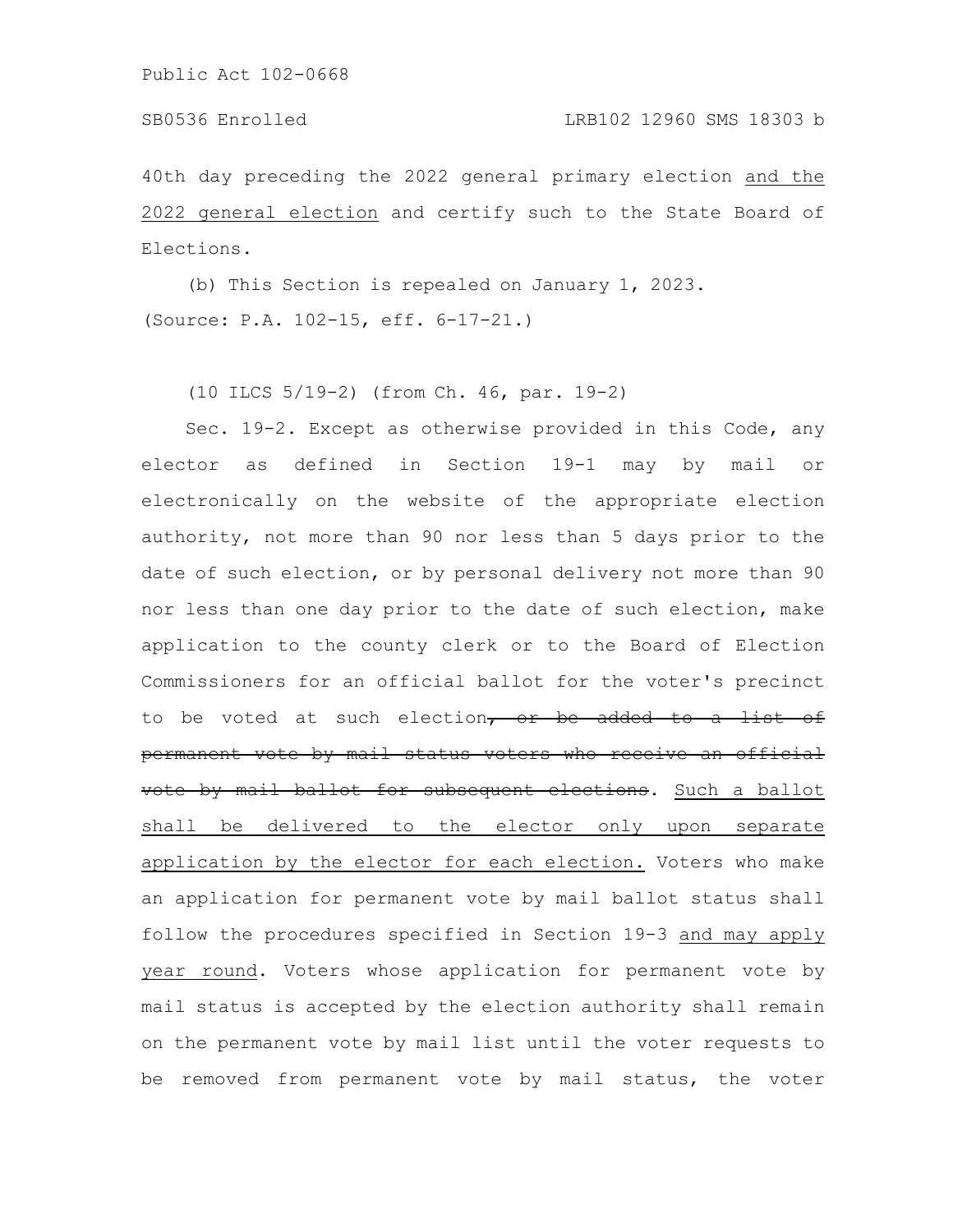40th day preceding the 2022 general primary election <u>and the 2022 general election</u> and certify such to the State Board of Elections.

(b) This Section is repealed on January 1, 2023.
(Source: P.A. 102-15, eff. 6-17-21.)

(10 ILCS 5/19-2) (from Ch. 46, par. 19-2)

Sec. 19-2. Except as otherwise provided in this Code, any elector as defined in Section 19-1 may by mail or electronically on the website of the appropriate election authority, not more than 90 nor less than 5 days prior to the date of such election, or by personal delivery not more than 90 nor less than one day prior to the date of such election, make application to the county clerk or to the Board of Election Commissioners for an official ballot for the voter's precinct to be voted at such election~~, or be added to a list of permanent vote by mail status voters who receive an official vote by mail ballot for subsequent elections~~. <u>Such a ballot shall be delivered to the elector only upon separate application by the elector for each election.</u> Voters who make an application for permanent vote by mail ballot status shall follow the procedures specified in Section 19-3 <u>and may apply year round</u>. Voters whose application for permanent vote by mail status is accepted by the election authority shall remain on the permanent vote by mail list until the voter requests to be removed from permanent vote by mail status, the voter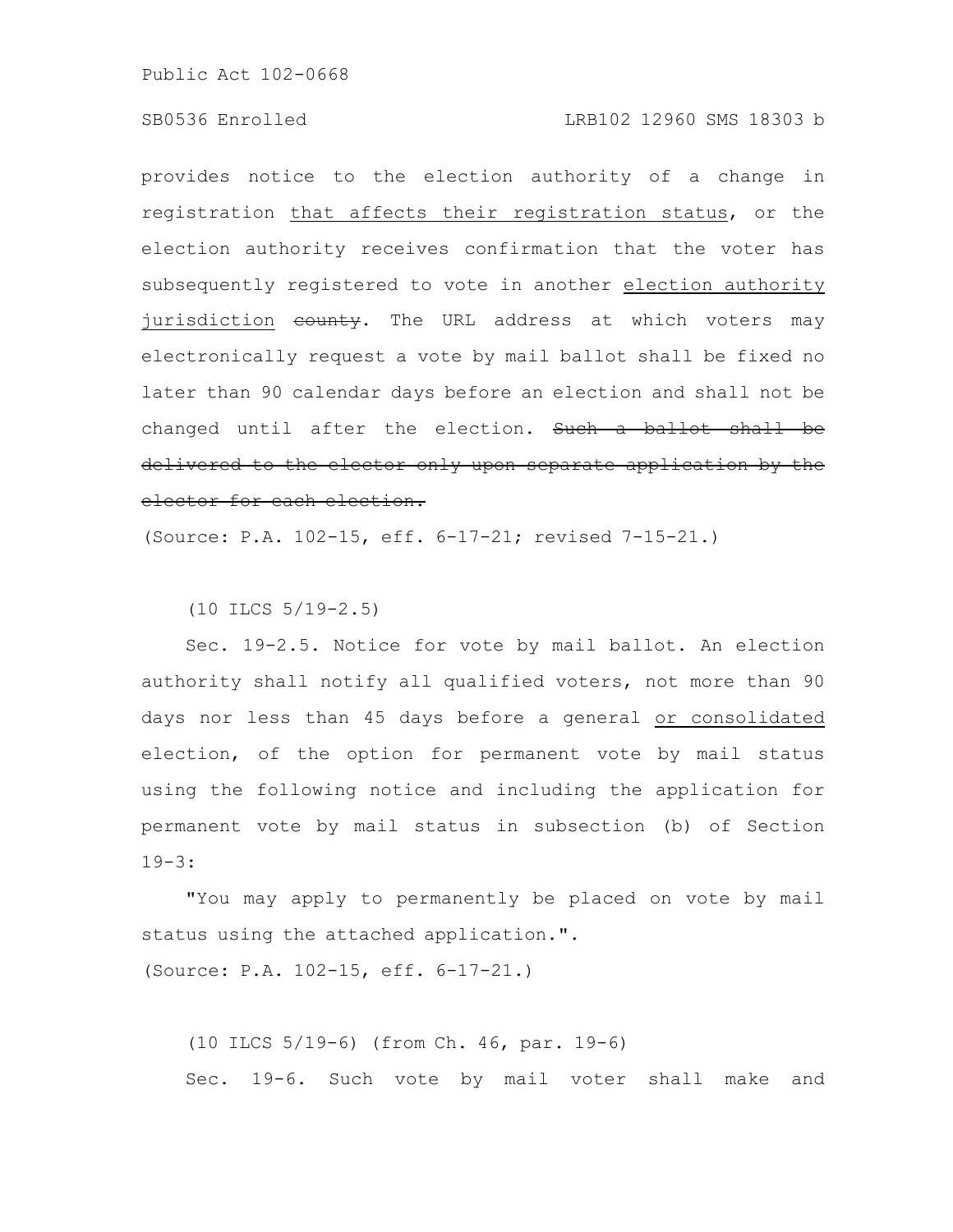provides notice to the election authority of a change in registration that affects their registration status, or the election authority receives confirmation that the voter has subsequently registered to vote in another election authority jurisdiction ~~county~~. The URL address at which voters may electronically request a vote by mail ballot shall be fixed no later than 90 calendar days before an election and shall not be changed until after the election. ~~Such a ballot shall be delivered to the elector only upon separate application by the elector for each election.~~

(Source: P.A. 102-15, eff. 6-17-21; revised 7-15-21.)

(10 ILCS 5/19-2.5)

Sec. 19-2.5. Notice for vote by mail ballot. An election authority shall notify all qualified voters, not more than 90 days nor less than 45 days before a general or consolidated election, of the option for permanent vote by mail status using the following notice and including the application for permanent vote by mail status in subsection (b) of Section 19-3:

"You may apply to permanently be placed on vote by mail status using the attached application.".

(Source: P.A. 102-15, eff. 6-17-21.)

(10 ILCS 5/19-6) (from Ch. 46, par. 19-6)

Sec. 19-6. Such vote by mail voter shall make and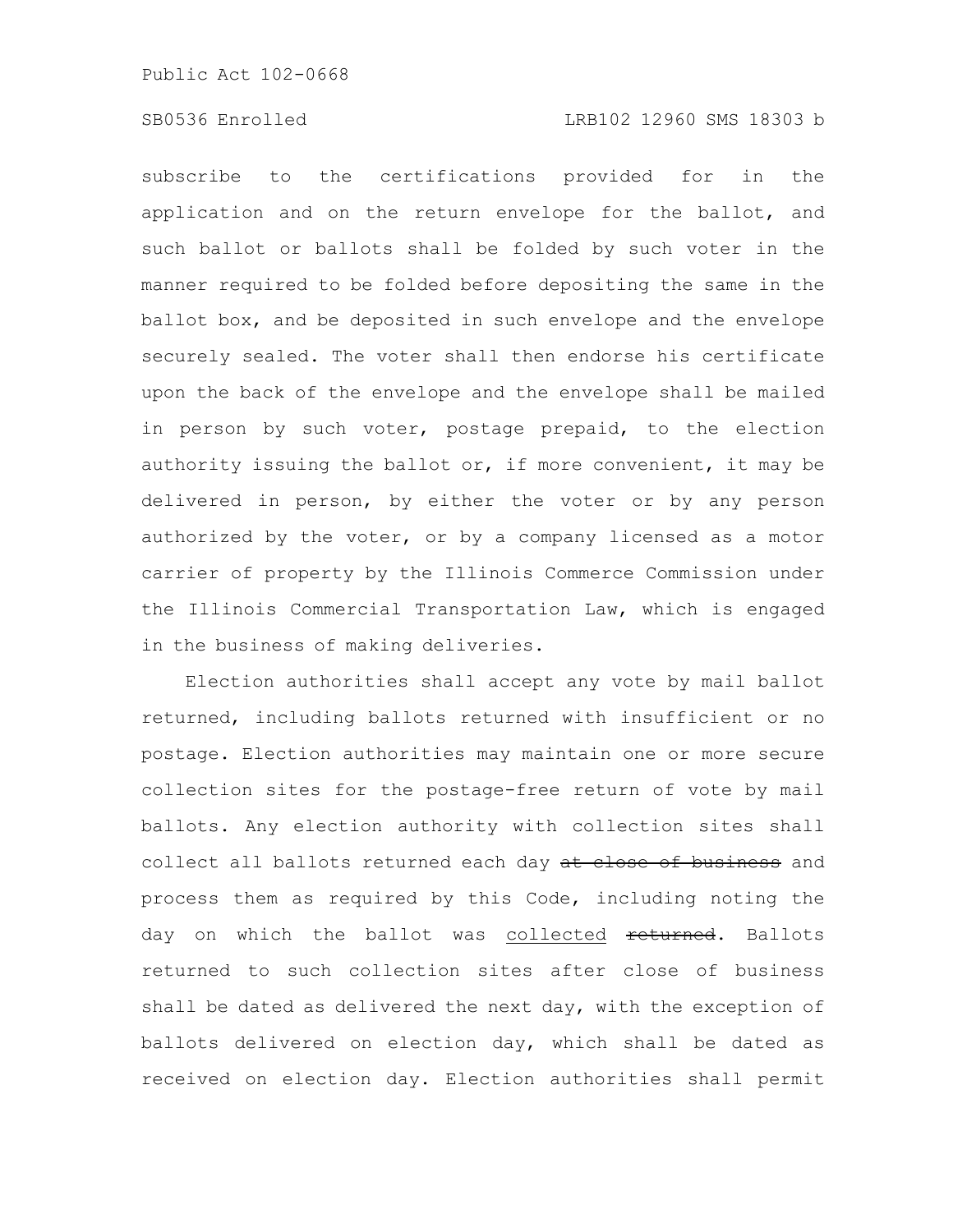subscribe to the certifications provided for in the application and on the return envelope for the ballot, and such ballot or ballots shall be folded by such voter in the manner required to be folded before depositing the same in the ballot box, and be deposited in such envelope and the envelope securely sealed. The voter shall then endorse his certificate upon the back of the envelope and the envelope shall be mailed in person by such voter, postage prepaid, to the election authority issuing the ballot or, if more convenient, it may be delivered in person, by either the voter or by any person authorized by the voter, or by a company licensed as a motor carrier of property by the Illinois Commerce Commission under the Illinois Commercial Transportation Law, which is engaged in the business of making deliveries.

Election authorities shall accept any vote by mail ballot returned, including ballots returned with insufficient or no postage. Election authorities may maintain one or more secure collection sites for the postage-free return of vote by mail ballots. Any election authority with collection sites shall collect all ballots returned each day ~~at close of business~~ and process them as required by this Code, including noting the day on which the ballot was <u>collected</u> ~~returned~~. Ballots returned to such collection sites after close of business shall be dated as delivered the next day, with the exception of ballots delivered on election day, which shall be dated as received on election day. Election authorities shall permit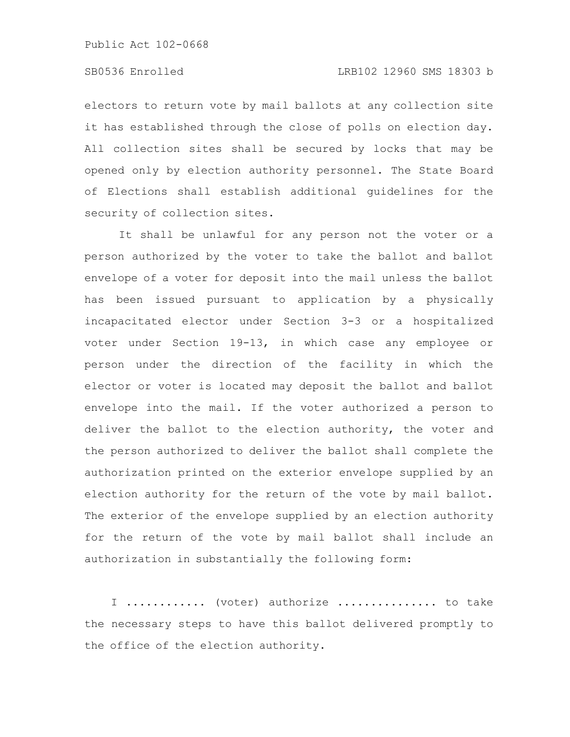electors to return vote by mail ballots at any collection site it has established through the close of polls on election day. All collection sites shall be secured by locks that may be opened only by election authority personnel. The State Board of Elections shall establish additional guidelines for the security of collection sites.

It shall be unlawful for any person not the voter or a person authorized by the voter to take the ballot and ballot envelope of a voter for deposit into the mail unless the ballot has been issued pursuant to application by a physically incapacitated elector under Section 3-3 or a hospitalized voter under Section 19-13, in which case any employee or person under the direction of the facility in which the elector or voter is located may deposit the ballot and ballot envelope into the mail. If the voter authorized a person to deliver the ballot to the election authority, the voter and the person authorized to deliver the ballot shall complete the authorization printed on the exterior envelope supplied by an election authority for the return of the vote by mail ballot. The exterior of the envelope supplied by an election authority for the return of the vote by mail ballot shall include an authorization in substantially the following form:

I ........... (voter) authorize .............. to take the necessary steps to have this ballot delivered promptly to the office of the election authority.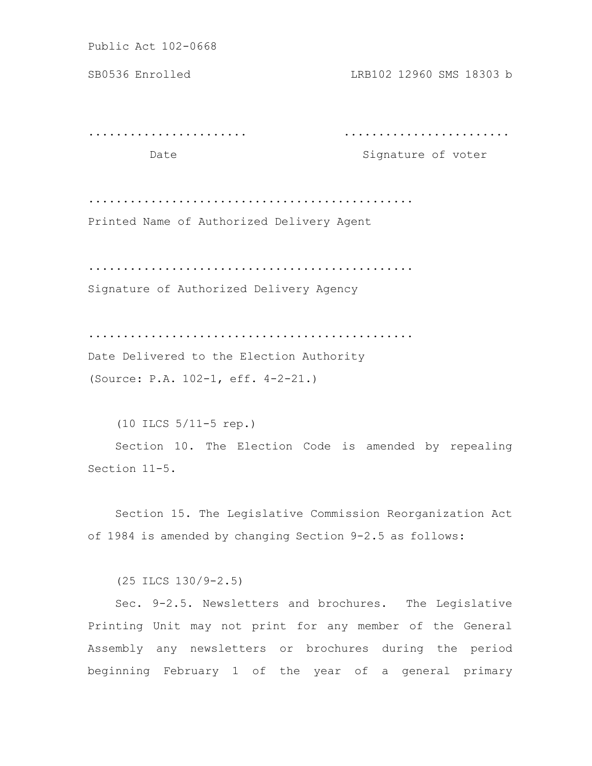...................... ......................

Date Signature of voter

..............................................

Printed Name of Authorized Delivery Agent

..............................................

Signature of Authorized Delivery Agency

..............................................

Date Delivered to the Election Authority

(Source: P.A. 102-1, eff. 4-2-21.)

(10 ILCS 5/11-5 rep.)

Section 10. The Election Code is amended by repealing Section 11-5.

Section 15. The Legislative Commission Reorganization Act of 1984 is amended by changing Section 9-2.5 as follows:

(25 ILCS 130/9-2.5)

Sec. 9-2.5. Newsletters and brochures. The Legislative Printing Unit may not print for any member of the General Assembly any newsletters or brochures during the period beginning February 1 of the year of a general primary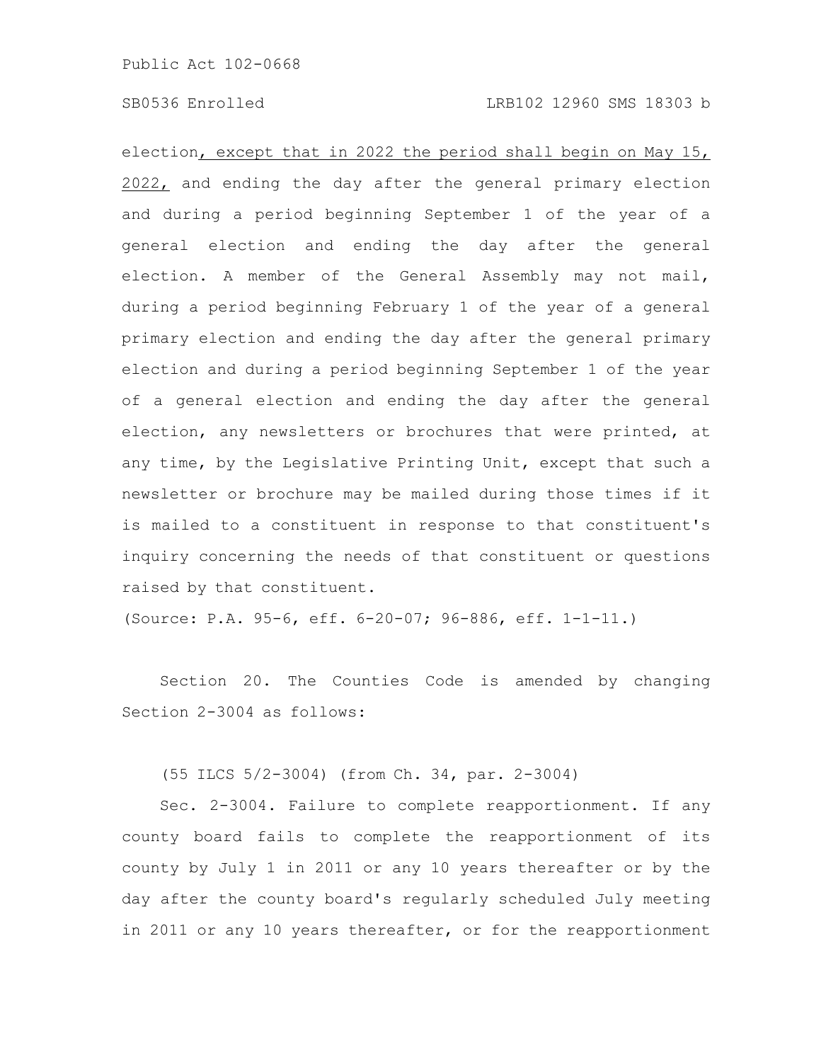election, except that in 2022 the period shall begin on May 15, 2022, and ending the day after the general primary election and during a period beginning September 1 of the year of a general election and ending the day after the general election. A member of the General Assembly may not mail, during a period beginning February 1 of the year of a general primary election and ending the day after the general primary election and during a period beginning September 1 of the year of a general election and ending the day after the general election, any newsletters or brochures that were printed, at any time, by the Legislative Printing Unit, except that such a newsletter or brochure may be mailed during those times if it is mailed to a constituent in response to that constituent's inquiry concerning the needs of that constituent or questions raised by that constituent.

(Source: P.A. 95-6, eff. 6-20-07; 96-886, eff. 1-1-11.)

Section 20. The Counties Code is amended by changing Section 2-3004 as follows:

(55 ILCS 5/2-3004) (from Ch. 34, par. 2-3004)

Sec. 2-3004. Failure to complete reapportionment. If any county board fails to complete the reapportionment of its county by July 1 in 2011 or any 10 years thereafter or by the day after the county board's regularly scheduled July meeting in 2011 or any 10 years thereafter, or for the reapportionment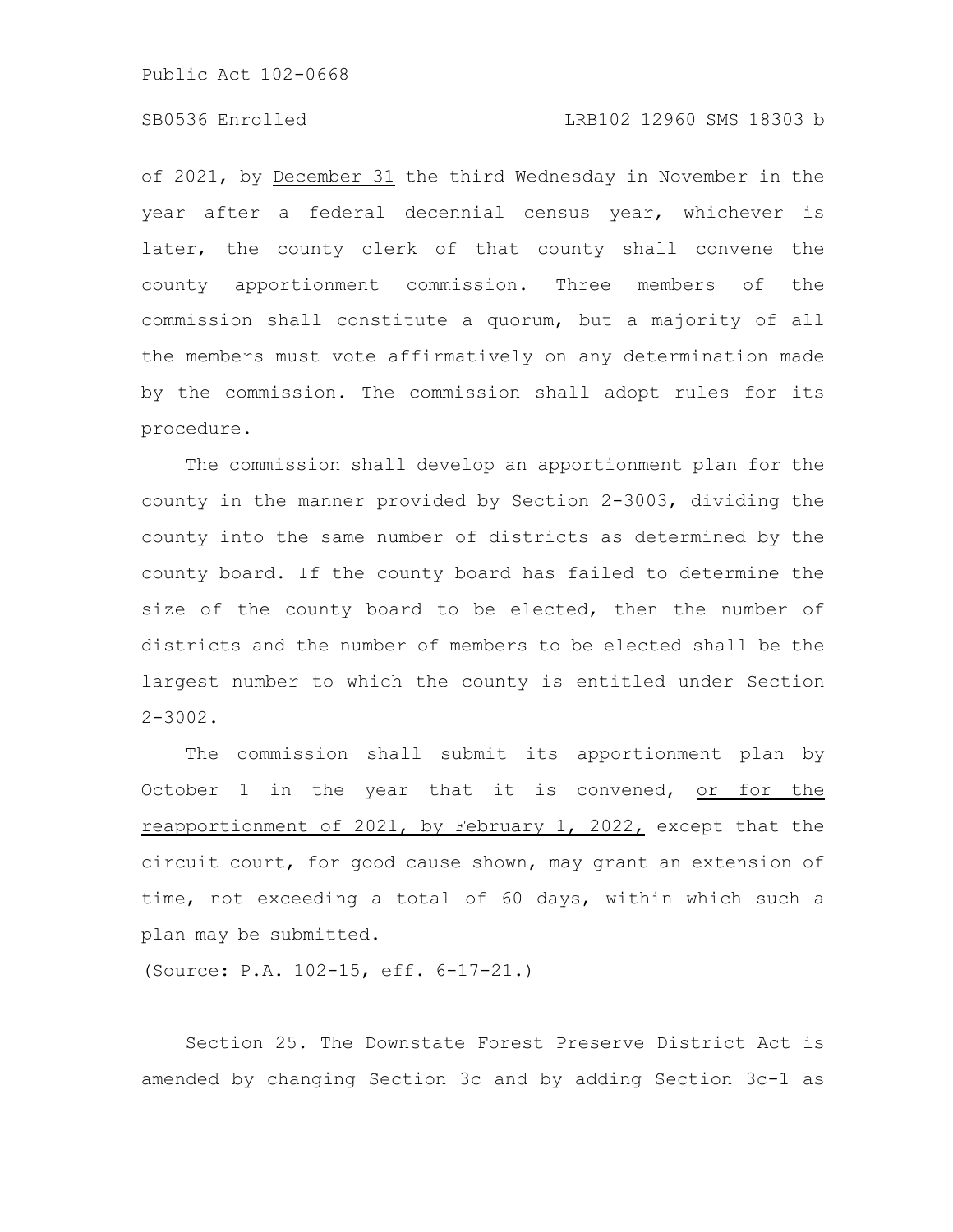of 2021, by <u>December 31</u> ~~the third Wednesday in November~~ in the year after a federal decennial census year, whichever is later, the county clerk of that county shall convene the county apportionment commission. Three members of the commission shall constitute a quorum, but a majority of all the members must vote affirmatively on any determination made by the commission. The commission shall adopt rules for its procedure.

The commission shall develop an apportionment plan for the county in the manner provided by Section 2-3003, dividing the county into the same number of districts as determined by the county board. If the county board has failed to determine the size of the county board to be elected, then the number of districts and the number of members to be elected shall be the largest number to which the county is entitled under Section 2-3002.

The commission shall submit its apportionment plan by October 1 in the year that it is convened, <u>or for the reapportionment of 2021, by February 1, 2022,</u> except that the circuit court, for good cause shown, may grant an extension of time, not exceeding a total of 60 days, within which such a plan may be submitted.

(Source: P.A. 102-15, eff. 6-17-21.)

Section 25. The Downstate Forest Preserve District Act is amended by changing Section 3c and by adding Section 3c-1 as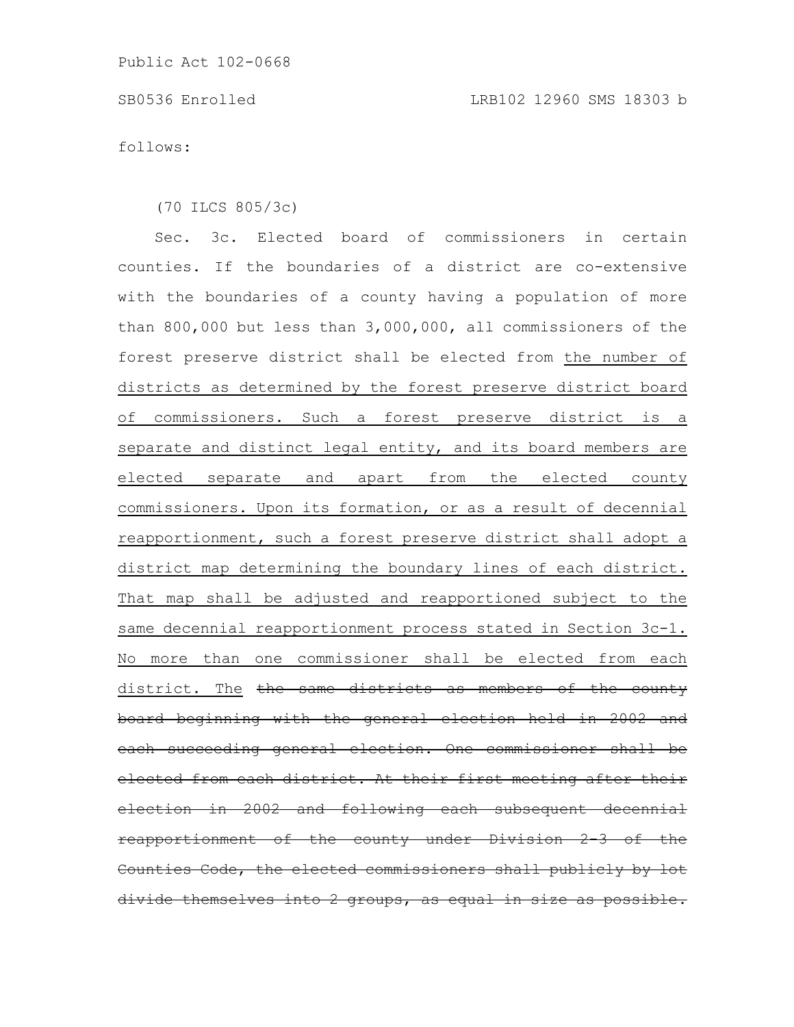follows:

(70 ILCS 805/3c)

Sec. 3c. Elected board of commissioners in certain counties. If the boundaries of a district are co-extensive with the boundaries of a county having a population of more than 800,000 but less than 3,000,000, all commissioners of the forest preserve district shall be elected from <u>the number of districts as determined by the forest preserve district board of commissioners. Such a forest preserve district is a separate and distinct legal entity, and its board members are elected separate and apart from the elected county commissioners. Upon its formation, or as a result of decennial reapportionment, such a forest preserve district shall adopt a district map determining the boundary lines of each district. That map shall be adjusted and reapportioned subject to the same decennial reapportionment process stated in Section 3c-1. No more than one commissioner shall be elected from each district. The</u> ~~the same districts as members of the county board beginning with the general election held in 2002 and each succeeding general election. One commissioner shall be elected from each district. At their first meeting after their election in 2002 and following each subsequent decennial reapportionment of the county under Division 2-3 of the Counties Code, the elected commissioners shall publicly by lot divide themselves into 2 groups, as equal in size as possible.~~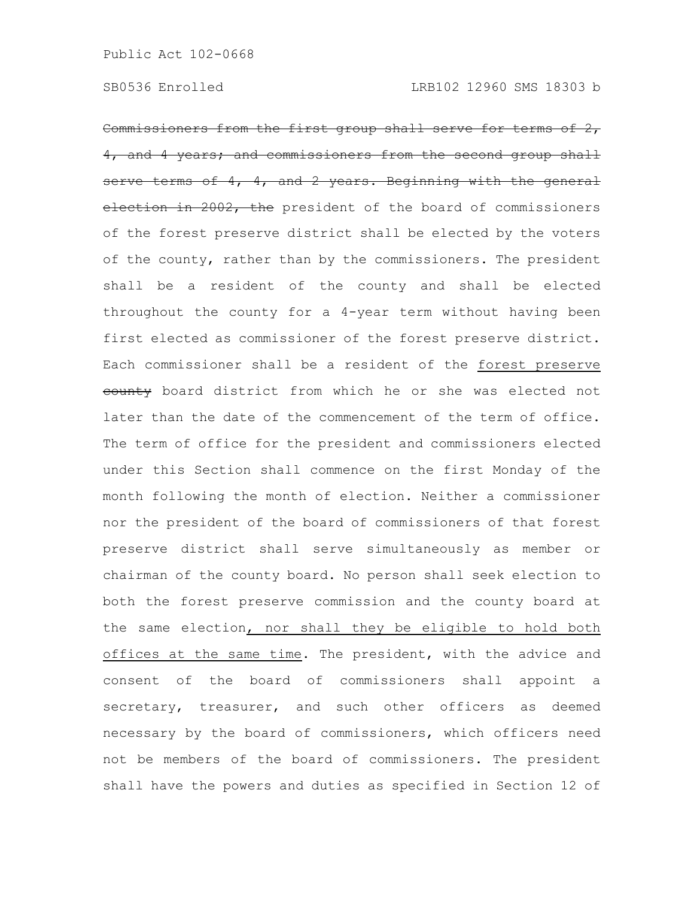~~Commissioners from the first group shall serve for terms of 2, 4, and 4 years; and commissioners from the second group shall serve terms of 4, 4, and 2 years. Beginning with the general election in 2002, the~~ president of the board of commissioners of the forest preserve district shall be elected by the voters of the county, rather than by the commissioners. The president shall be a resident of the county and shall be elected throughout the county for a 4-year term without having been first elected as commissioner of the forest preserve district. Each commissioner shall be a resident of the <u>forest preserve</u> ~~county~~ board district from which he or she was elected not later than the date of the commencement of the term of office. The term of office for the president and commissioners elected under this Section shall commence on the first Monday of the month following the month of election. Neither a commissioner nor the president of the board of commissioners of that forest preserve district shall serve simultaneously as member or chairman of the county board. No person shall seek election to both the forest preserve commission and the county board at the same election<u>, nor shall they be eligible to hold both offices at the same time</u>. The president, with the advice and consent of the board of commissioners shall appoint a secretary, treasurer, and such other officers as deemed necessary by the board of commissioners, which officers need not be members of the board of commissioners. The president shall have the powers and duties as specified in Section 12 of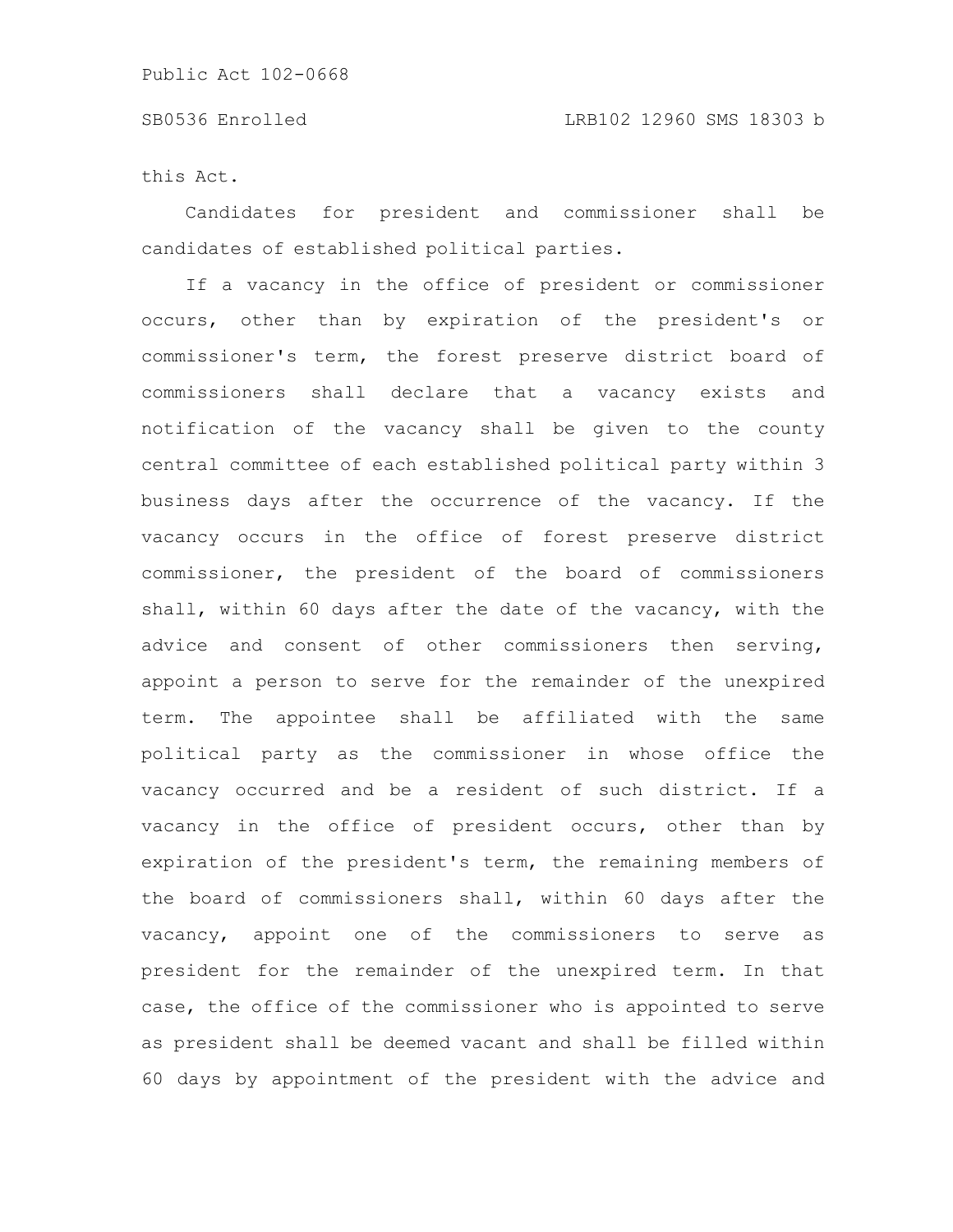this Act.

Candidates for president and commissioner shall be candidates of established political parties.

If a vacancy in the office of president or commissioner occurs, other than by expiration of the president's or commissioner's term, the forest preserve district board of commissioners shall declare that a vacancy exists and notification of the vacancy shall be given to the county central committee of each established political party within 3 business days after the occurrence of the vacancy. If the vacancy occurs in the office of forest preserve district commissioner, the president of the board of commissioners shall, within 60 days after the date of the vacancy, with the advice and consent of other commissioners then serving, appoint a person to serve for the remainder of the unexpired term. The appointee shall be affiliated with the same political party as the commissioner in whose office the vacancy occurred and be a resident of such district. If a vacancy in the office of president occurs, other than by expiration of the president's term, the remaining members of the board of commissioners shall, within 60 days after the vacancy, appoint one of the commissioners to serve as president for the remainder of the unexpired term. In that case, the office of the commissioner who is appointed to serve as president shall be deemed vacant and shall be filled within 60 days by appointment of the president with the advice and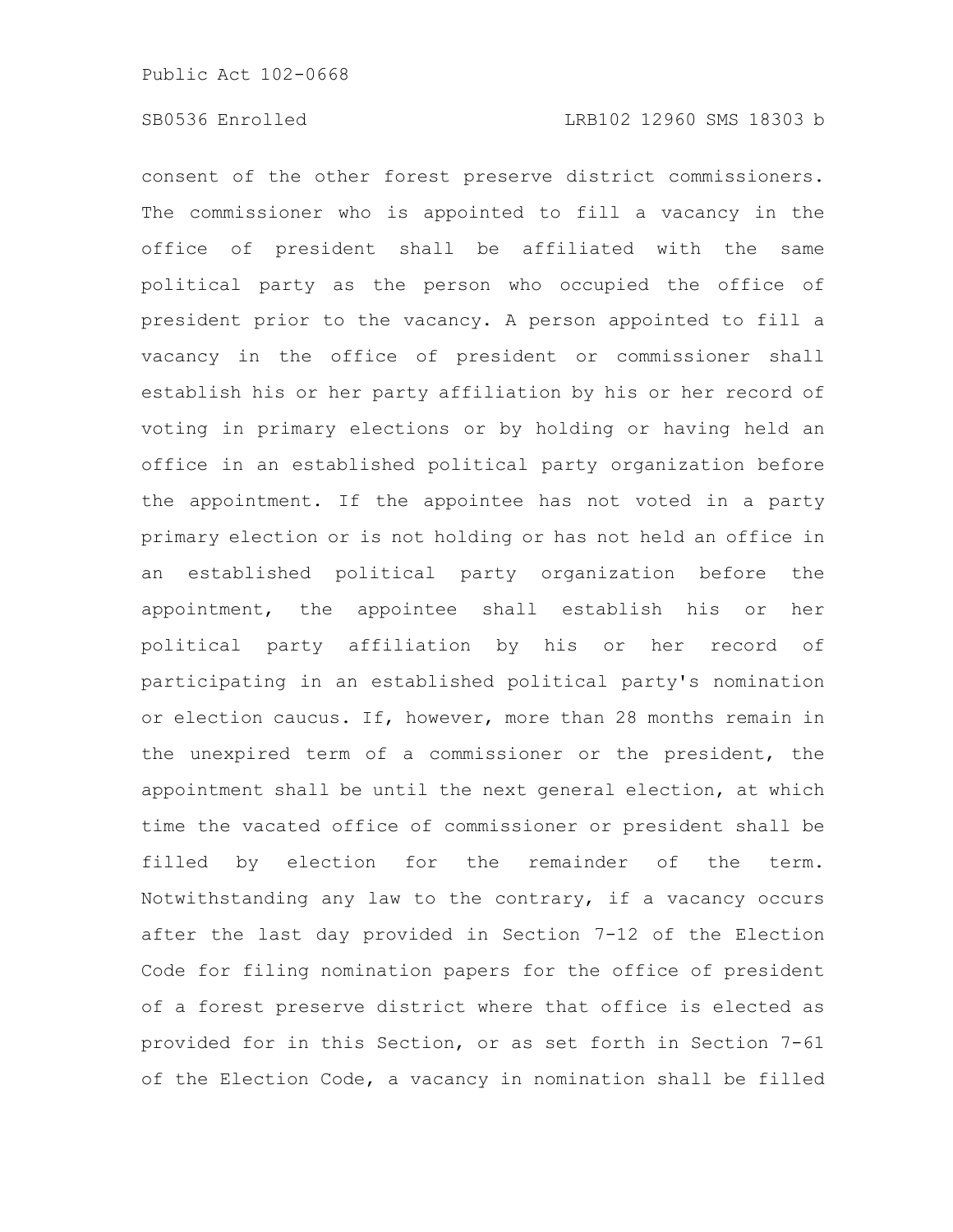consent of the other forest preserve district commissioners. The commissioner who is appointed to fill a vacancy in the office of president shall be affiliated with the same political party as the person who occupied the office of president prior to the vacancy. A person appointed to fill a vacancy in the office of president or commissioner shall establish his or her party affiliation by his or her record of voting in primary elections or by holding or having held an office in an established political party organization before the appointment. If the appointee has not voted in a party primary election or is not holding or has not held an office in an established political party organization before the appointment, the appointee shall establish his or her political party affiliation by his or her record of participating in an established political party's nomination or election caucus. If, however, more than 28 months remain in the unexpired term of a commissioner or the president, the appointment shall be until the next general election, at which time the vacated office of commissioner or president shall be filled by election for the remainder of the term. Notwithstanding any law to the contrary, if a vacancy occurs after the last day provided in Section 7-12 of the Election Code for filing nomination papers for the office of president of a forest preserve district where that office is elected as provided for in this Section, or as set forth in Section 7-61 of the Election Code, a vacancy in nomination shall be filled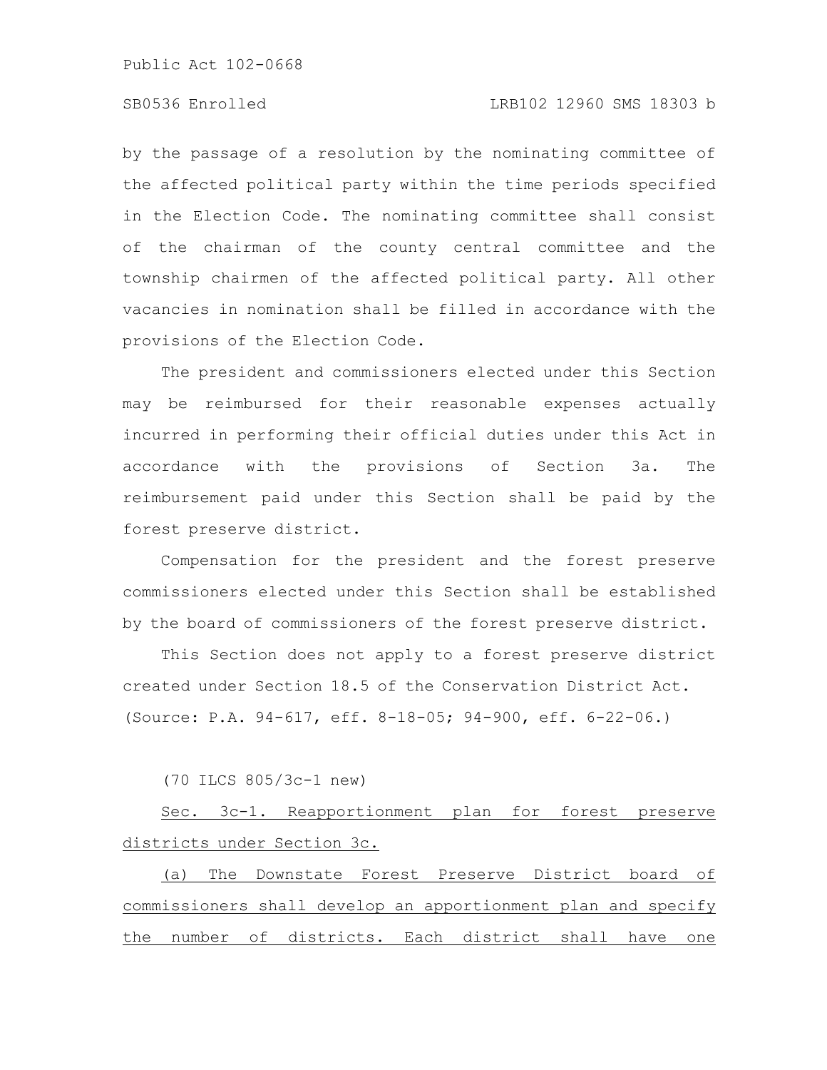by the passage of a resolution by the nominating committee of the affected political party within the time periods specified in the Election Code. The nominating committee shall consist of the chairman of the county central committee and the township chairmen of the affected political party. All other vacancies in nomination shall be filled in accordance with the provisions of the Election Code.

The president and commissioners elected under this Section may be reimbursed for their reasonable expenses actually incurred in performing their official duties under this Act in accordance with the provisions of Section 3a. The reimbursement paid under this Section shall be paid by the forest preserve district.

Compensation for the president and the forest preserve commissioners elected under this Section shall be established by the board of commissioners of the forest preserve district.

This Section does not apply to a forest preserve district created under Section 18.5 of the Conservation District Act.
(Source: P.A. 94-617, eff. 8-18-05; 94-900, eff. 6-22-06.)

(70 ILCS 805/3c-1 new)

Sec. 3c-1. Reapportionment plan for forest preserve districts under Section 3c.

(a) The Downstate Forest Preserve District board of commissioners shall develop an apportionment plan and specify the number of districts. Each district shall have one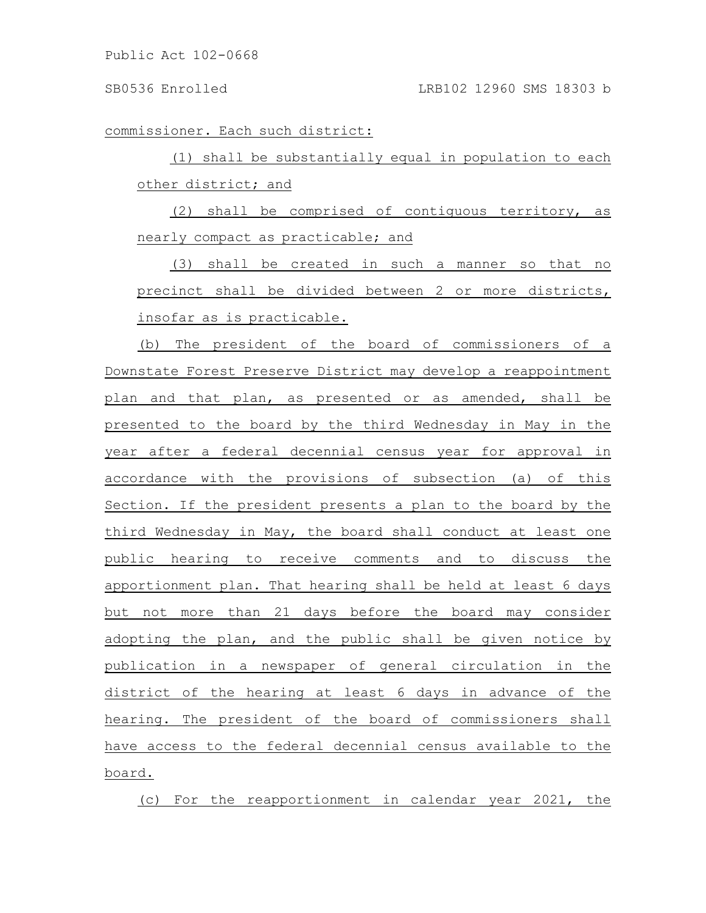commissioner. Each such district:

(1) shall be substantially equal in population to each other district; and

(2) shall be comprised of contiguous territory, as nearly compact as practicable; and

(3) shall be created in such a manner so that no precinct shall be divided between 2 or more districts, insofar as is practicable.

(b) The president of the board of commissioners of a Downstate Forest Preserve District may develop a reappointment plan and that plan, as presented or as amended, shall be presented to the board by the third Wednesday in May in the year after a federal decennial census year for approval in accordance with the provisions of subsection (a) of this Section. If the president presents a plan to the board by the third Wednesday in May, the board shall conduct at least one public hearing to receive comments and to discuss the apportionment plan. That hearing shall be held at least 6 days but not more than 21 days before the board may consider adopting the plan, and the public shall be given notice by publication in a newspaper of general circulation in the district of the hearing at least 6 days in advance of the hearing. The president of the board of commissioners shall have access to the federal decennial census available to the board.

(c) For the reapportionment in calendar year 2021, the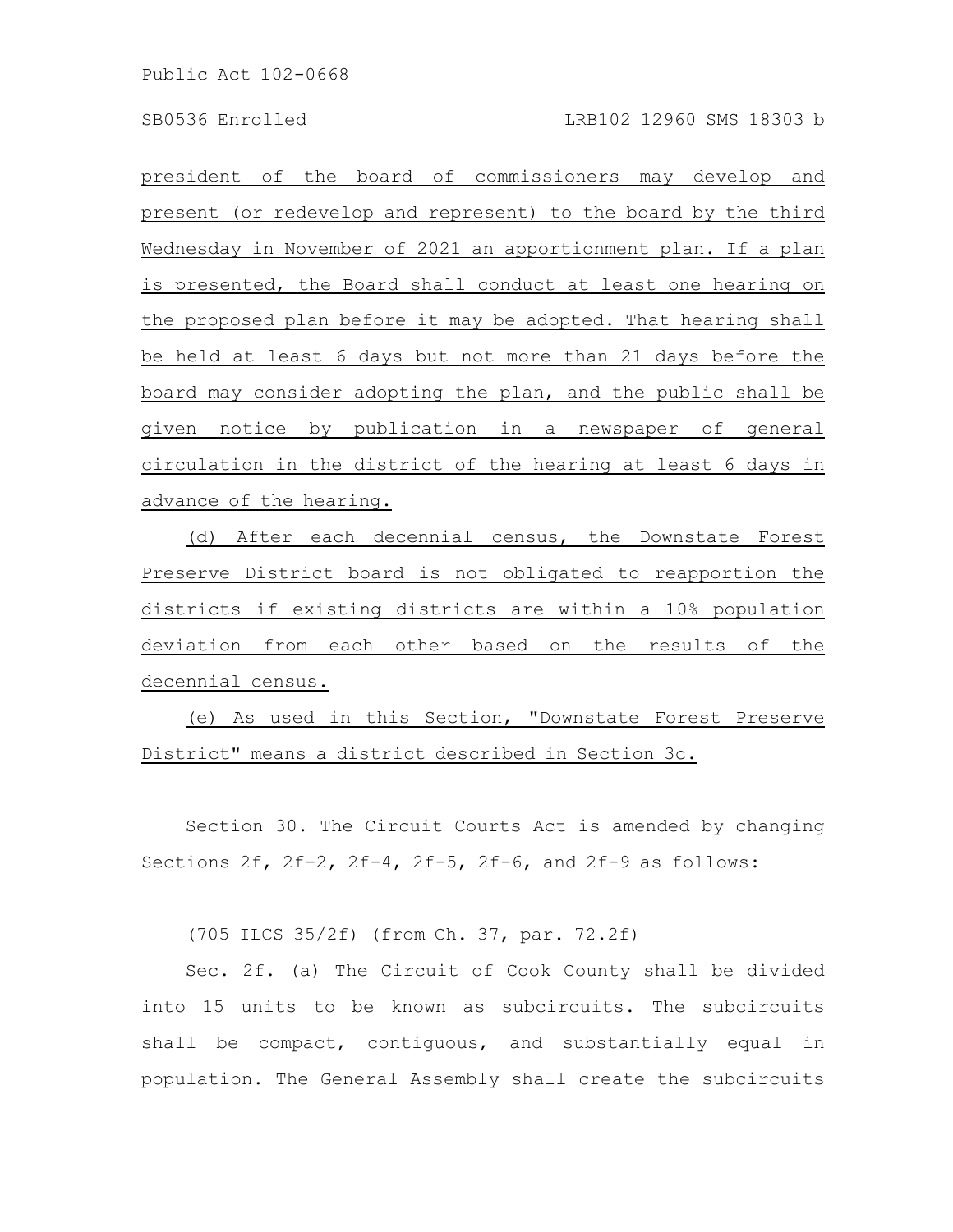president of the board of commissioners may develop and present (or redevelop and represent) to the board by the third Wednesday in November of 2021 an apportionment plan. If a plan is presented, the Board shall conduct at least one hearing on the proposed plan before it may be adopted. That hearing shall be held at least 6 days but not more than 21 days before the board may consider adopting the plan, and the public shall be given notice by publication in a newspaper of general circulation in the district of the hearing at least 6 days in advance of the hearing.

(d) After each decennial census, the Downstate Forest Preserve District board is not obligated to reapportion the districts if existing districts are within a 10% population deviation from each other based on the results of the decennial census.

(e) As used in this Section, "Downstate Forest Preserve District" means a district described in Section 3c.

Section 30. The Circuit Courts Act is amended by changing Sections 2f, 2f-2, 2f-4, 2f-5, 2f-6, and 2f-9 as follows:

(705 ILCS 35/2f) (from Ch. 37, par. 72.2f)

Sec. 2f. (a) The Circuit of Cook County shall be divided into 15 units to be known as subcircuits. The subcircuits shall be compact, contiguous, and substantially equal in population. The General Assembly shall create the subcircuits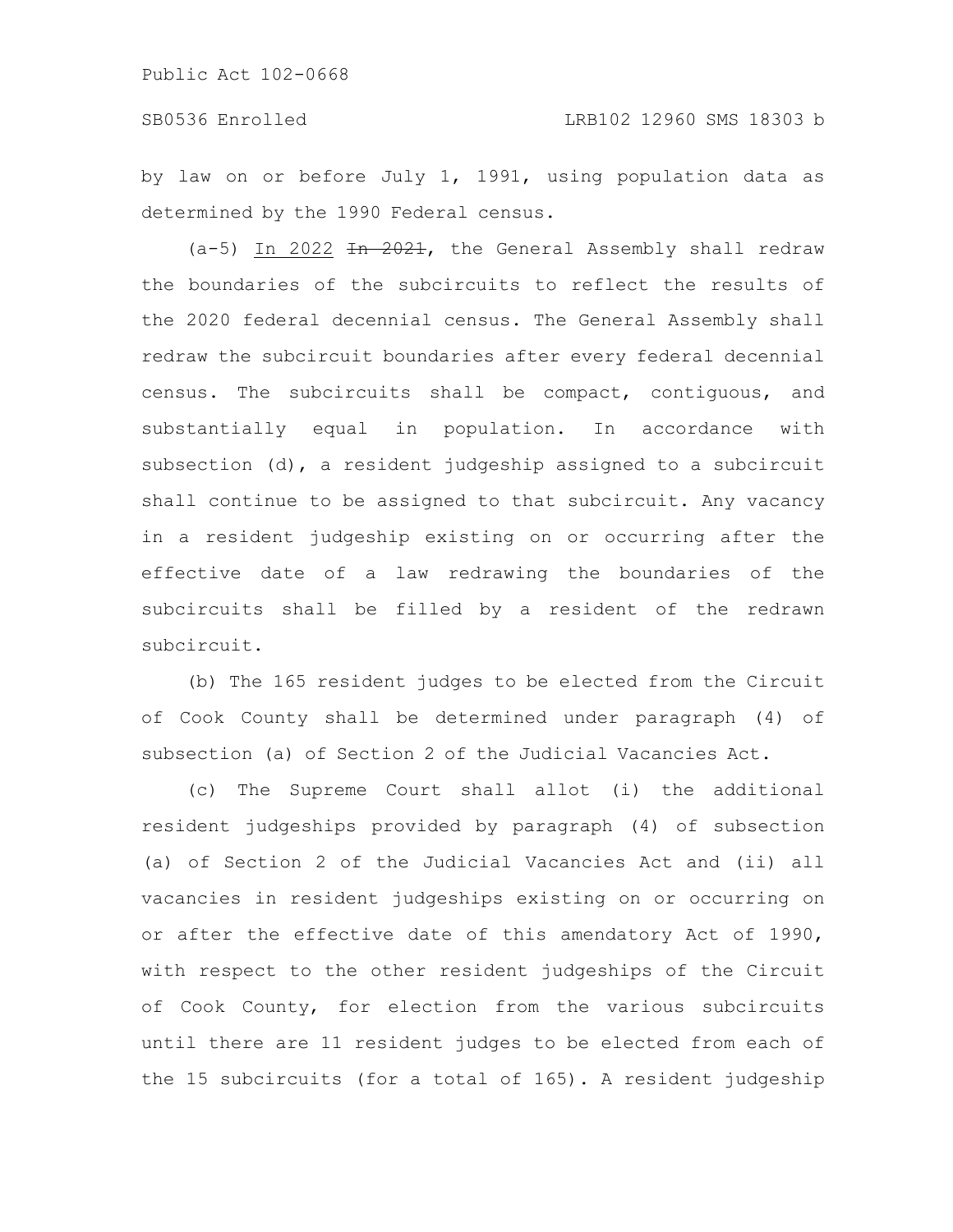by law on or before July 1, 1991, using population data as determined by the 1990 Federal census.

(a-5) In 2022 ~~In 2021~~, the General Assembly shall redraw the boundaries of the subcircuits to reflect the results of the 2020 federal decennial census. The General Assembly shall redraw the subcircuit boundaries after every federal decennial census. The subcircuits shall be compact, contiguous, and substantially equal in population. In accordance with subsection (d), a resident judgeship assigned to a subcircuit shall continue to be assigned to that subcircuit. Any vacancy in a resident judgeship existing on or occurring after the effective date of a law redrawing the boundaries of the subcircuits shall be filled by a resident of the redrawn subcircuit.

(b) The 165 resident judges to be elected from the Circuit of Cook County shall be determined under paragraph (4) of subsection (a) of Section 2 of the Judicial Vacancies Act.

(c) The Supreme Court shall allot (i) the additional resident judgeships provided by paragraph (4) of subsection (a) of Section 2 of the Judicial Vacancies Act and (ii) all vacancies in resident judgeships existing on or occurring on or after the effective date of this amendatory Act of 1990, with respect to the other resident judgeships of the Circuit of Cook County, for election from the various subcircuits until there are 11 resident judges to be elected from each of the 15 subcircuits (for a total of 165). A resident judgeship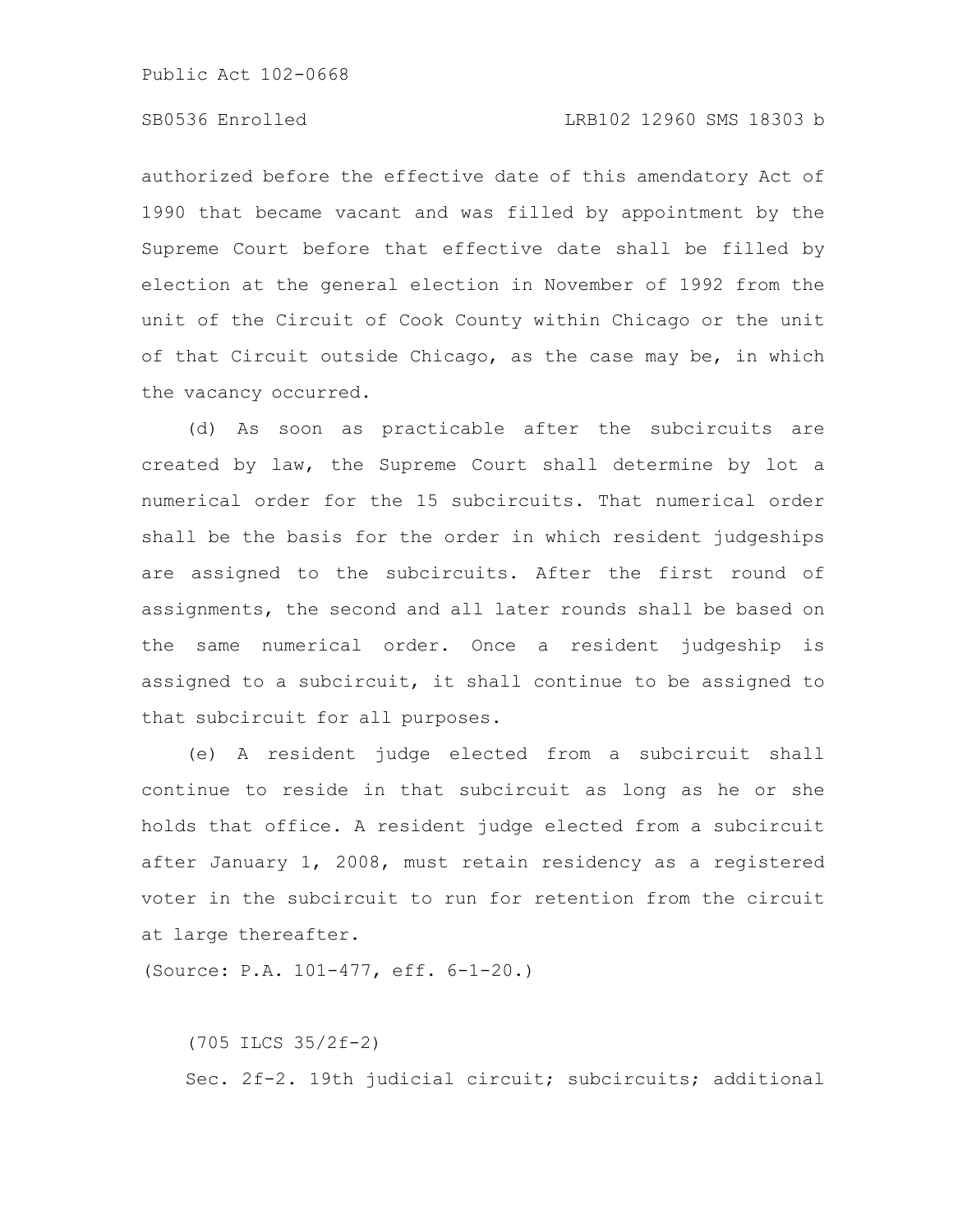authorized before the effective date of this amendatory Act of 1990 that became vacant and was filled by appointment by the Supreme Court before that effective date shall be filled by election at the general election in November of 1992 from the unit of the Circuit of Cook County within Chicago or the unit of that Circuit outside Chicago, as the case may be, in which the vacancy occurred.

(d) As soon as practicable after the subcircuits are created by law, the Supreme Court shall determine by lot a numerical order for the 15 subcircuits. That numerical order shall be the basis for the order in which resident judgeships are assigned to the subcircuits. After the first round of assignments, the second and all later rounds shall be based on the same numerical order. Once a resident judgeship is assigned to a subcircuit, it shall continue to be assigned to that subcircuit for all purposes.

(e) A resident judge elected from a subcircuit shall continue to reside in that subcircuit as long as he or she holds that office. A resident judge elected from a subcircuit after January 1, 2008, must retain residency as a registered voter in the subcircuit to run for retention from the circuit at large thereafter.

(Source: P.A. 101-477, eff. 6-1-20.)

(705 ILCS 35/2f-2)

Sec. 2f-2. 19th judicial circuit; subcircuits; additional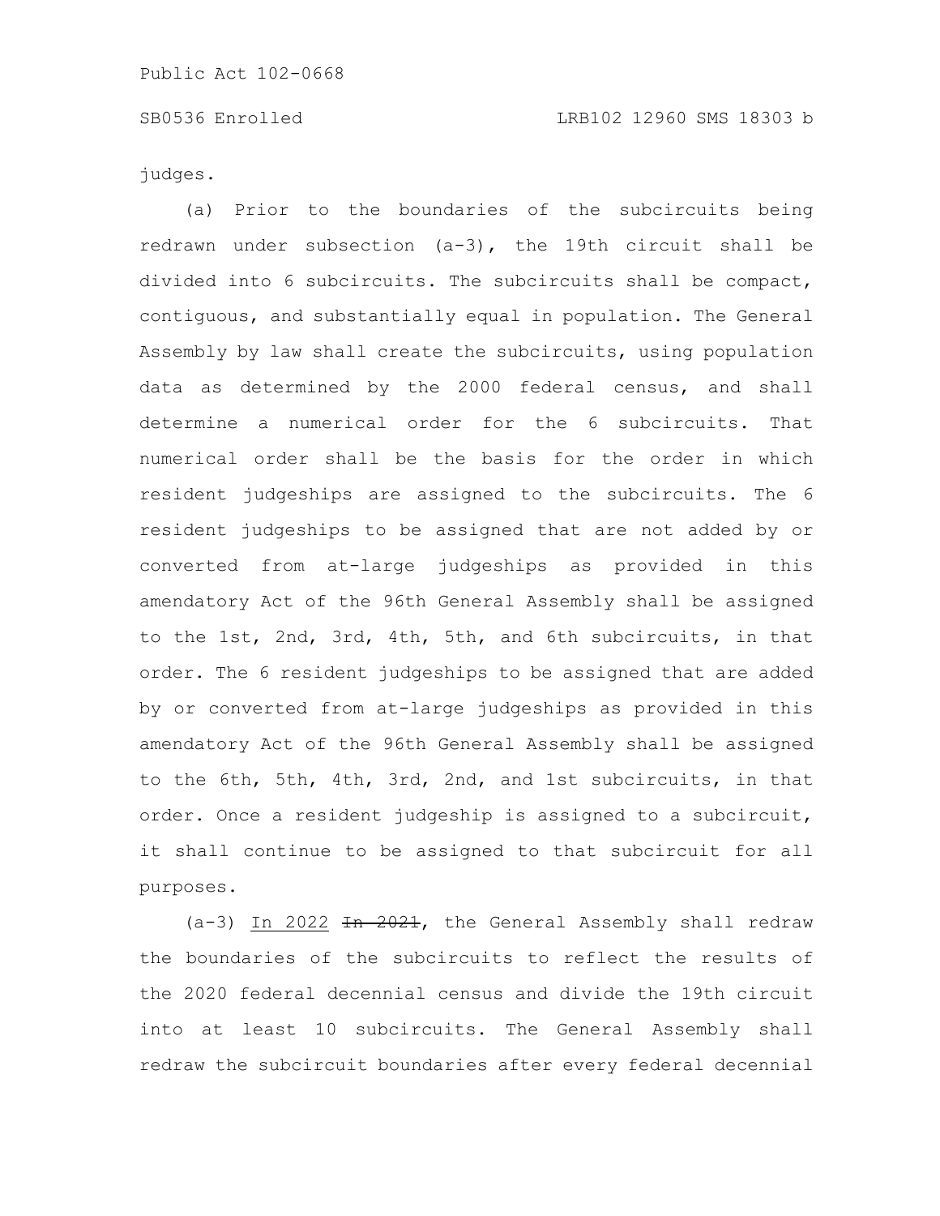judges.

(a) Prior to the boundaries of the subcircuits being redrawn under subsection (a-3), the 19th circuit shall be divided into 6 subcircuits. The subcircuits shall be compact, contiguous, and substantially equal in population. The General Assembly by law shall create the subcircuits, using population data as determined by the 2000 federal census, and shall determine a numerical order for the 6 subcircuits. That numerical order shall be the basis for the order in which resident judgeships are assigned to the subcircuits. The 6 resident judgeships to be assigned that are not added by or converted from at-large judgeships as provided in this amendatory Act of the 96th General Assembly shall be assigned to the 1st, 2nd, 3rd, 4th, 5th, and 6th subcircuits, in that order. The 6 resident judgeships to be assigned that are added by or converted from at-large judgeships as provided in this amendatory Act of the 96th General Assembly shall be assigned to the 6th, 5th, 4th, 3rd, 2nd, and 1st subcircuits, in that order. Once a resident judgeship is assigned to a subcircuit, it shall continue to be assigned to that subcircuit for all purposes.

(a-3) In 2022 ~~In 2021~~, the General Assembly shall redraw the boundaries of the subcircuits to reflect the results of the 2020 federal decennial census and divide the 19th circuit into at least 10 subcircuits. The General Assembly shall redraw the subcircuit boundaries after every federal decennial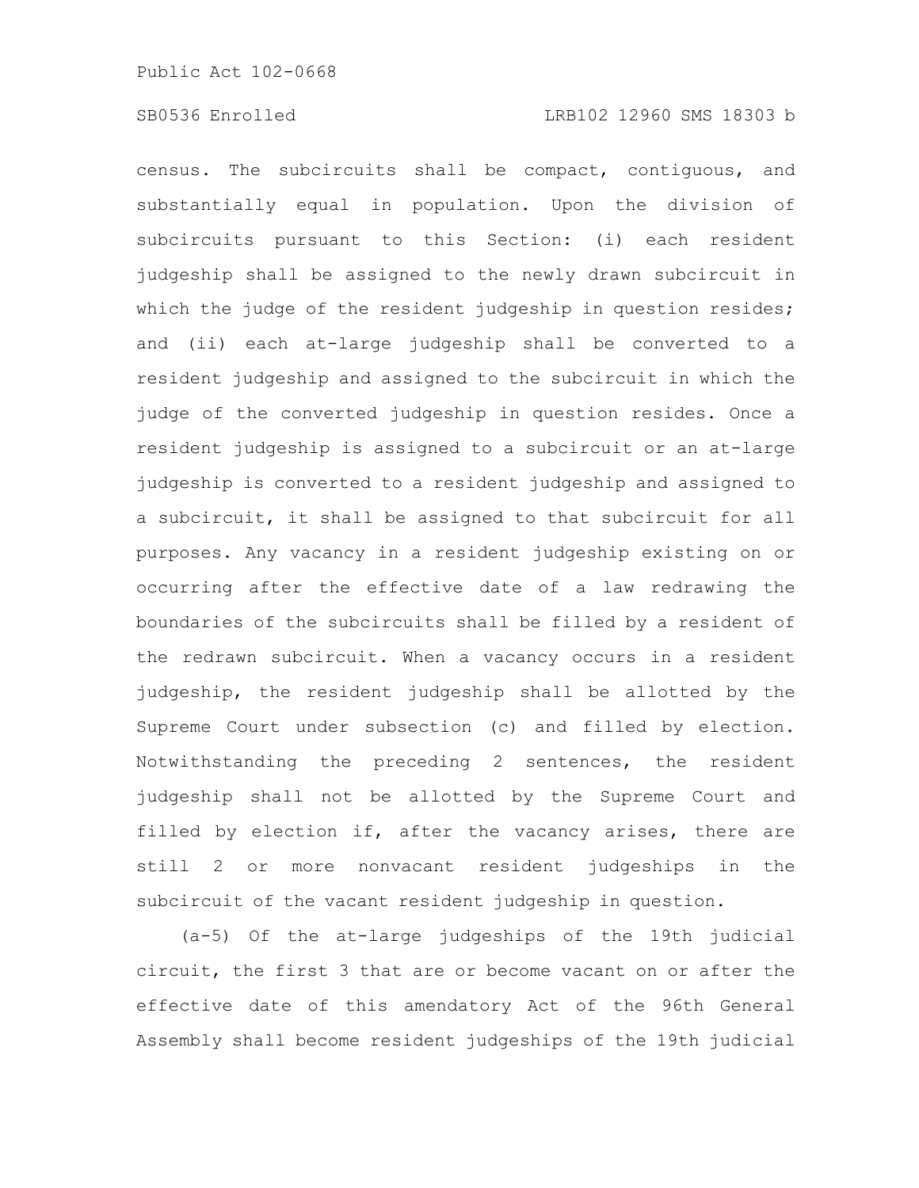census. The subcircuits shall be compact, contiguous, and substantially equal in population. Upon the division of subcircuits pursuant to this Section: (i) each resident judgeship shall be assigned to the newly drawn subcircuit in which the judge of the resident judgeship in question resides; and (ii) each at-large judgeship shall be converted to a resident judgeship and assigned to the subcircuit in which the judge of the converted judgeship in question resides. Once a resident judgeship is assigned to a subcircuit or an at-large judgeship is converted to a resident judgeship and assigned to a subcircuit, it shall be assigned to that subcircuit for all purposes. Any vacancy in a resident judgeship existing on or occurring after the effective date of a law redrawing the boundaries of the subcircuits shall be filled by a resident of the redrawn subcircuit. When a vacancy occurs in a resident judgeship, the resident judgeship shall be allotted by the Supreme Court under subsection (c) and filled by election. Notwithstanding the preceding 2 sentences, the resident judgeship shall not be allotted by the Supreme Court and filled by election if, after the vacancy arises, there are still 2 or more nonvacant resident judgeships in the subcircuit of the vacant resident judgeship in question.

(a-5) Of the at-large judgeships of the 19th judicial circuit, the first 3 that are or become vacant on or after the effective date of this amendatory Act of the 96th General Assembly shall become resident judgeships of the 19th judicial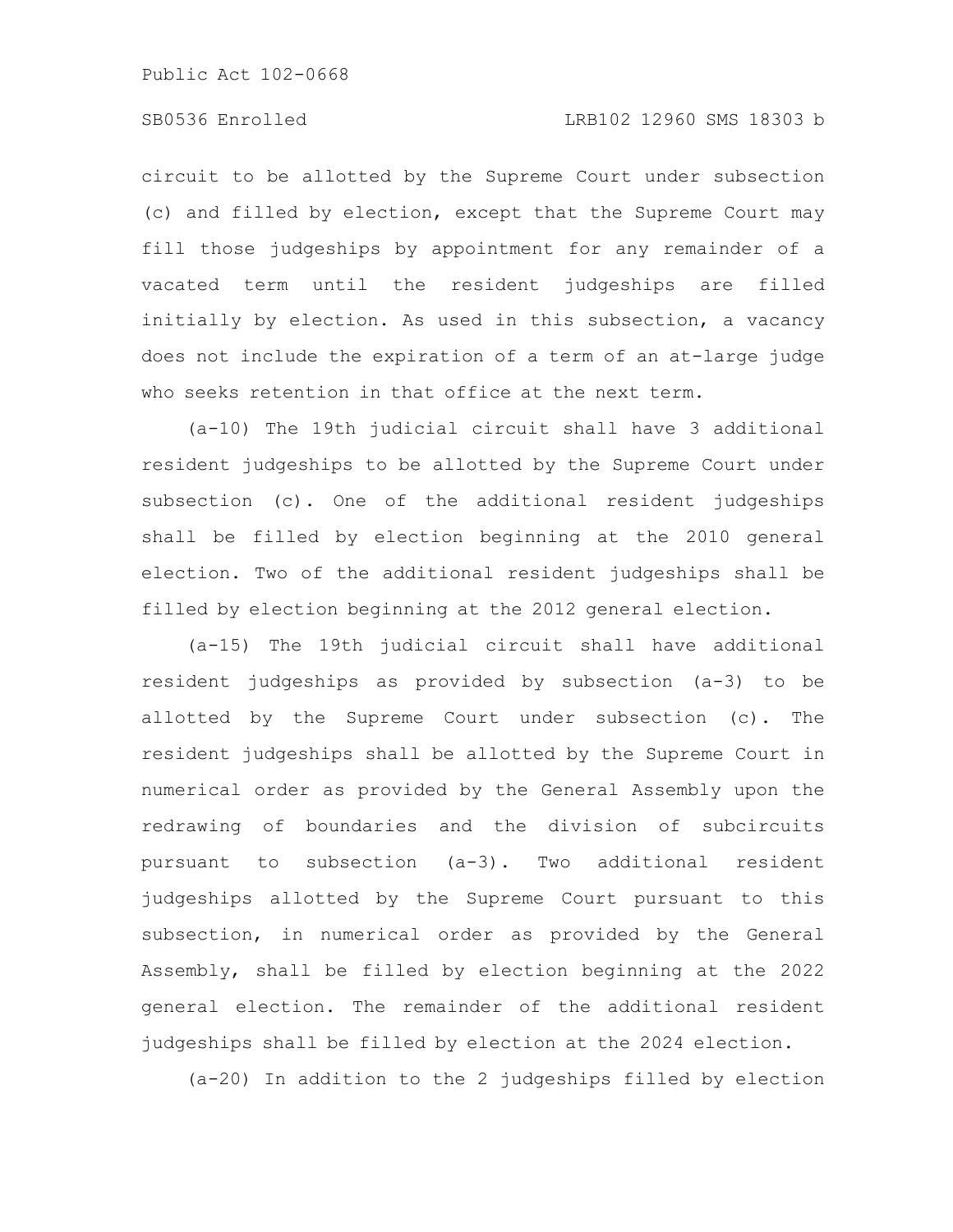circuit to be allotted by the Supreme Court under subsection (c) and filled by election, except that the Supreme Court may fill those judgeships by appointment for any remainder of a vacated term until the resident judgeships are filled initially by election. As used in this subsection, a vacancy does not include the expiration of a term of an at-large judge who seeks retention in that office at the next term.

(a-10) The 19th judicial circuit shall have 3 additional resident judgeships to be allotted by the Supreme Court under subsection (c). One of the additional resident judgeships shall be filled by election beginning at the 2010 general election. Two of the additional resident judgeships shall be filled by election beginning at the 2012 general election.

(a-15) The 19th judicial circuit shall have additional resident judgeships as provided by subsection (a-3) to be allotted by the Supreme Court under subsection (c). The resident judgeships shall be allotted by the Supreme Court in numerical order as provided by the General Assembly upon the redrawing of boundaries and the division of subcircuits pursuant to subsection (a-3). Two additional resident judgeships allotted by the Supreme Court pursuant to this subsection, in numerical order as provided by the General Assembly, shall be filled by election beginning at the 2022 general election. The remainder of the additional resident judgeships shall be filled by election at the 2024 election.

(a-20) In addition to the 2 judgeships filled by election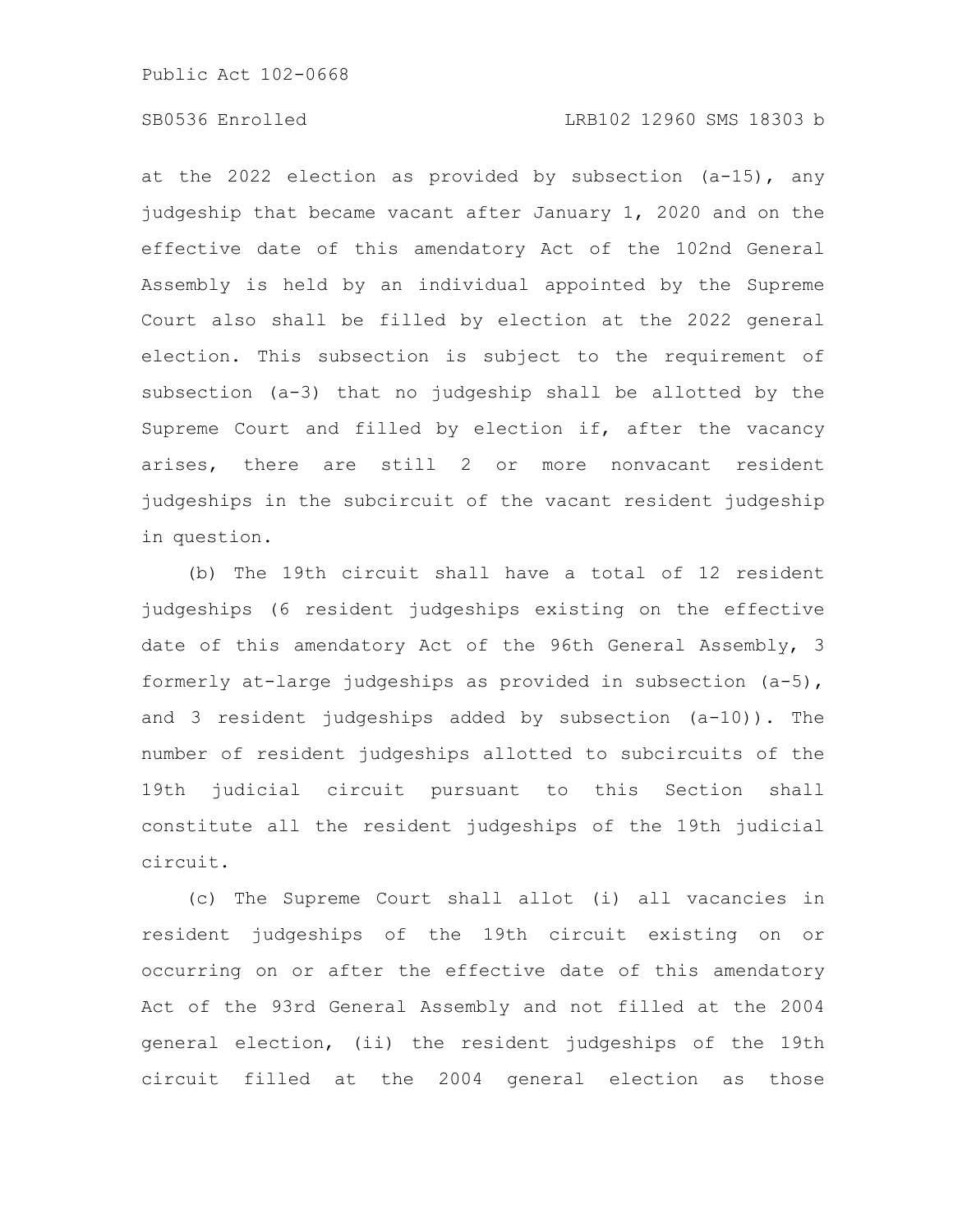at the 2022 election as provided by subsection (a-15), any judgeship that became vacant after January 1, 2020 and on the effective date of this amendatory Act of the 102nd General Assembly is held by an individual appointed by the Supreme Court also shall be filled by election at the 2022 general election. This subsection is subject to the requirement of subsection (a-3) that no judgeship shall be allotted by the Supreme Court and filled by election if, after the vacancy arises, there are still 2 or more nonvacant resident judgeships in the subcircuit of the vacant resident judgeship in question.

(b) The 19th circuit shall have a total of 12 resident judgeships (6 resident judgeships existing on the effective date of this amendatory Act of the 96th General Assembly, 3 formerly at-large judgeships as provided in subsection (a-5), and 3 resident judgeships added by subsection (a-10)). The number of resident judgeships allotted to subcircuits of the 19th judicial circuit pursuant to this Section shall constitute all the resident judgeships of the 19th judicial circuit.

(c) The Supreme Court shall allot (i) all vacancies in resident judgeships of the 19th circuit existing on or occurring on or after the effective date of this amendatory Act of the 93rd General Assembly and not filled at the 2004 general election, (ii) the resident judgeships of the 19th circuit filled at the 2004 general election as those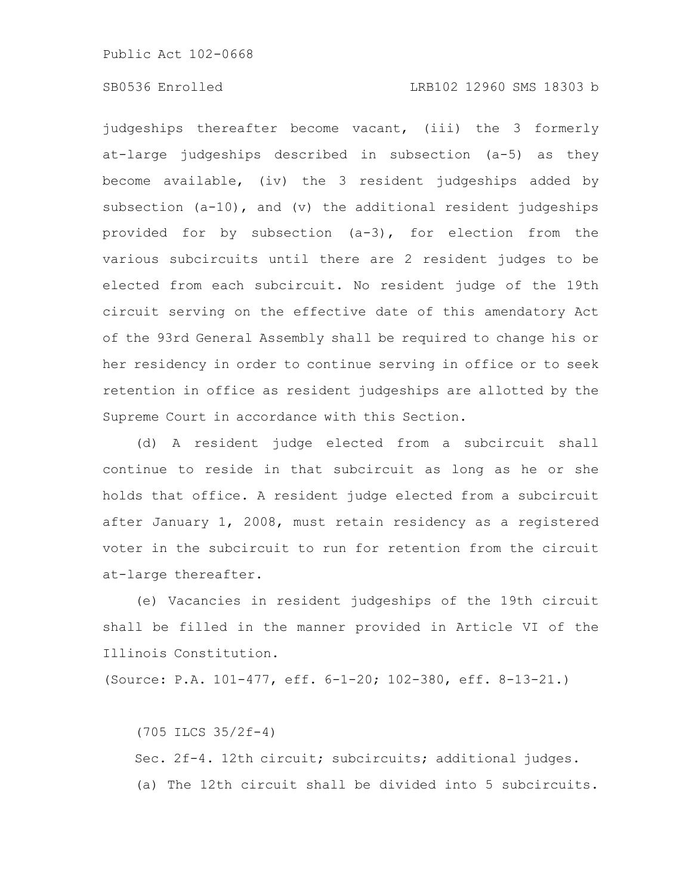judgeships thereafter become vacant, (iii) the 3 formerly at-large judgeships described in subsection (a-5) as they become available, (iv) the 3 resident judgeships added by subsection (a-10), and (v) the additional resident judgeships provided for by subsection (a-3), for election from the various subcircuits until there are 2 resident judges to be elected from each subcircuit. No resident judge of the 19th circuit serving on the effective date of this amendatory Act of the 93rd General Assembly shall be required to change his or her residency in order to continue serving in office or to seek retention in office as resident judgeships are allotted by the Supreme Court in accordance with this Section.

(d) A resident judge elected from a subcircuit shall continue to reside in that subcircuit as long as he or she holds that office. A resident judge elected from a subcircuit after January 1, 2008, must retain residency as a registered voter in the subcircuit to run for retention from the circuit at-large thereafter.

(e) Vacancies in resident judgeships of the 19th circuit shall be filled in the manner provided in Article VI of the Illinois Constitution.

(Source: P.A. 101-477, eff. 6-1-20; 102-380, eff. 8-13-21.)

(705 ILCS 35/2f-4)

Sec. 2f-4. 12th circuit; subcircuits; additional judges.

(a) The 12th circuit shall be divided into 5 subcircuits.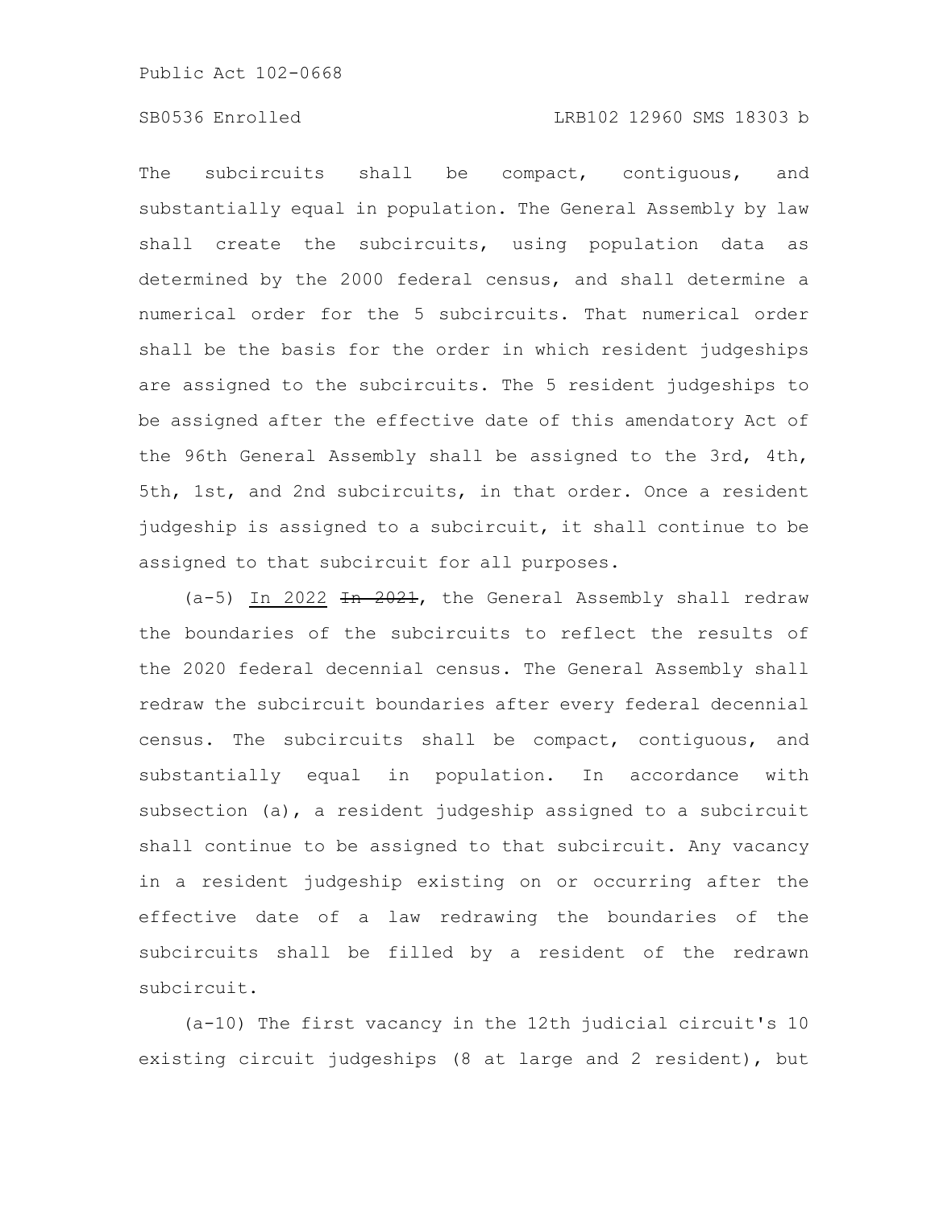The subcircuits shall be compact, contiguous, and substantially equal in population. The General Assembly by law shall create the subcircuits, using population data as determined by the 2000 federal census, and shall determine a numerical order for the 5 subcircuits. That numerical order shall be the basis for the order in which resident judgeships are assigned to the subcircuits. The 5 resident judgeships to be assigned after the effective date of this amendatory Act of the 96th General Assembly shall be assigned to the 3rd, 4th, 5th, 1st, and 2nd subcircuits, in that order. Once a resident judgeship is assigned to a subcircuit, it shall continue to be assigned to that subcircuit for all purposes.

(a-5) In 2022 ~~In 2021~~, the General Assembly shall redraw the boundaries of the subcircuits to reflect the results of the 2020 federal decennial census. The General Assembly shall redraw the subcircuit boundaries after every federal decennial census. The subcircuits shall be compact, contiguous, and substantially equal in population. In accordance with subsection (a), a resident judgeship assigned to a subcircuit shall continue to be assigned to that subcircuit. Any vacancy in a resident judgeship existing on or occurring after the effective date of a law redrawing the boundaries of the subcircuits shall be filled by a resident of the redrawn subcircuit.

(a-10) The first vacancy in the 12th judicial circuit's 10 existing circuit judgeships (8 at large and 2 resident), but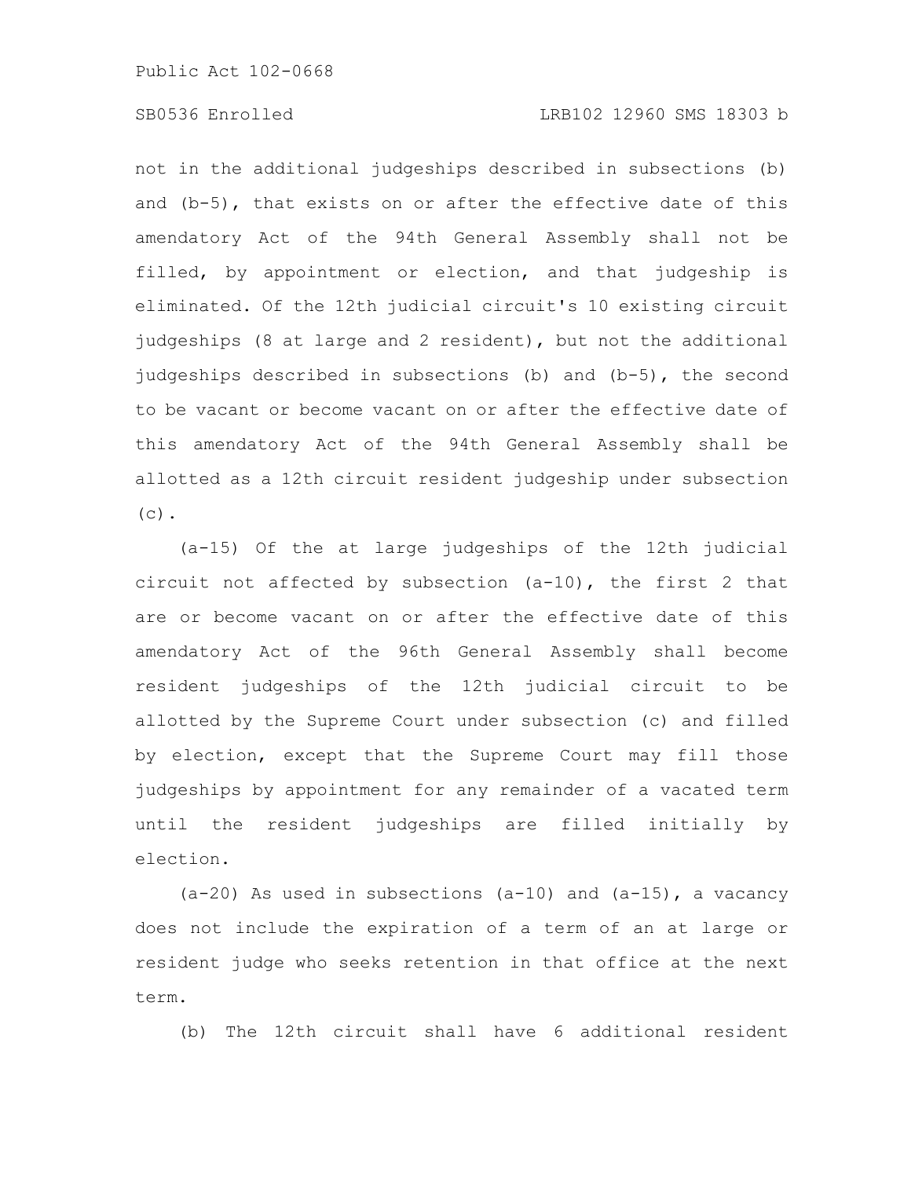not in the additional judgeships described in subsections (b) and (b-5), that exists on or after the effective date of this amendatory Act of the 94th General Assembly shall not be filled, by appointment or election, and that judgeship is eliminated. Of the 12th judicial circuit's 10 existing circuit judgeships (8 at large and 2 resident), but not the additional judgeships described in subsections (b) and (b-5), the second to be vacant or become vacant on or after the effective date of this amendatory Act of the 94th General Assembly shall be allotted as a 12th circuit resident judgeship under subsection (c).

(a-15) Of the at large judgeships of the 12th judicial circuit not affected by subsection (a-10), the first 2 that are or become vacant on or after the effective date of this amendatory Act of the 96th General Assembly shall become resident judgeships of the 12th judicial circuit to be allotted by the Supreme Court under subsection (c) and filled by election, except that the Supreme Court may fill those judgeships by appointment for any remainder of a vacated term until the resident judgeships are filled initially by election.

(a-20) As used in subsections (a-10) and (a-15), a vacancy does not include the expiration of a term of an at large or resident judge who seeks retention in that office at the next term.

(b) The 12th circuit shall have 6 additional resident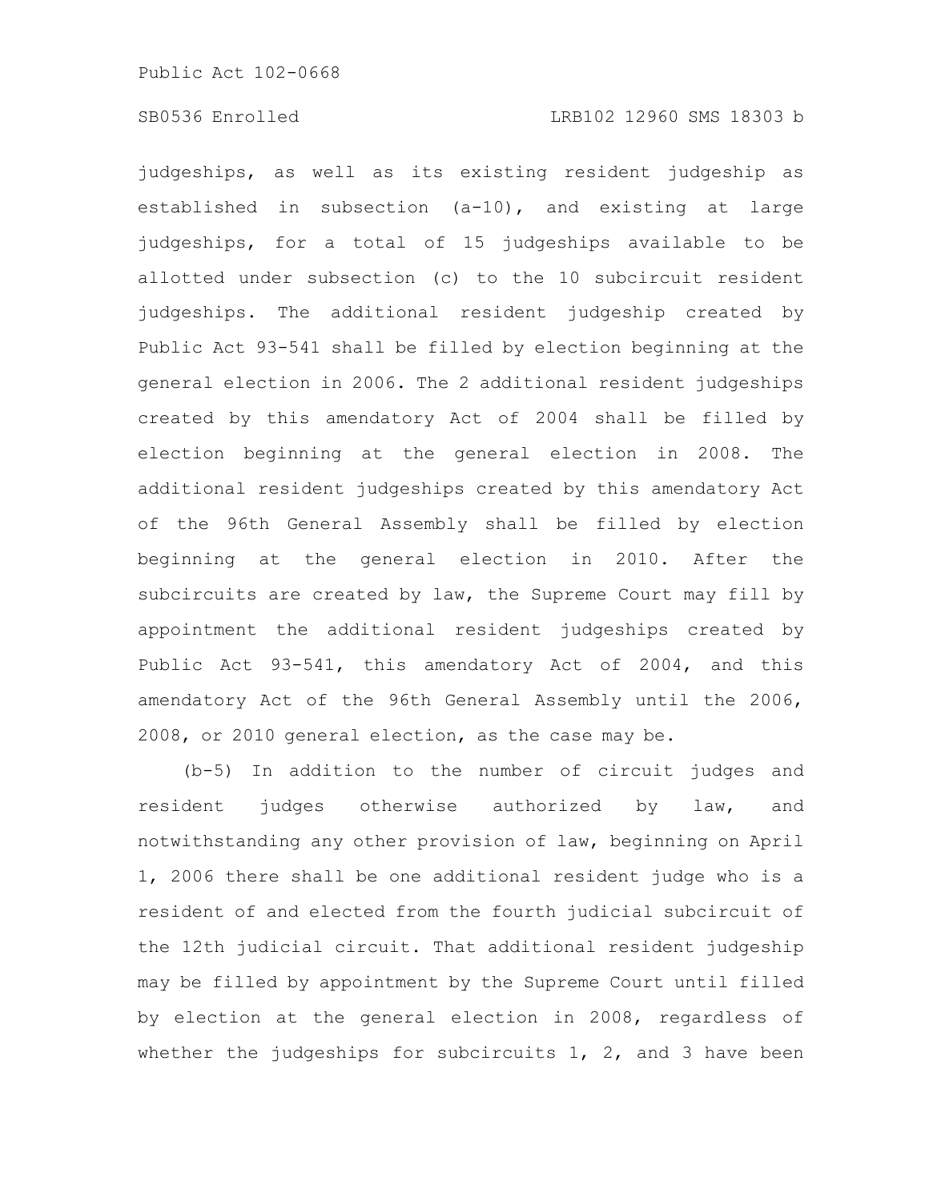judgeships, as well as its existing resident judgeship as established in subsection (a-10), and existing at large judgeships, for a total of 15 judgeships available to be allotted under subsection (c) to the 10 subcircuit resident judgeships. The additional resident judgeship created by Public Act 93-541 shall be filled by election beginning at the general election in 2006. The 2 additional resident judgeships created by this amendatory Act of 2004 shall be filled by election beginning at the general election in 2008. The additional resident judgeships created by this amendatory Act of the 96th General Assembly shall be filled by election beginning at the general election in 2010. After the subcircuits are created by law, the Supreme Court may fill by appointment the additional resident judgeships created by Public Act 93-541, this amendatory Act of 2004, and this amendatory Act of the 96th General Assembly until the 2006, 2008, or 2010 general election, as the case may be.

(b-5) In addition to the number of circuit judges and resident judges otherwise authorized by law, and notwithstanding any other provision of law, beginning on April 1, 2006 there shall be one additional resident judge who is a resident of and elected from the fourth judicial subcircuit of the 12th judicial circuit. That additional resident judgeship may be filled by appointment by the Supreme Court until filled by election at the general election in 2008, regardless of whether the judgeships for subcircuits 1, 2, and 3 have been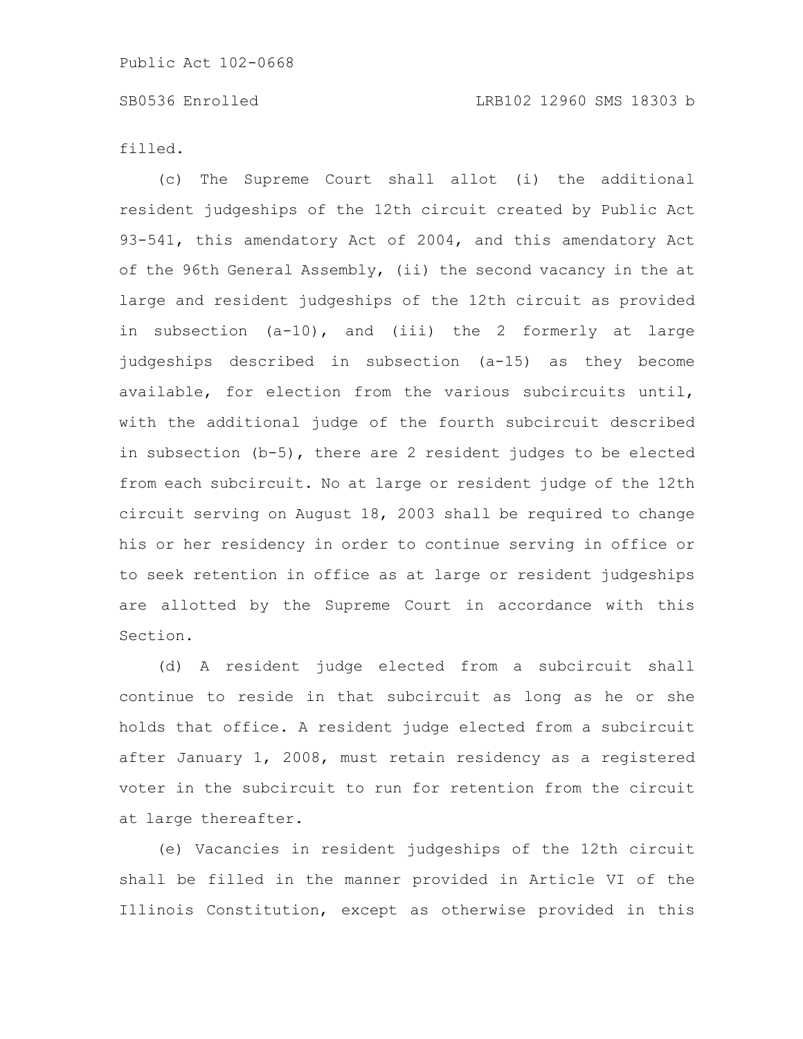filled.

(c) The Supreme Court shall allot (i) the additional resident judgeships of the 12th circuit created by Public Act 93-541, this amendatory Act of 2004, and this amendatory Act of the 96th General Assembly, (ii) the second vacancy in the at large and resident judgeships of the 12th circuit as provided in subsection (a-10), and (iii) the 2 formerly at large judgeships described in subsection (a-15) as they become available, for election from the various subcircuits until, with the additional judge of the fourth subcircuit described in subsection (b-5), there are 2 resident judges to be elected from each subcircuit. No at large or resident judge of the 12th circuit serving on August 18, 2003 shall be required to change his or her residency in order to continue serving in office or to seek retention in office as at large or resident judgeships are allotted by the Supreme Court in accordance with this Section.

(d) A resident judge elected from a subcircuit shall continue to reside in that subcircuit as long as he or she holds that office. A resident judge elected from a subcircuit after January 1, 2008, must retain residency as a registered voter in the subcircuit to run for retention from the circuit at large thereafter.

(e) Vacancies in resident judgeships of the 12th circuit shall be filled in the manner provided in Article VI of the Illinois Constitution, except as otherwise provided in this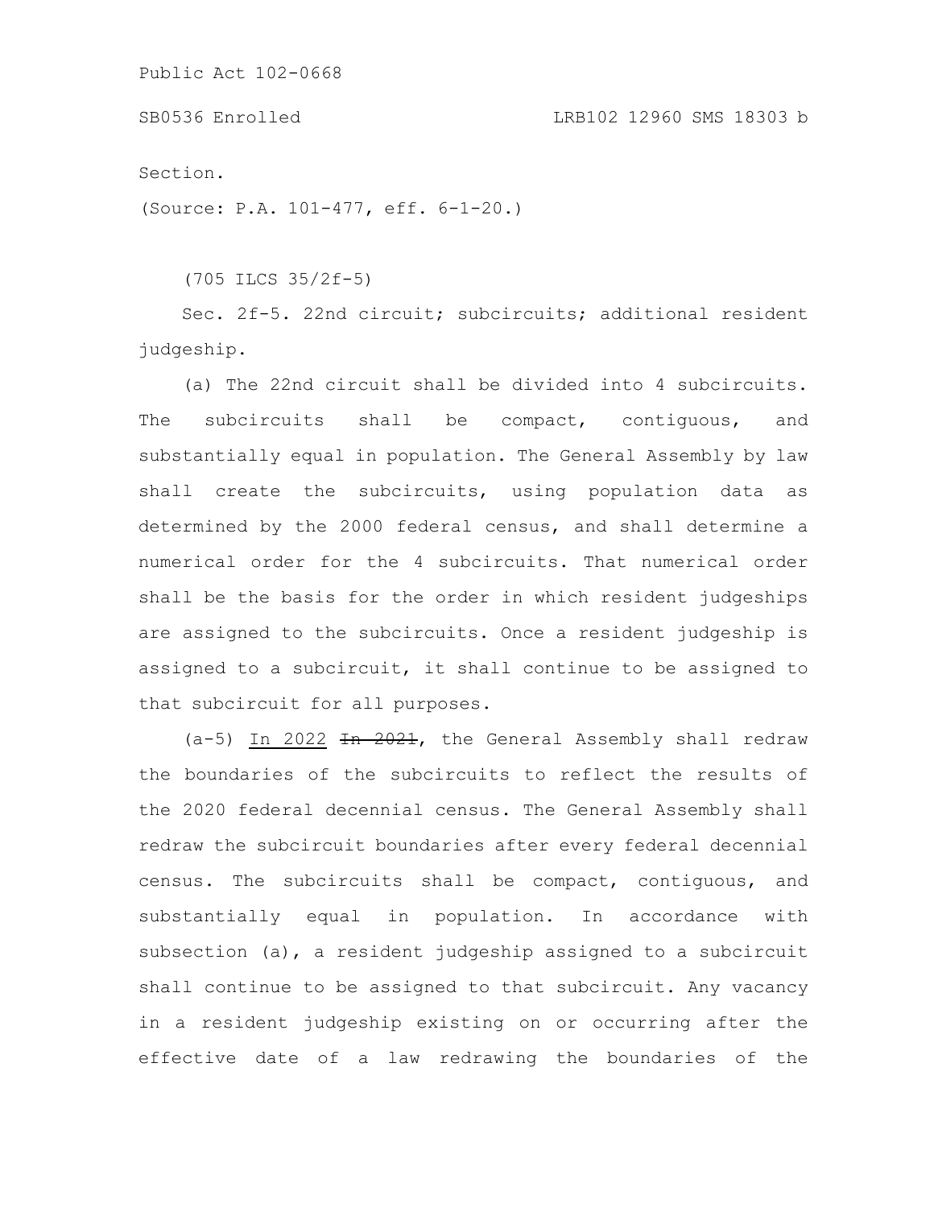Section.

(Source: P.A. 101-477, eff. 6-1-20.)

(705 ILCS 35/2f-5)

Sec. 2f-5. 22nd circuit; subcircuits; additional resident judgeship.

(a) The 22nd circuit shall be divided into 4 subcircuits. The subcircuits shall be compact, contiguous, and substantially equal in population. The General Assembly by law shall create the subcircuits, using population data as determined by the 2000 federal census, and shall determine a numerical order for the 4 subcircuits. That numerical order shall be the basis for the order in which resident judgeships are assigned to the subcircuits. Once a resident judgeship is assigned to a subcircuit, it shall continue to be assigned to that subcircuit for all purposes.

(a-5) In 2022 ~~In 2021~~, the General Assembly shall redraw the boundaries of the subcircuits to reflect the results of the 2020 federal decennial census. The General Assembly shall redraw the subcircuit boundaries after every federal decennial census. The subcircuits shall be compact, contiguous, and substantially equal in population. In accordance with subsection (a), a resident judgeship assigned to a subcircuit shall continue to be assigned to that subcircuit. Any vacancy in a resident judgeship existing on or occurring after the effective date of a law redrawing the boundaries of the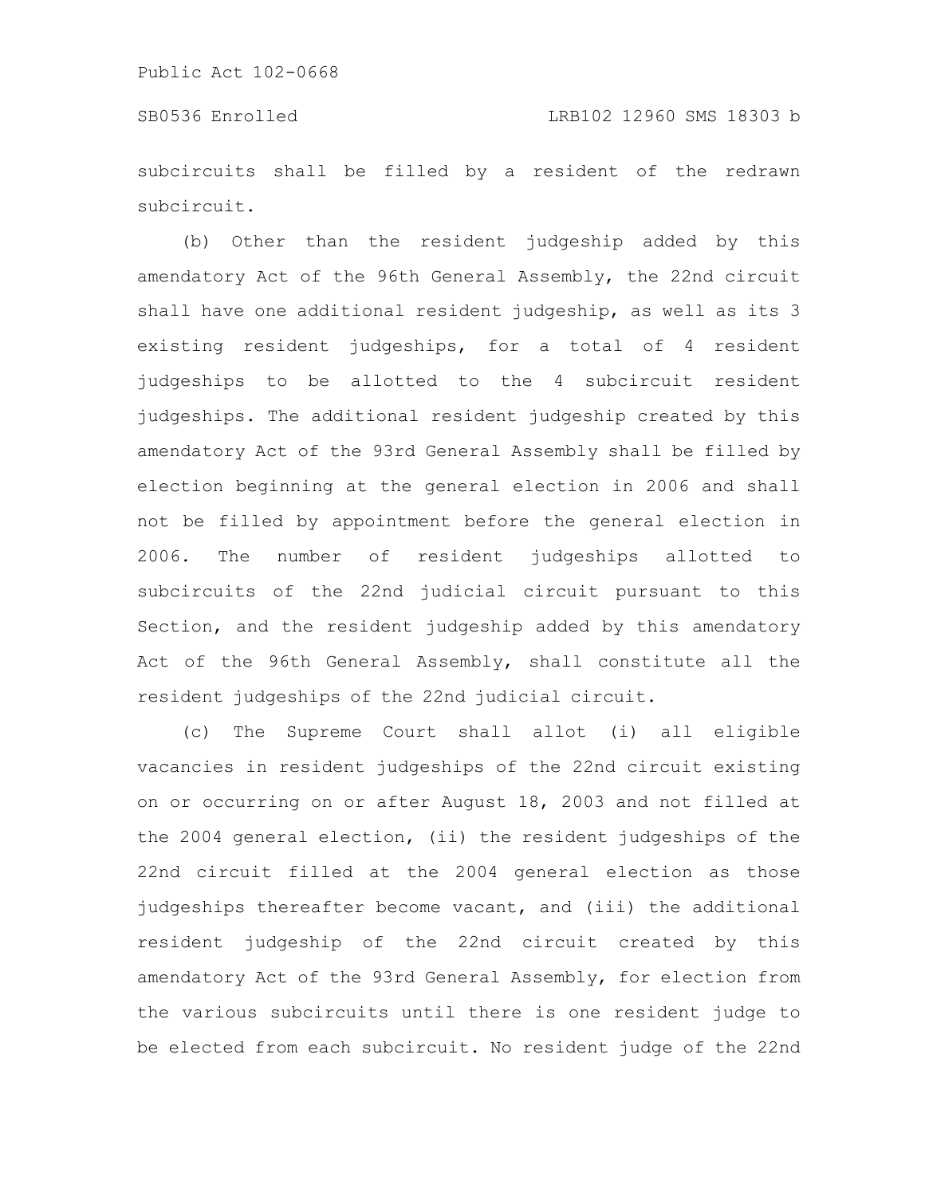subcircuits shall be filled by a resident of the redrawn subcircuit.

(b) Other than the resident judgeship added by this amendatory Act of the 96th General Assembly, the 22nd circuit shall have one additional resident judgeship, as well as its 3 existing resident judgeships, for a total of 4 resident judgeships to be allotted to the 4 subcircuit resident judgeships. The additional resident judgeship created by this amendatory Act of the 93rd General Assembly shall be filled by election beginning at the general election in 2006 and shall not be filled by appointment before the general election in 2006. The number of resident judgeships allotted to subcircuits of the 22nd judicial circuit pursuant to this Section, and the resident judgeship added by this amendatory Act of the 96th General Assembly, shall constitute all the resident judgeships of the 22nd judicial circuit.

(c) The Supreme Court shall allot (i) all eligible vacancies in resident judgeships of the 22nd circuit existing on or occurring on or after August 18, 2003 and not filled at the 2004 general election, (ii) the resident judgeships of the 22nd circuit filled at the 2004 general election as those judgeships thereafter become vacant, and (iii) the additional resident judgeship of the 22nd circuit created by this amendatory Act of the 93rd General Assembly, for election from the various subcircuits until there is one resident judge to be elected from each subcircuit. No resident judge of the 22nd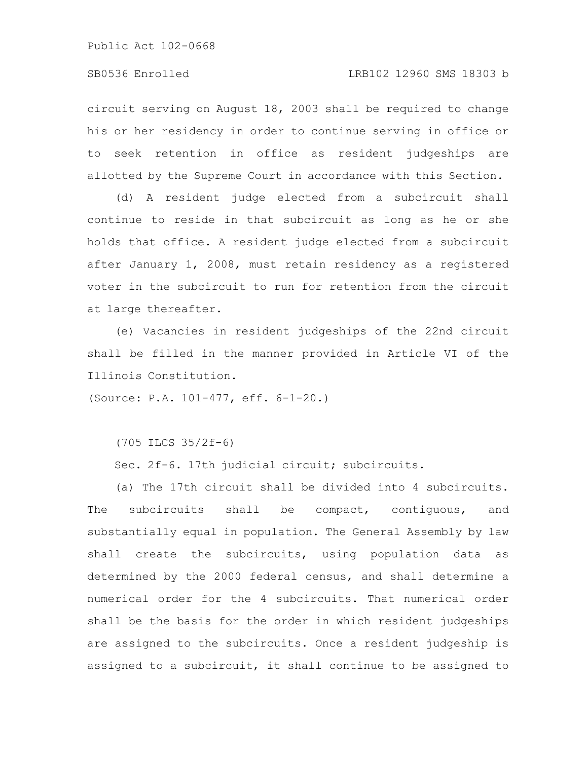circuit serving on August 18, 2003 shall be required to change his or her residency in order to continue serving in office or to seek retention in office as resident judgeships are allotted by the Supreme Court in accordance with this Section.

(d) A resident judge elected from a subcircuit shall continue to reside in that subcircuit as long as he or she holds that office. A resident judge elected from a subcircuit after January 1, 2008, must retain residency as a registered voter in the subcircuit to run for retention from the circuit at large thereafter.

(e) Vacancies in resident judgeships of the 22nd circuit shall be filled in the manner provided in Article VI of the Illinois Constitution.

(Source: P.A. 101-477, eff. 6-1-20.)

(705 ILCS 35/2f-6)

Sec. 2f-6. 17th judicial circuit; subcircuits.

(a) The 17th circuit shall be divided into 4 subcircuits. The subcircuits shall be compact, contiguous, and substantially equal in population. The General Assembly by law shall create the subcircuits, using population data as determined by the 2000 federal census, and shall determine a numerical order for the 4 subcircuits. That numerical order shall be the basis for the order in which resident judgeships are assigned to the subcircuits. Once a resident judgeship is assigned to a subcircuit, it shall continue to be assigned to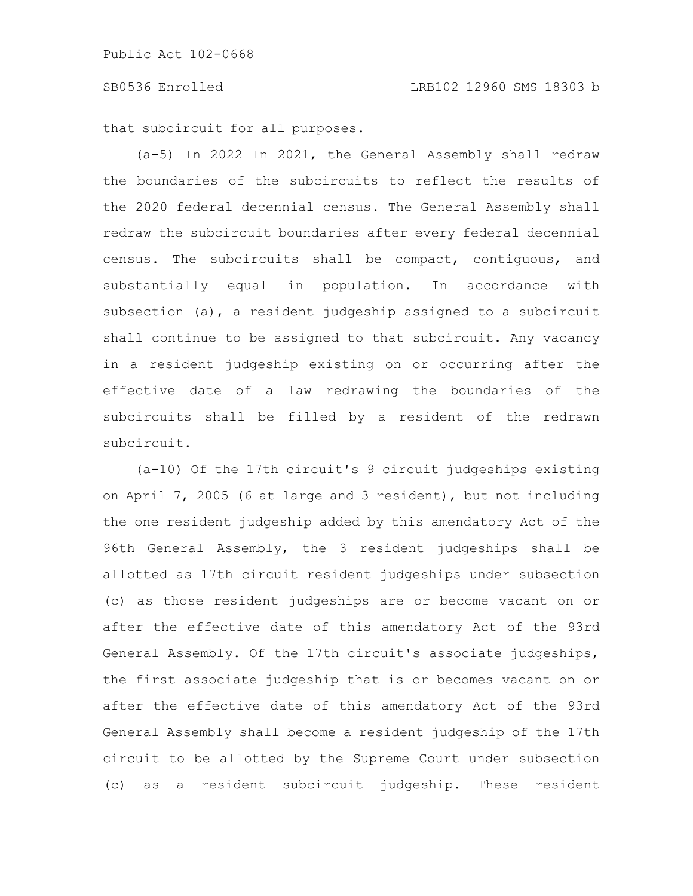that subcircuit for all purposes.

(a-5) <u>In 2022</u> ~~In 2021~~, the General Assembly shall redraw the boundaries of the subcircuits to reflect the results of the 2020 federal decennial census. The General Assembly shall redraw the subcircuit boundaries after every federal decennial census. The subcircuits shall be compact, contiguous, and substantially equal in population. In accordance with subsection (a), a resident judgeship assigned to a subcircuit shall continue to be assigned to that subcircuit. Any vacancy in a resident judgeship existing on or occurring after the effective date of a law redrawing the boundaries of the subcircuits shall be filled by a resident of the redrawn subcircuit.

(a-10) Of the 17th circuit's 9 circuit judgeships existing on April 7, 2005 (6 at large and 3 resident), but not including the one resident judgeship added by this amendatory Act of the 96th General Assembly, the 3 resident judgeships shall be allotted as 17th circuit resident judgeships under subsection (c) as those resident judgeships are or become vacant on or after the effective date of this amendatory Act of the 93rd General Assembly. Of the 17th circuit's associate judgeships, the first associate judgeship that is or becomes vacant on or after the effective date of this amendatory Act of the 93rd General Assembly shall become a resident judgeship of the 17th circuit to be allotted by the Supreme Court under subsection (c) as a resident subcircuit judgeship. These resident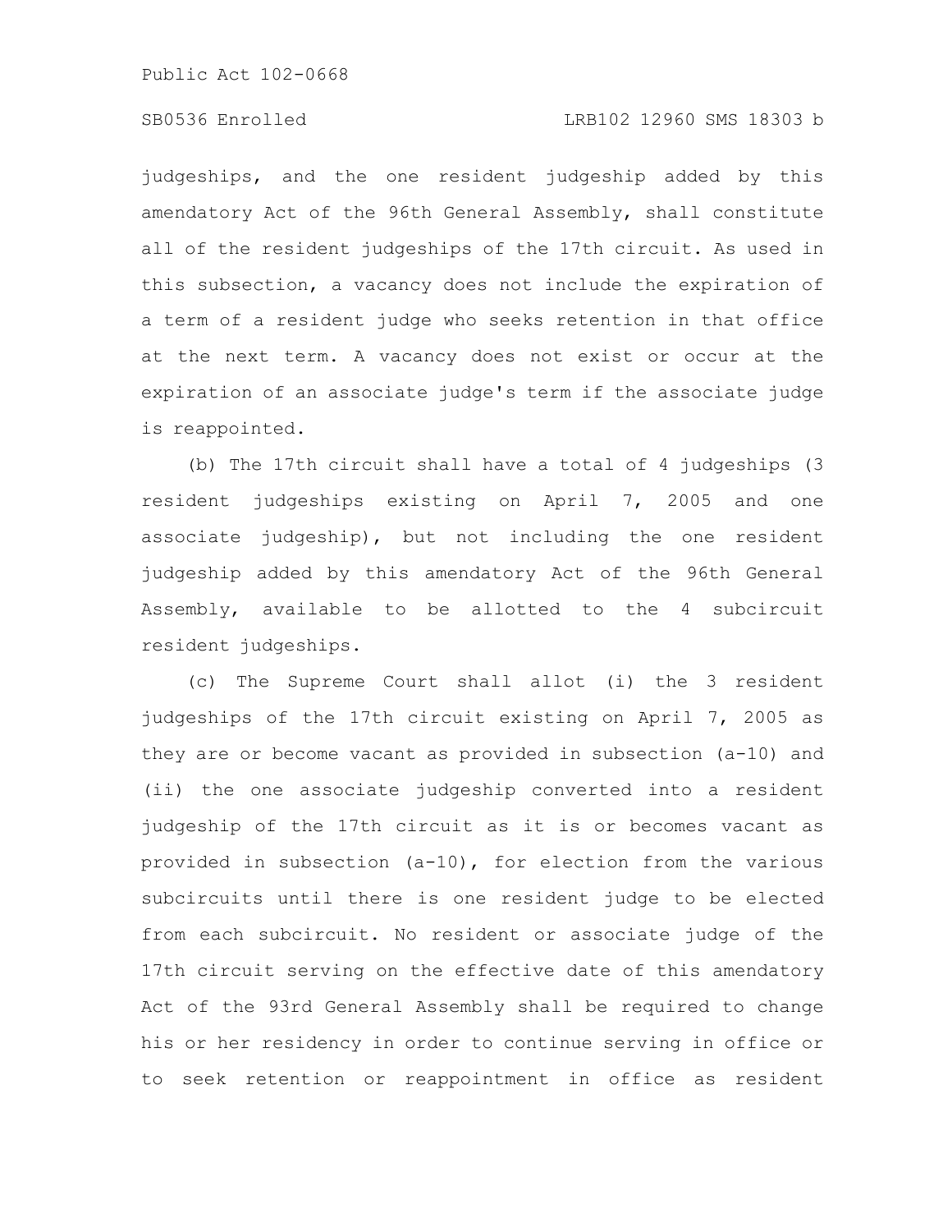judgeships, and the one resident judgeship added by this amendatory Act of the 96th General Assembly, shall constitute all of the resident judgeships of the 17th circuit. As used in this subsection, a vacancy does not include the expiration of a term of a resident judge who seeks retention in that office at the next term. A vacancy does not exist or occur at the expiration of an associate judge's term if the associate judge is reappointed.

(b) The 17th circuit shall have a total of 4 judgeships (3 resident judgeships existing on April 7, 2005 and one associate judgeship), but not including the one resident judgeship added by this amendatory Act of the 96th General Assembly, available to be allotted to the 4 subcircuit resident judgeships.

(c) The Supreme Court shall allot (i) the 3 resident judgeships of the 17th circuit existing on April 7, 2005 as they are or become vacant as provided in subsection (a-10) and (ii) the one associate judgeship converted into a resident judgeship of the 17th circuit as it is or becomes vacant as provided in subsection (a-10), for election from the various subcircuits until there is one resident judge to be elected from each subcircuit. No resident or associate judge of the 17th circuit serving on the effective date of this amendatory Act of the 93rd General Assembly shall be required to change his or her residency in order to continue serving in office or to seek retention or reappointment in office as resident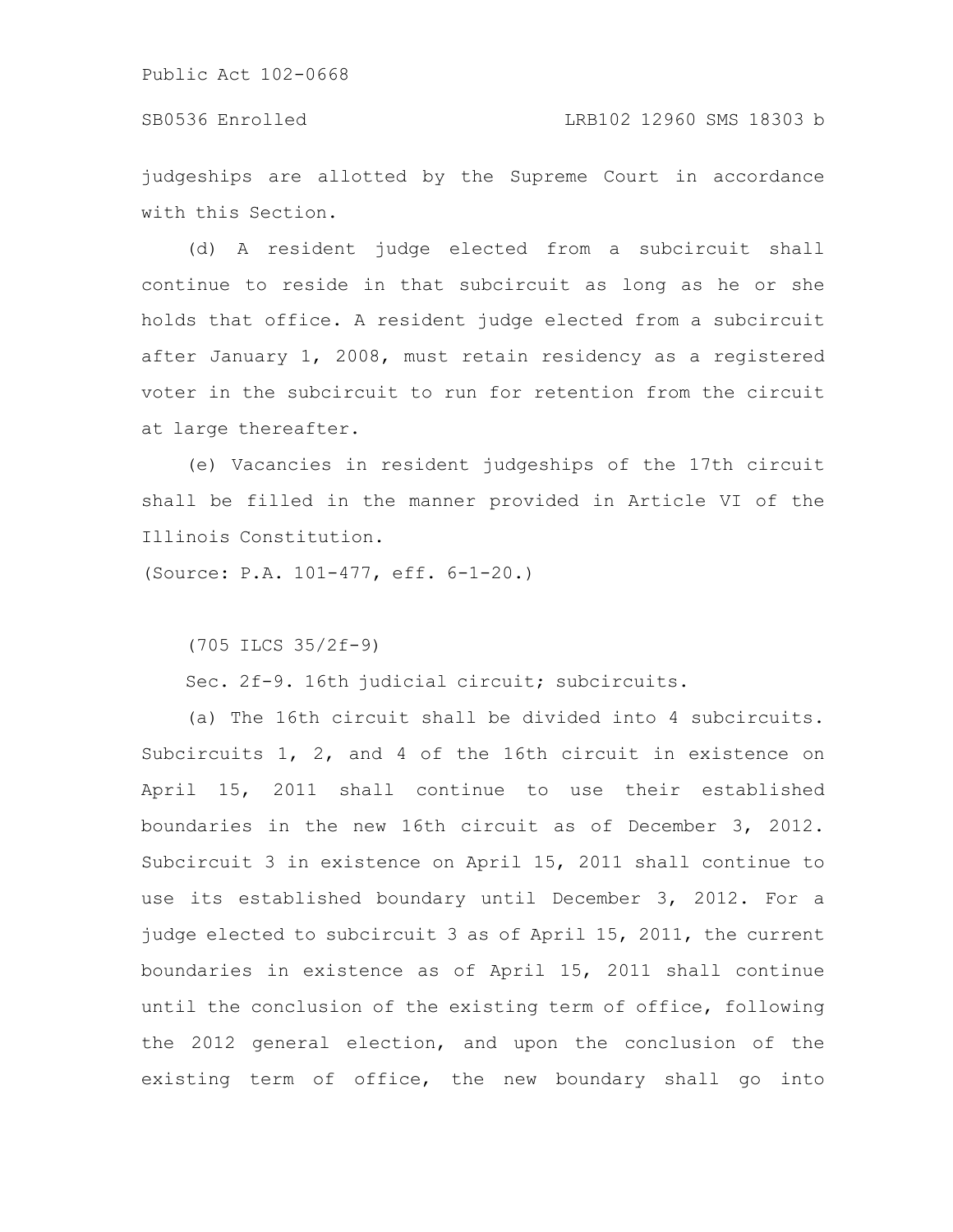judgeships are allotted by the Supreme Court in accordance with this Section.

(d) A resident judge elected from a subcircuit shall continue to reside in that subcircuit as long as he or she holds that office. A resident judge elected from a subcircuit after January 1, 2008, must retain residency as a registered voter in the subcircuit to run for retention from the circuit at large thereafter.

(e) Vacancies in resident judgeships of the 17th circuit shall be filled in the manner provided in Article VI of the Illinois Constitution.

(Source: P.A. 101-477, eff. 6-1-20.)

(705 ILCS 35/2f-9)

Sec. 2f-9. 16th judicial circuit; subcircuits.

(a) The 16th circuit shall be divided into 4 subcircuits. Subcircuits 1, 2, and 4 of the 16th circuit in existence on April 15, 2011 shall continue to use their established boundaries in the new 16th circuit as of December 3, 2012. Subcircuit 3 in existence on April 15, 2011 shall continue to use its established boundary until December 3, 2012. For a judge elected to subcircuit 3 as of April 15, 2011, the current boundaries in existence as of April 15, 2011 shall continue until the conclusion of the existing term of office, following the 2012 general election, and upon the conclusion of the existing term of office, the new boundary shall go into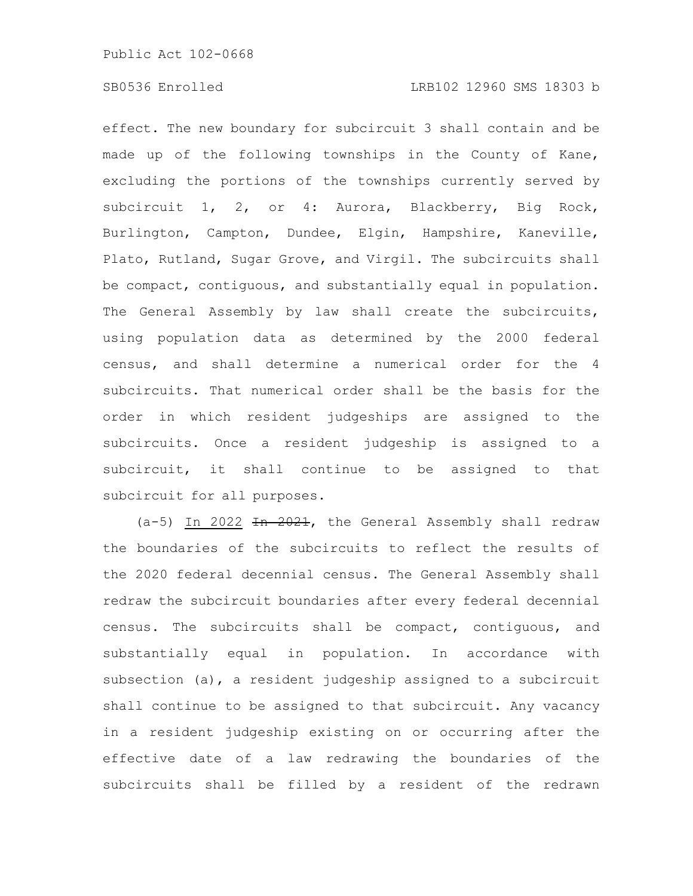effect. The new boundary for subcircuit 3 shall contain and be made up of the following townships in the County of Kane, excluding the portions of the townships currently served by subcircuit 1, 2, or 4: Aurora, Blackberry, Big Rock, Burlington, Campton, Dundee, Elgin, Hampshire, Kaneville, Plato, Rutland, Sugar Grove, and Virgil. The subcircuits shall be compact, contiguous, and substantially equal in population. The General Assembly by law shall create the subcircuits, using population data as determined by the 2000 federal census, and shall determine a numerical order for the 4 subcircuits. That numerical order shall be the basis for the order in which resident judgeships are assigned to the subcircuits. Once a resident judgeship is assigned to a subcircuit, it shall continue to be assigned to that subcircuit for all purposes.

(a-5) In 2022 ~~In 2021~~, the General Assembly shall redraw the boundaries of the subcircuits to reflect the results of the 2020 federal decennial census. The General Assembly shall redraw the subcircuit boundaries after every federal decennial census. The subcircuits shall be compact, contiguous, and substantially equal in population. In accordance with subsection (a), a resident judgeship assigned to a subcircuit shall continue to be assigned to that subcircuit. Any vacancy in a resident judgeship existing on or occurring after the effective date of a law redrawing the boundaries of the subcircuits shall be filled by a resident of the redrawn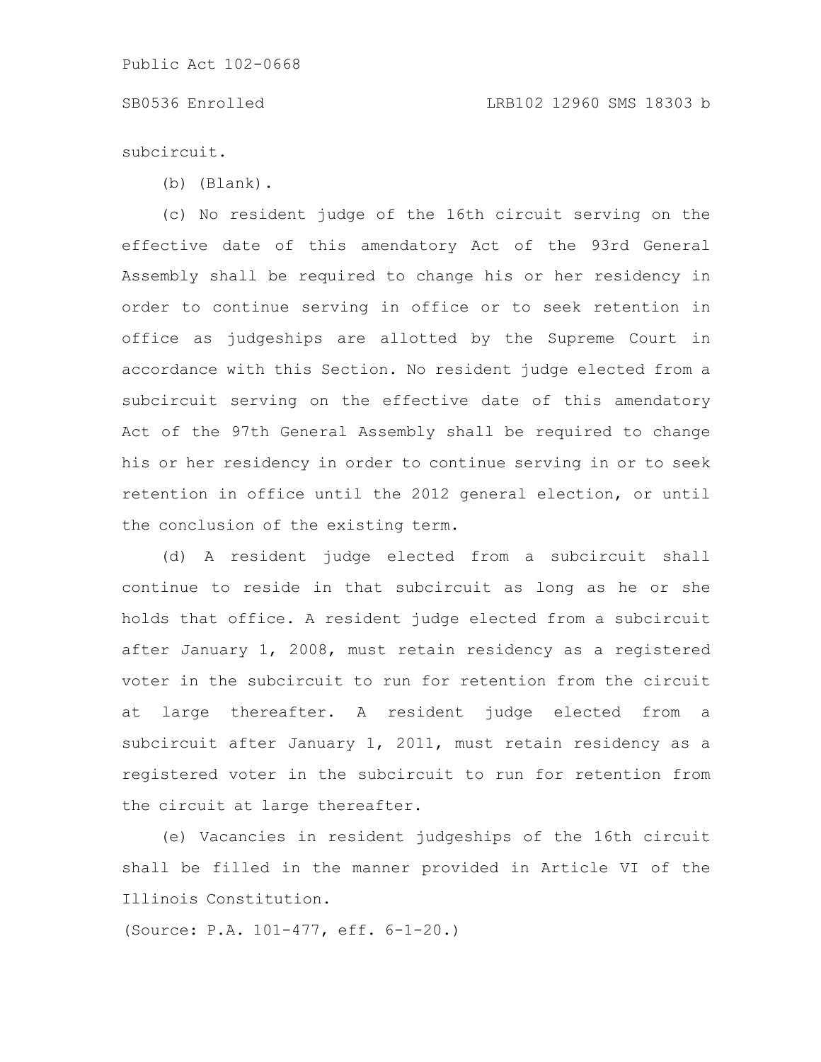subcircuit.

(b) (Blank).

(c) No resident judge of the 16th circuit serving on the effective date of this amendatory Act of the 93rd General Assembly shall be required to change his or her residency in order to continue serving in office or to seek retention in office as judgeships are allotted by the Supreme Court in accordance with this Section. No resident judge elected from a subcircuit serving on the effective date of this amendatory Act of the 97th General Assembly shall be required to change his or her residency in order to continue serving in or to seek retention in office until the 2012 general election, or until the conclusion of the existing term.

(d) A resident judge elected from a subcircuit shall continue to reside in that subcircuit as long as he or she holds that office. A resident judge elected from a subcircuit after January 1, 2008, must retain residency as a registered voter in the subcircuit to run for retention from the circuit at large thereafter. A resident judge elected from a subcircuit after January 1, 2011, must retain residency as a registered voter in the subcircuit to run for retention from the circuit at large thereafter.

(e) Vacancies in resident judgeships of the 16th circuit shall be filled in the manner provided in Article VI of the Illinois Constitution.

(Source: P.A. 101-477, eff. 6-1-20.)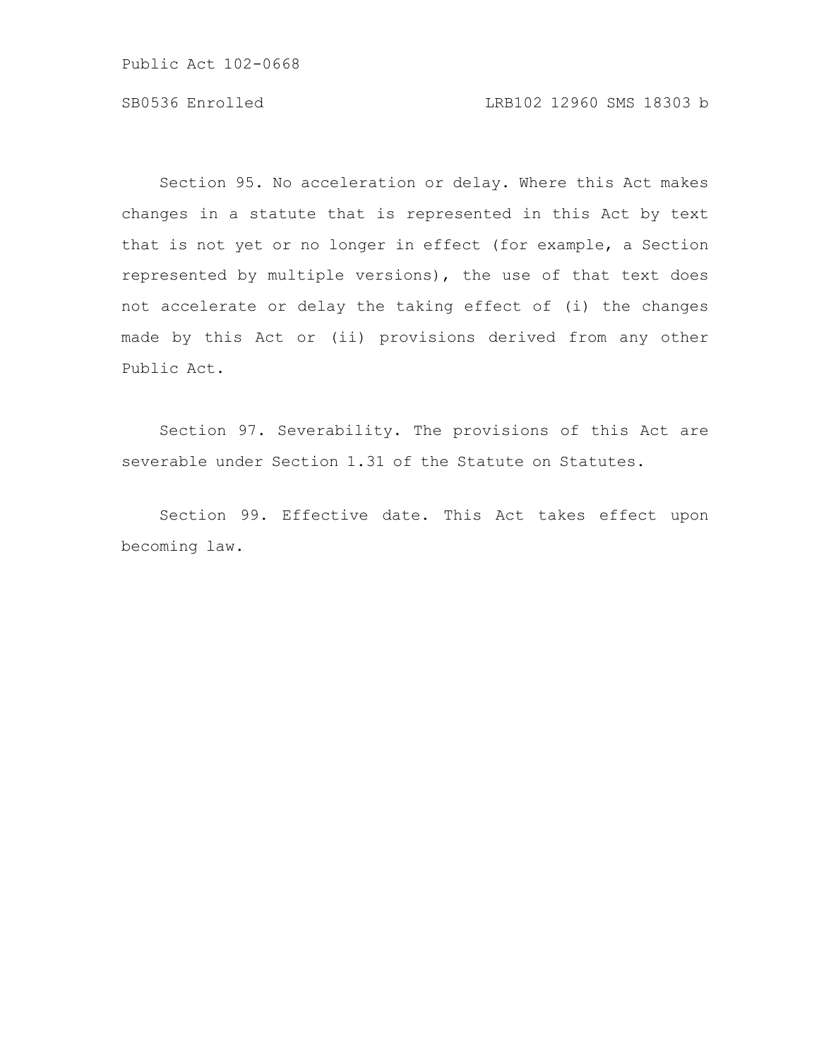Section 95. No acceleration or delay. Where this Act makes changes in a statute that is represented in this Act by text that is not yet or no longer in effect (for example, a Section represented by multiple versions), the use of that text does not accelerate or delay the taking effect of (i) the changes made by this Act or (ii) provisions derived from any other Public Act.

Section 97. Severability. The provisions of this Act are severable under Section 1.31 of the Statute on Statutes.

Section 99. Effective date. This Act takes effect upon becoming law.